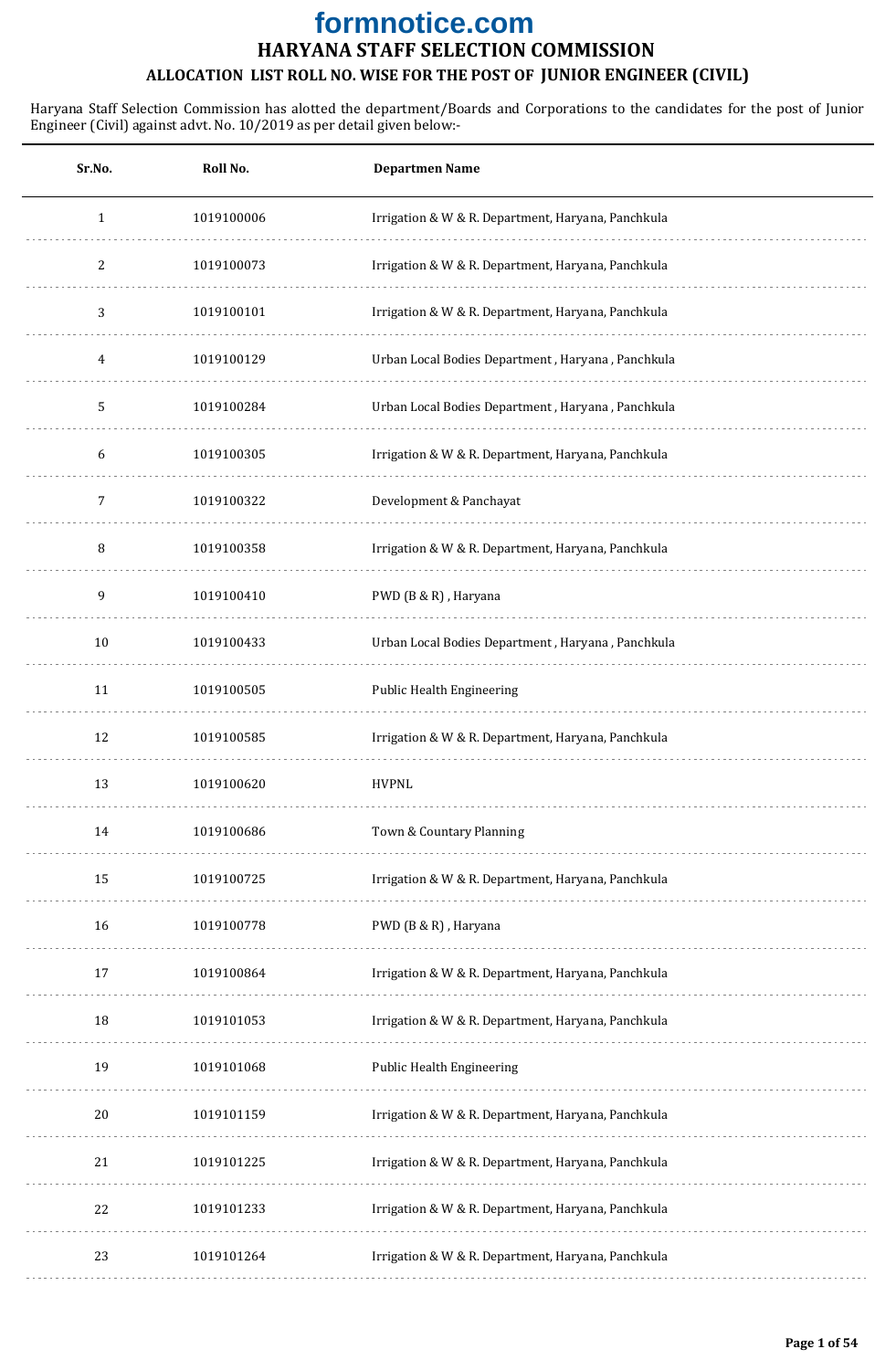formnotice.com

# HARYANA STAFF SELECTION COMMISSION

## ALLOCATION LIST ROLL NO. WISE FOR THE POST OF JUNIOR ENGINEER (CIVIL)

Haryana Staff Selection Commission has alotted the department/Boards and Corporations to the candidates for the post of Junior Engineer (Civil) against advt. No. 10/2019 as per detail given below:-

| Sr.No. | Roll No. | Departmen Name |
|---|---|---|
| 1 | 1019100006 | Irrigation & W & R. Department, Haryana, Panchkula |
| 2 | 1019100073 | Irrigation & W & R. Department, Haryana, Panchkula |
| 3 | 1019100101 | Irrigation & W & R. Department, Haryana, Panchkula |
| 4 | 1019100129 | Urban Local Bodies Department , Haryana , Panchkula |
| 5 | 1019100284 | Urban Local Bodies Department , Haryana , Panchkula |
| 6 | 1019100305 | Irrigation & W & R. Department, Haryana, Panchkula |
| 7 | 1019100322 | Development & Panchayat |
| 8 | 1019100358 | Irrigation & W & R. Department, Haryana, Panchkula |
| 9 | 1019100410 | PWD (B & R) , Haryana |
| 10 | 1019100433 | Urban Local Bodies Department , Haryana , Panchkula |
| 11 | 1019100505 | Public Health Engineering |
| 12 | 1019100585 | Irrigation & W & R. Department, Haryana, Panchkula |
| 13 | 1019100620 | HVPNL |
| 14 | 1019100686 | Town & Countary Planning |
| 15 | 1019100725 | Irrigation & W & R. Department, Haryana, Panchkula |
| 16 | 1019100778 | PWD (B & R) , Haryana |
| 17 | 1019100864 | Irrigation & W & R. Department, Haryana, Panchkula |
| 18 | 1019101053 | Irrigation & W & R. Department, Haryana, Panchkula |
| 19 | 1019101068 | Public Health Engineering |
| 20 | 1019101159 | Irrigation & W & R. Department, Haryana, Panchkula |
| 21 | 1019101225 | Irrigation & W & R. Department, Haryana, Panchkula |
| 22 | 1019101233 | Irrigation & W & R. Department, Haryana, Panchkula |
| 23 | 1019101264 | Irrigation & W & R. Department, Haryana, Panchkula |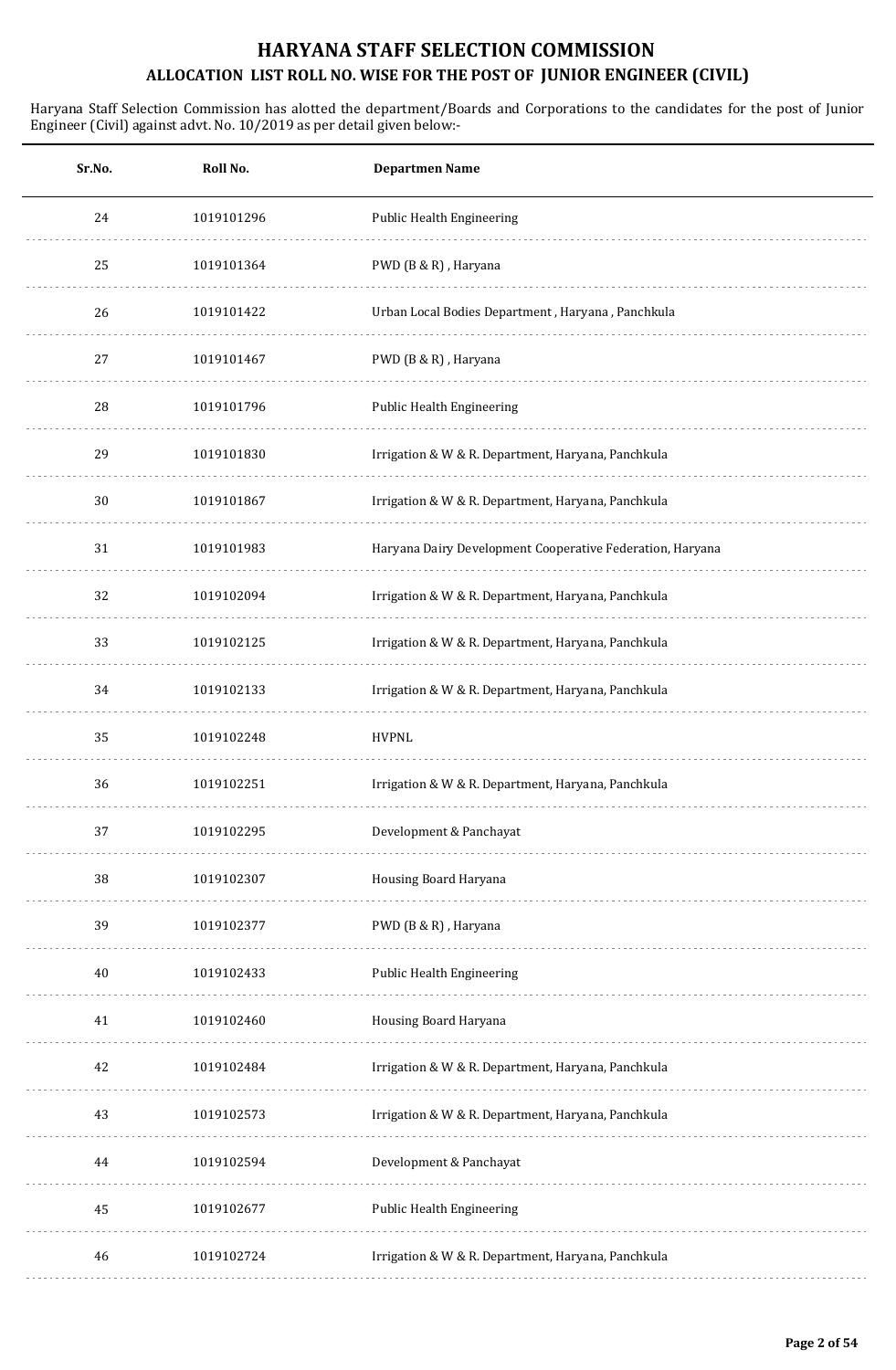# HARYANA STAFF SELECTION COMMISSION

## ALLOCATION LIST ROLL NO. WISE FOR THE POST OF JUNIOR ENGINEER (CIVIL)

Haryana Staff Selection Commission has alotted the department/Boards and Corporations to the candidates for the post of Junior Engineer (Civil) against advt. No. 10/2019 as per detail given below:-

| Sr.No. | Roll No. | Departmen Name |
|---|---|---|
| 24 | 1019101296 | Public Health Engineering |
| 25 | 1019101364 | PWD (B & R) , Haryana |
| 26 | 1019101422 | Urban Local Bodies Department , Haryana , Panchkula |
| 27 | 1019101467 | PWD (B & R) , Haryana |
| 28 | 1019101796 | Public Health Engineering |
| 29 | 1019101830 | Irrigation & W & R. Department, Haryana, Panchkula |
| 30 | 1019101867 | Irrigation & W & R. Department, Haryana, Panchkula |
| 31 | 1019101983 | Haryana Dairy Development Cooperative Federation, Haryana |
| 32 | 1019102094 | Irrigation & W & R. Department, Haryana, Panchkula |
| 33 | 1019102125 | Irrigation & W & R. Department, Haryana, Panchkula |
| 34 | 1019102133 | Irrigation & W & R. Department, Haryana, Panchkula |
| 35 | 1019102248 | HVPNL |
| 36 | 1019102251 | Irrigation & W & R. Department, Haryana, Panchkula |
| 37 | 1019102295 | Development & Panchayat |
| 38 | 1019102307 | Housing Board Haryana |
| 39 | 1019102377 | PWD (B & R) , Haryana |
| 40 | 1019102433 | Public Health Engineering |
| 41 | 1019102460 | Housing Board Haryana |
| 42 | 1019102484 | Irrigation & W & R. Department, Haryana, Panchkula |
| 43 | 1019102573 | Irrigation & W & R. Department, Haryana, Panchkula |
| 44 | 1019102594 | Development & Panchayat |
| 45 | 1019102677 | Public Health Engineering |
| 46 | 1019102724 | Irrigation & W & R. Department, Haryana, Panchkula |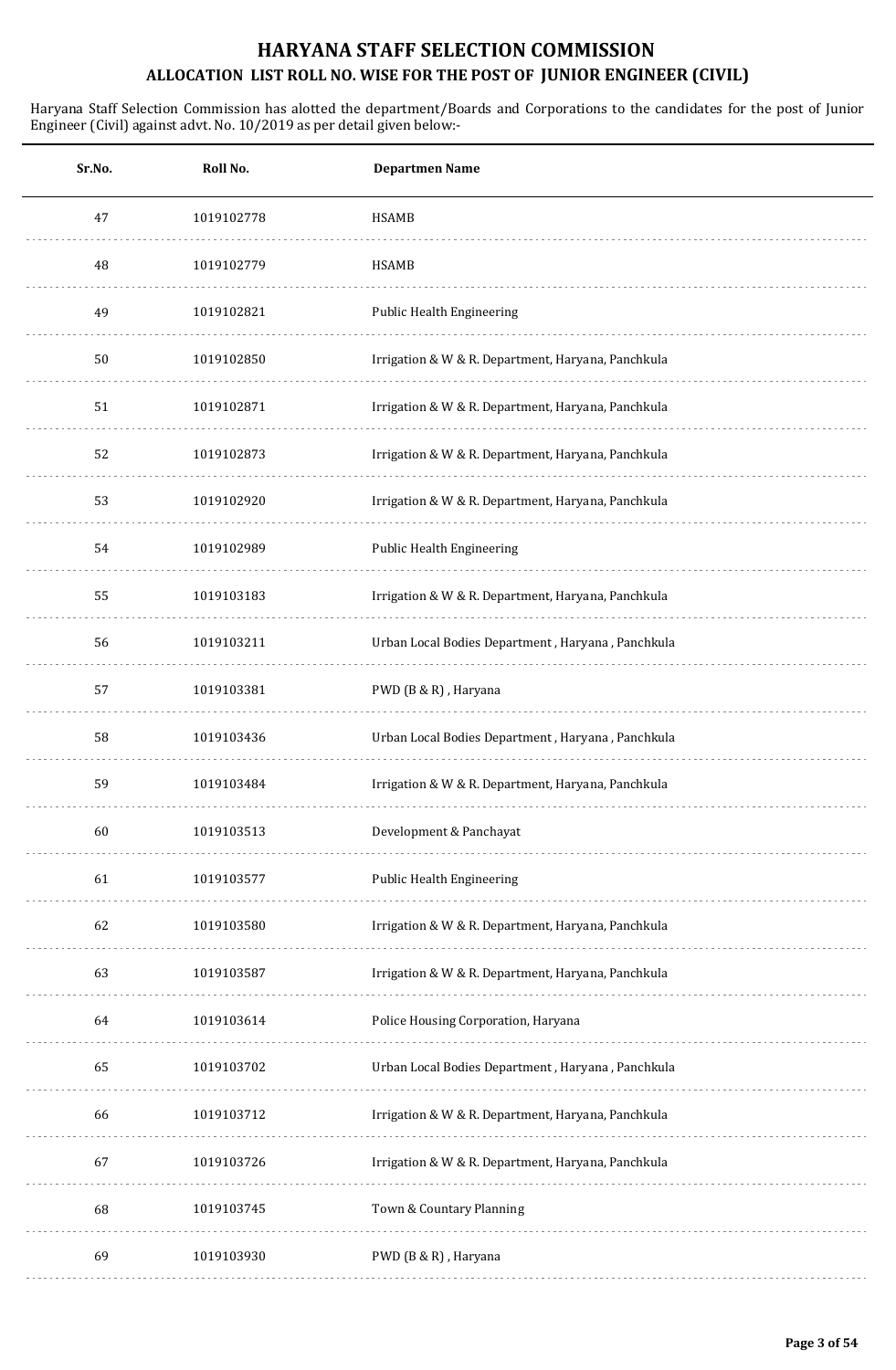# HARYANA STAFF SELECTION COMMISSION

## ALLOCATION LIST ROLL NO. WISE FOR THE POST OF JUNIOR ENGINEER (CIVIL)

Haryana Staff Selection Commission has alotted the department/Boards and Corporations to the candidates for the post of Junior Engineer (Civil) against advt. No. 10/2019 as per detail given below:-

| Sr.No. | Roll No. | Departmen Name |
| --- | --- | --- |
| 47 | 1019102778 | HSAMB |
| 48 | 1019102779 | HSAMB |
| 49 | 1019102821 | Public Health Engineering |
| 50 | 1019102850 | Irrigation & W & R. Department, Haryana, Panchkula |
| 51 | 1019102871 | Irrigation & W & R. Department, Haryana, Panchkula |
| 52 | 1019102873 | Irrigation & W & R. Department, Haryana, Panchkula |
| 53 | 1019102920 | Irrigation & W & R. Department, Haryana, Panchkula |
| 54 | 1019102989 | Public Health Engineering |
| 55 | 1019103183 | Irrigation & W & R. Department, Haryana, Panchkula |
| 56 | 1019103211 | Urban Local Bodies Department , Haryana , Panchkula |
| 57 | 1019103381 | PWD (B & R) , Haryana |
| 58 | 1019103436 | Urban Local Bodies Department , Haryana , Panchkula |
| 59 | 1019103484 | Irrigation & W & R. Department, Haryana, Panchkula |
| 60 | 1019103513 | Development & Panchayat |
| 61 | 1019103577 | Public Health Engineering |
| 62 | 1019103580 | Irrigation & W & R. Department, Haryana, Panchkula |
| 63 | 1019103587 | Irrigation & W & R. Department, Haryana, Panchkula |
| 64 | 1019103614 | Police Housing Corporation, Haryana |
| 65 | 1019103702 | Urban Local Bodies Department , Haryana , Panchkula |
| 66 | 1019103712 | Irrigation & W & R. Department, Haryana, Panchkula |
| 67 | 1019103726 | Irrigation & W & R. Department, Haryana, Panchkula |
| 68 | 1019103745 | Town & Countary Planning |
| 69 | 1019103930 | PWD (B & R) , Haryana |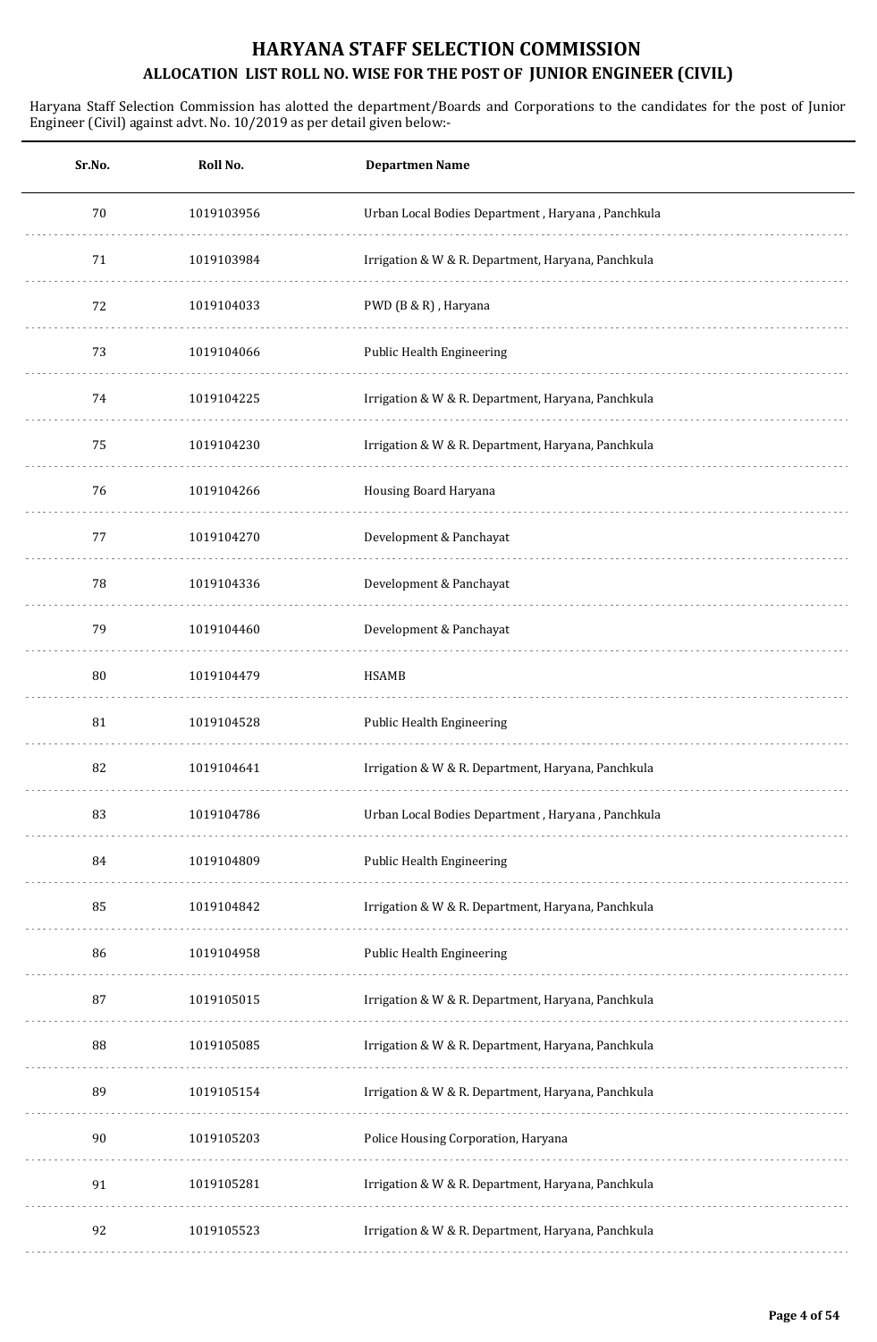# HARYANA STAFF SELECTION COMMISSION

## ALLOCATION LIST ROLL NO. WISE FOR THE POST OF JUNIOR ENGINEER (CIVIL)

Haryana Staff Selection Commission has alotted the department/Boards and Corporations to the candidates for the post of Junior Engineer (Civil) against advt. No. 10/2019 as per detail given below:-

| Sr.No. | Roll No. | Departmen Name |
|---|---|---|
| 70 | 1019103956 | Urban Local Bodies Department , Haryana , Panchkula |
| 71 | 1019103984 | Irrigation & W & R. Department, Haryana, Panchkula |
| 72 | 1019104033 | PWD (B & R) , Haryana |
| 73 | 1019104066 | Public Health Engineering |
| 74 | 1019104225 | Irrigation & W & R. Department, Haryana, Panchkula |
| 75 | 1019104230 | Irrigation & W & R. Department, Haryana, Panchkula |
| 76 | 1019104266 | Housing Board Haryana |
| 77 | 1019104270 | Development & Panchayat |
| 78 | 1019104336 | Development & Panchayat |
| 79 | 1019104460 | Development & Panchayat |
| 80 | 1019104479 | HSAMB |
| 81 | 1019104528 | Public Health Engineering |
| 82 | 1019104641 | Irrigation & W & R. Department, Haryana, Panchkula |
| 83 | 1019104786 | Urban Local Bodies Department , Haryana , Panchkula |
| 84 | 1019104809 | Public Health Engineering |
| 85 | 1019104842 | Irrigation & W & R. Department, Haryana, Panchkula |
| 86 | 1019104958 | Public Health Engineering |
| 87 | 1019105015 | Irrigation & W & R. Department, Haryana, Panchkula |
| 88 | 1019105085 | Irrigation & W & R. Department, Haryana, Panchkula |
| 89 | 1019105154 | Irrigation & W & R. Department, Haryana, Panchkula |
| 90 | 1019105203 | Police Housing Corporation, Haryana |
| 91 | 1019105281 | Irrigation & W & R. Department, Haryana, Panchkula |
| 92 | 1019105523 | Irrigation & W & R. Department, Haryana, Panchkula |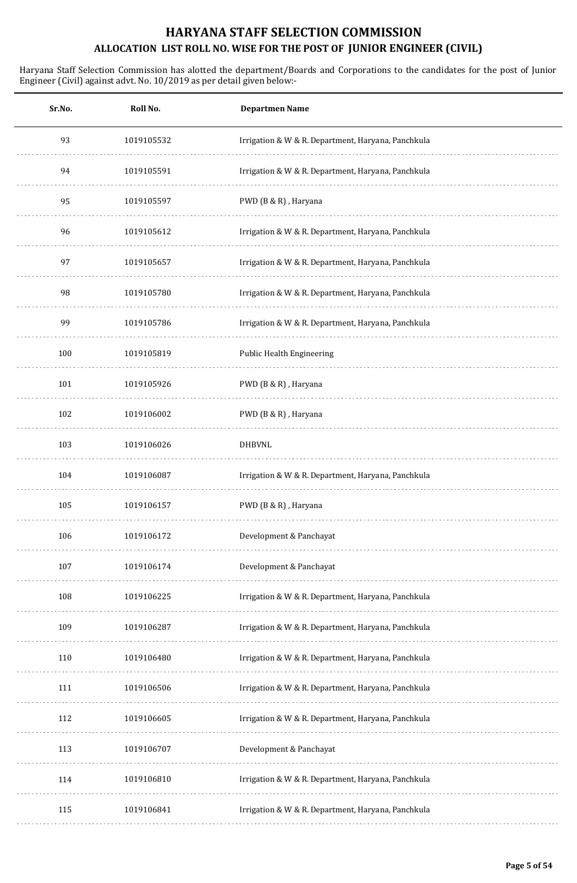# HARYANA STAFF SELECTION COMMISSION

## ALLOCATION LIST ROLL NO. WISE FOR THE POST OF JUNIOR ENGINEER (CIVIL)

Haryana Staff Selection Commission has alotted the department/Boards and Corporations to the candidates for the post of Junior Engineer (Civil) against advt. No. 10/2019 as per detail given below:-

| Sr.No. | Roll No. | Departmen Name |
|---|---|---|
| 93 | 1019105532 | Irrigation & W & R. Department, Haryana, Panchkula |
| 94 | 1019105591 | Irrigation & W & R. Department, Haryana, Panchkula |
| 95 | 1019105597 | PWD (B & R) , Haryana |
| 96 | 1019105612 | Irrigation & W & R. Department, Haryana, Panchkula |
| 97 | 1019105657 | Irrigation & W & R. Department, Haryana, Panchkula |
| 98 | 1019105780 | Irrigation & W & R. Department, Haryana, Panchkula |
| 99 | 1019105786 | Irrigation & W & R. Department, Haryana, Panchkula |
| 100 | 1019105819 | Public Health Engineering |
| 101 | 1019105926 | PWD (B & R) , Haryana |
| 102 | 1019106002 | PWD (B & R) , Haryana |
| 103 | 1019106026 | DHBVNL |
| 104 | 1019106087 | Irrigation & W & R. Department, Haryana, Panchkula |
| 105 | 1019106157 | PWD (B & R) , Haryana |
| 106 | 1019106172 | Development & Panchayat |
| 107 | 1019106174 | Development & Panchayat |
| 108 | 1019106225 | Irrigation & W & R. Department, Haryana, Panchkula |
| 109 | 1019106287 | Irrigation & W & R. Department, Haryana, Panchkula |
| 110 | 1019106480 | Irrigation & W & R. Department, Haryana, Panchkula |
| 111 | 1019106506 | Irrigation & W & R. Department, Haryana, Panchkula |
| 112 | 1019106605 | Irrigation & W & R. Department, Haryana, Panchkula |
| 113 | 1019106707 | Development & Panchayat |
| 114 | 1019106810 | Irrigation & W & R. Department, Haryana, Panchkula |
| 115 | 1019106841 | Irrigation & W & R. Department, Haryana, Panchkula |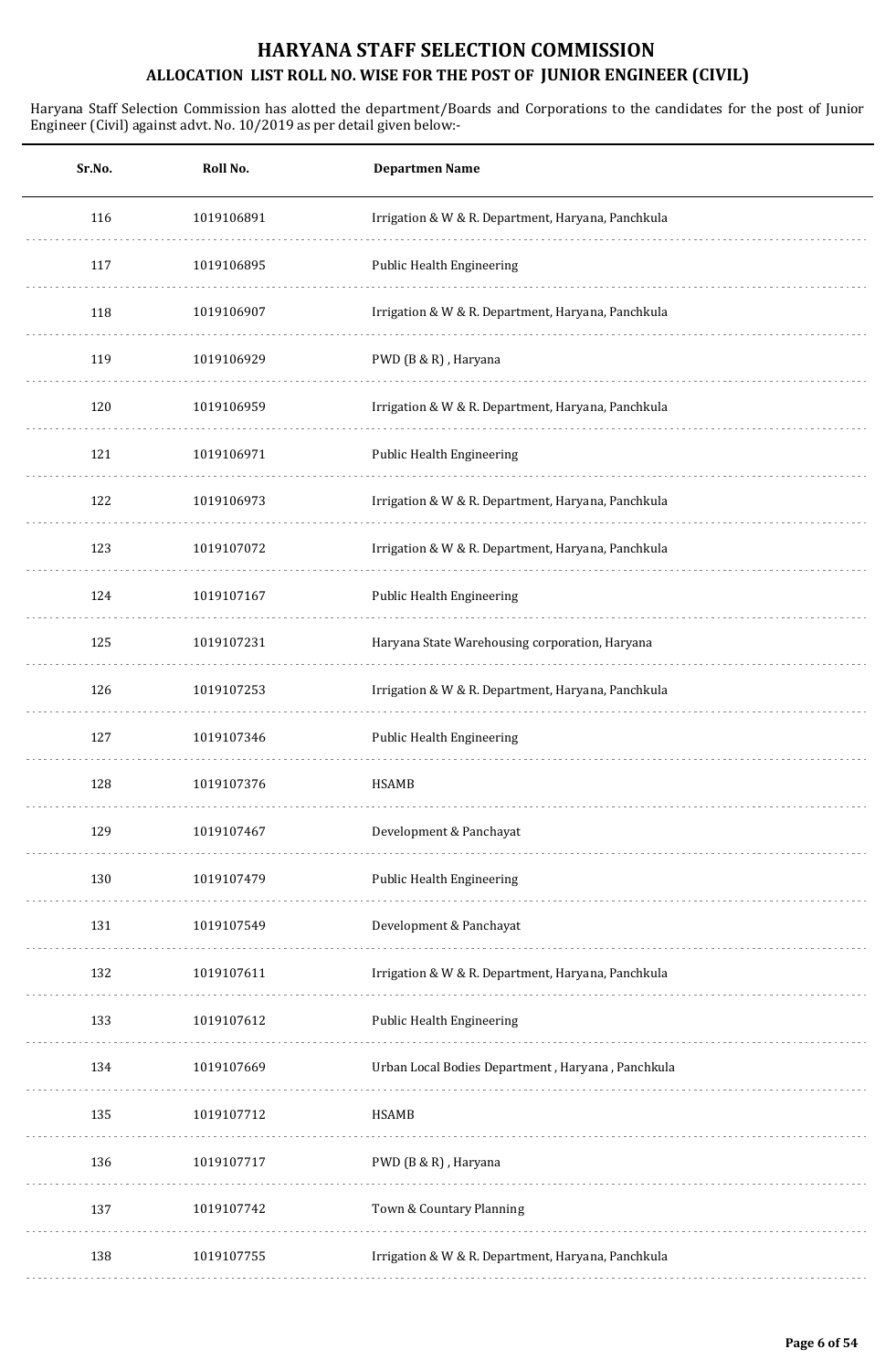# HARYANA STAFF SELECTION COMMISSION

## ALLOCATION LIST ROLL NO. WISE FOR THE POST OF JUNIOR ENGINEER (CIVIL)

Haryana Staff Selection Commission has alotted the department/Boards and Corporations to the candidates for the post of Junior Engineer (Civil) against advt. No. 10/2019 as per detail given below:-

| Sr.No. | Roll No. | Departmen Name |
|---|---|---|
| 116 | 1019106891 | Irrigation & W & R. Department, Haryana, Panchkula |
| 117 | 1019106895 | Public Health Engineering |
| 118 | 1019106907 | Irrigation & W & R. Department, Haryana, Panchkula |
| 119 | 1019106929 | PWD (B & R) , Haryana |
| 120 | 1019106959 | Irrigation & W & R. Department, Haryana, Panchkula |
| 121 | 1019106971 | Public Health Engineering |
| 122 | 1019106973 | Irrigation & W & R. Department, Haryana, Panchkula |
| 123 | 1019107072 | Irrigation & W & R. Department, Haryana, Panchkula |
| 124 | 1019107167 | Public Health Engineering |
| 125 | 1019107231 | Haryana State Warehousing corporation, Haryana |
| 126 | 1019107253 | Irrigation & W & R. Department, Haryana, Panchkula |
| 127 | 1019107346 | Public Health Engineering |
| 128 | 1019107376 | HSAMB |
| 129 | 1019107467 | Development & Panchayat |
| 130 | 1019107479 | Public Health Engineering |
| 131 | 1019107549 | Development & Panchayat |
| 132 | 1019107611 | Irrigation & W & R. Department, Haryana, Panchkula |
| 133 | 1019107612 | Public Health Engineering |
| 134 | 1019107669 | Urban Local Bodies Department , Haryana , Panchkula |
| 135 | 1019107712 | HSAMB |
| 136 | 1019107717 | PWD (B & R) , Haryana |
| 137 | 1019107742 | Town & Countary Planning |
| 138 | 1019107755 | Irrigation & W & R. Department, Haryana, Panchkula |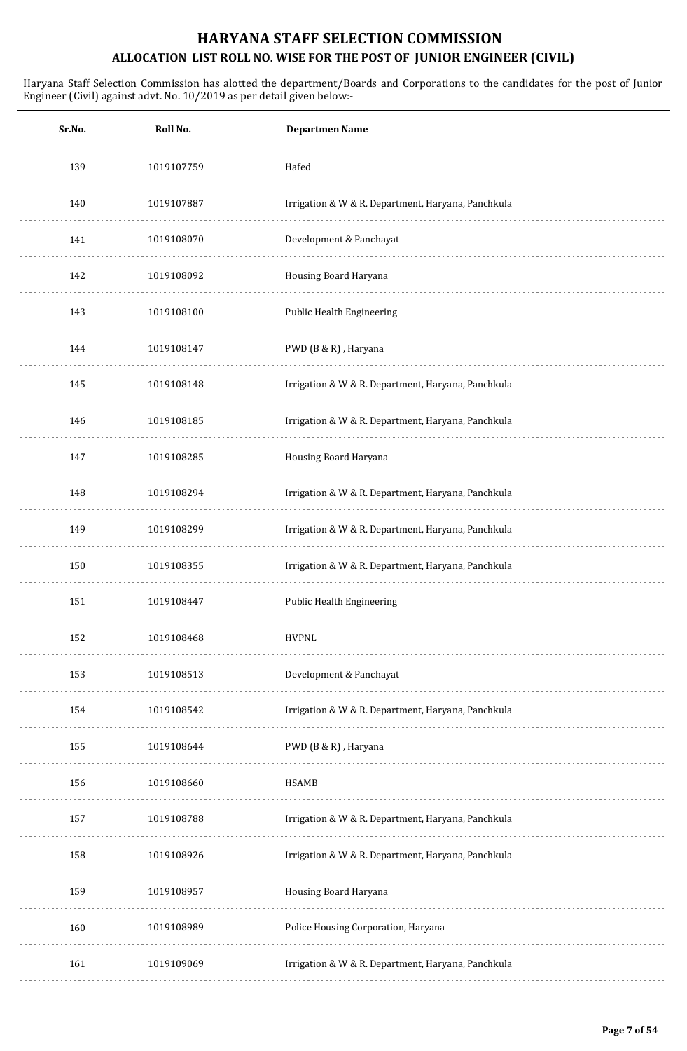# HARYANA STAFF SELECTION COMMISSION

## ALLOCATION LIST ROLL NO. WISE FOR THE POST OF JUNIOR ENGINEER (CIVIL)

Haryana Staff Selection Commission has alotted the department/Boards and Corporations to the candidates for the post of Junior Engineer (Civil) against advt. No. 10/2019 as per detail given below:-

| Sr.No. | Roll No. | Departmen Name |
|---|---|---|
| 139 | 1019107759 | Hafed |
| 140 | 1019107887 | Irrigation & W & R. Department, Haryana, Panchkula |
| 141 | 1019108070 | Development & Panchayat |
| 142 | 1019108092 | Housing Board Haryana |
| 143 | 1019108100 | Public Health Engineering |
| 144 | 1019108147 | PWD (B & R) , Haryana |
| 145 | 1019108148 | Irrigation & W & R. Department, Haryana, Panchkula |
| 146 | 1019108185 | Irrigation & W & R. Department, Haryana, Panchkula |
| 147 | 1019108285 | Housing Board Haryana |
| 148 | 1019108294 | Irrigation & W & R. Department, Haryana, Panchkula |
| 149 | 1019108299 | Irrigation & W & R. Department, Haryana, Panchkula |
| 150 | 1019108355 | Irrigation & W & R. Department, Haryana, Panchkula |
| 151 | 1019108447 | Public Health Engineering |
| 152 | 1019108468 | HVPNL |
| 153 | 1019108513 | Development & Panchayat |
| 154 | 1019108542 | Irrigation & W & R. Department, Haryana, Panchkula |
| 155 | 1019108644 | PWD (B & R) , Haryana |
| 156 | 1019108660 | HSAMB |
| 157 | 1019108788 | Irrigation & W & R. Department, Haryana, Panchkula |
| 158 | 1019108926 | Irrigation & W & R. Department, Haryana, Panchkula |
| 159 | 1019108957 | Housing Board Haryana |
| 160 | 1019108989 | Police Housing Corporation, Haryana |
| 161 | 1019109069 | Irrigation & W & R. Department, Haryana, Panchkula |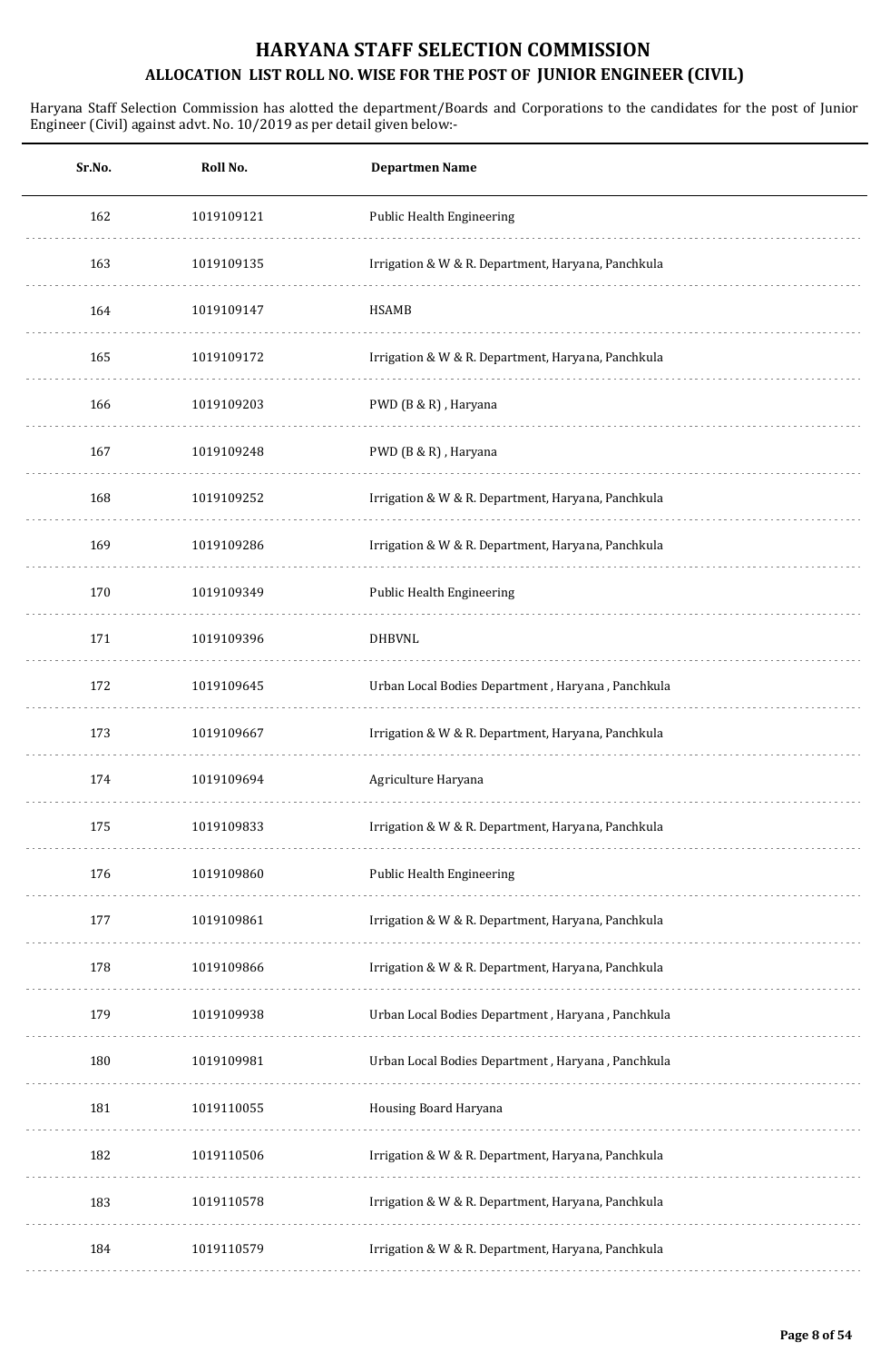# HARYANA STAFF SELECTION COMMISSION

## ALLOCATION LIST ROLL NO. WISE FOR THE POST OF JUNIOR ENGINEER (CIVIL)

Haryana Staff Selection Commission has alotted the department/Boards and Corporations to the candidates for the post of Junior Engineer (Civil) against advt. No. 10/2019 as per detail given below:-

| Sr.No. | Roll No. | Departmen Name |
|---|---|---|
| 162 | 1019109121 | Public Health Engineering |
| 163 | 1019109135 | Irrigation & W & R. Department, Haryana, Panchkula |
| 164 | 1019109147 | HSAMB |
| 165 | 1019109172 | Irrigation & W & R. Department, Haryana, Panchkula |
| 166 | 1019109203 | PWD (B & R) , Haryana |
| 167 | 1019109248 | PWD (B & R) , Haryana |
| 168 | 1019109252 | Irrigation & W & R. Department, Haryana, Panchkula |
| 169 | 1019109286 | Irrigation & W & R. Department, Haryana, Panchkula |
| 170 | 1019109349 | Public Health Engineering |
| 171 | 1019109396 | DHBVNL |
| 172 | 1019109645 | Urban Local Bodies Department , Haryana , Panchkula |
| 173 | 1019109667 | Irrigation & W & R. Department, Haryana, Panchkula |
| 174 | 1019109694 | Agriculture Haryana |
| 175 | 1019109833 | Irrigation & W & R. Department, Haryana, Panchkula |
| 176 | 1019109860 | Public Health Engineering |
| 177 | 1019109861 | Irrigation & W & R. Department, Haryana, Panchkula |
| 178 | 1019109866 | Irrigation & W & R. Department, Haryana, Panchkula |
| 179 | 1019109938 | Urban Local Bodies Department , Haryana , Panchkula |
| 180 | 1019109981 | Urban Local Bodies Department , Haryana , Panchkula |
| 181 | 1019110055 | Housing Board Haryana |
| 182 | 1019110506 | Irrigation & W & R. Department, Haryana, Panchkula |
| 183 | 1019110578 | Irrigation & W & R. Department, Haryana, Panchkula |
| 184 | 1019110579 | Irrigation & W & R. Department, Haryana, Panchkula |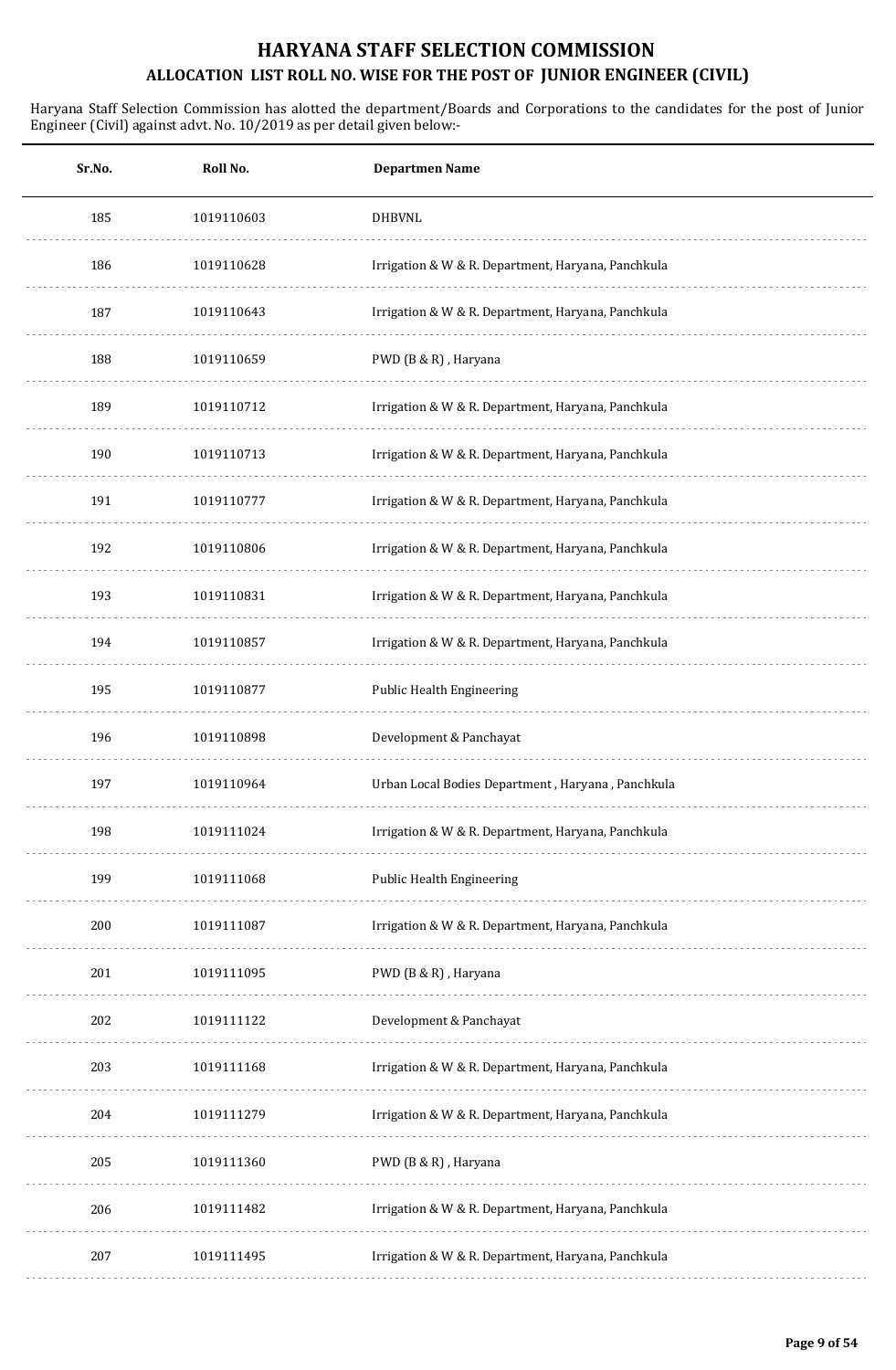# HARYANA STAFF SELECTION COMMISSION

## ALLOCATION LIST ROLL NO. WISE FOR THE POST OF JUNIOR ENGINEER (CIVIL)

Haryana Staff Selection Commission has alotted the department/Boards and Corporations to the candidates for the post of Junior Engineer (Civil) against advt. No. 10/2019 as per detail given below:-

| Sr.No. | Roll No. | Departmen Name |
|---|---|---|
| 185 | 1019110603 | DHBVNL |
| 186 | 1019110628 | Irrigation & W & R. Department, Haryana, Panchkula |
| 187 | 1019110643 | Irrigation & W & R. Department, Haryana, Panchkula |
| 188 | 1019110659 | PWD (B & R) , Haryana |
| 189 | 1019110712 | Irrigation & W & R. Department, Haryana, Panchkula |
| 190 | 1019110713 | Irrigation & W & R. Department, Haryana, Panchkula |
| 191 | 1019110777 | Irrigation & W & R. Department, Haryana, Panchkula |
| 192 | 1019110806 | Irrigation & W & R. Department, Haryana, Panchkula |
| 193 | 1019110831 | Irrigation & W & R. Department, Haryana, Panchkula |
| 194 | 1019110857 | Irrigation & W & R. Department, Haryana, Panchkula |
| 195 | 1019110877 | Public Health Engineering |
| 196 | 1019110898 | Development & Panchayat |
| 197 | 1019110964 | Urban Local Bodies Department , Haryana , Panchkula |
| 198 | 1019111024 | Irrigation & W & R. Department, Haryana, Panchkula |
| 199 | 1019111068 | Public Health Engineering |
| 200 | 1019111087 | Irrigation & W & R. Department, Haryana, Panchkula |
| 201 | 1019111095 | PWD (B & R) , Haryana |
| 202 | 1019111122 | Development & Panchayat |
| 203 | 1019111168 | Irrigation & W & R. Department, Haryana, Panchkula |
| 204 | 1019111279 | Irrigation & W & R. Department, Haryana, Panchkula |
| 205 | 1019111360 | PWD (B & R) , Haryana |
| 206 | 1019111482 | Irrigation & W & R. Department, Haryana, Panchkula |
| 207 | 1019111495 | Irrigation & W & R. Department, Haryana, Panchkula |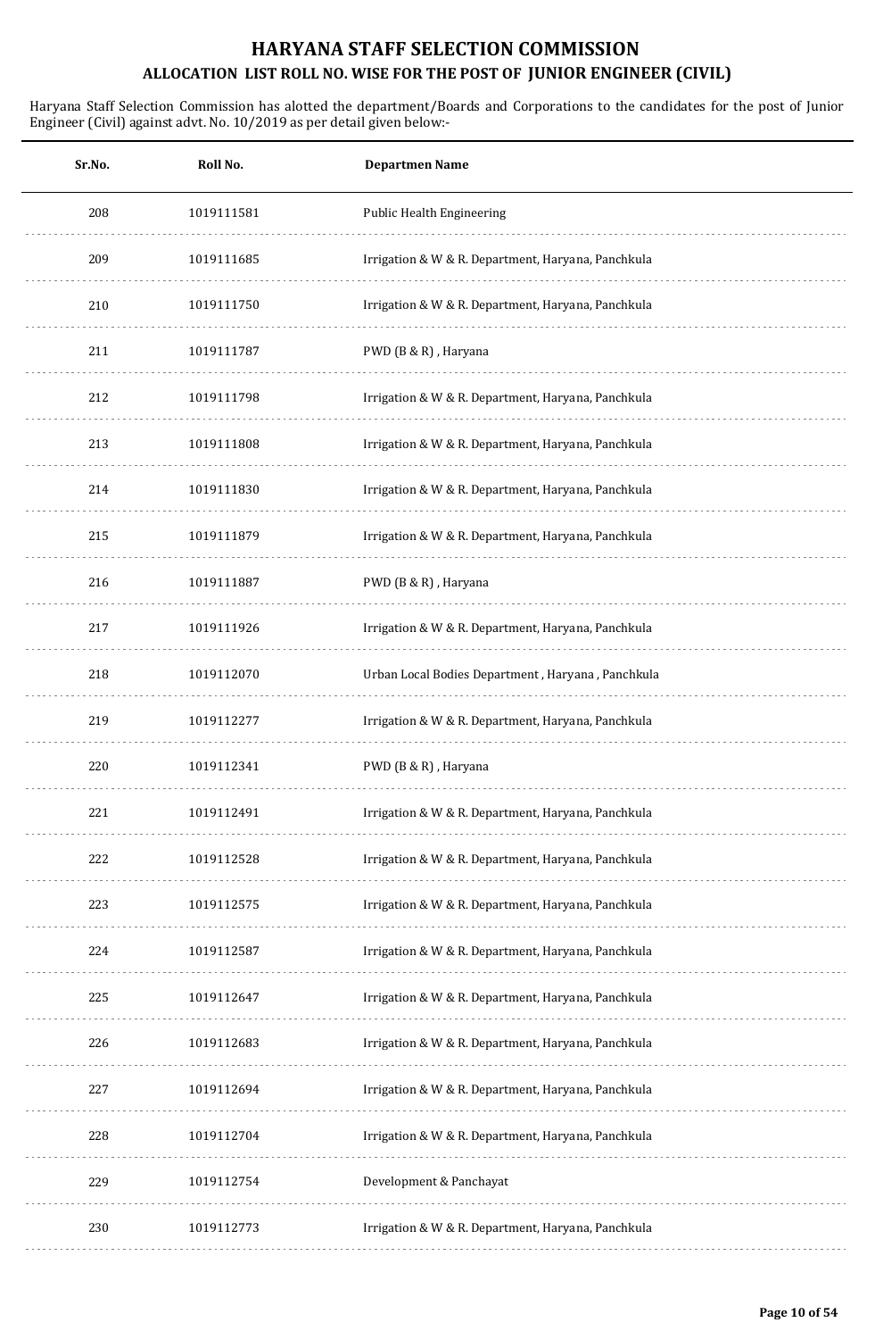# HARYANA STAFF SELECTION COMMISSION

## ALLOCATION LIST ROLL NO. WISE FOR THE POST OF JUNIOR ENGINEER (CIVIL)

Haryana Staff Selection Commission has alotted the department/Boards and Corporations to the candidates for the post of Junior Engineer (Civil) against advt. No. 10/2019 as per detail given below:-

| Sr.No. | Roll No. | Departmen Name |
|---|---|---|
| 208 | 1019111581 | Public Health Engineering |
| 209 | 1019111685 | Irrigation & W & R. Department, Haryana, Panchkula |
| 210 | 1019111750 | Irrigation & W & R. Department, Haryana, Panchkula |
| 211 | 1019111787 | PWD (B & R) , Haryana |
| 212 | 1019111798 | Irrigation & W & R. Department, Haryana, Panchkula |
| 213 | 1019111808 | Irrigation & W & R. Department, Haryana, Panchkula |
| 214 | 1019111830 | Irrigation & W & R. Department, Haryana, Panchkula |
| 215 | 1019111879 | Irrigation & W & R. Department, Haryana, Panchkula |
| 216 | 1019111887 | PWD (B & R) , Haryana |
| 217 | 1019111926 | Irrigation & W & R. Department, Haryana, Panchkula |
| 218 | 1019112070 | Urban Local Bodies Department , Haryana , Panchkula |
| 219 | 1019112277 | Irrigation & W & R. Department, Haryana, Panchkula |
| 220 | 1019112341 | PWD (B & R) , Haryana |
| 221 | 1019112491 | Irrigation & W & R. Department, Haryana, Panchkula |
| 222 | 1019112528 | Irrigation & W & R. Department, Haryana, Panchkula |
| 223 | 1019112575 | Irrigation & W & R. Department, Haryana, Panchkula |
| 224 | 1019112587 | Irrigation & W & R. Department, Haryana, Panchkula |
| 225 | 1019112647 | Irrigation & W & R. Department, Haryana, Panchkula |
| 226 | 1019112683 | Irrigation & W & R. Department, Haryana, Panchkula |
| 227 | 1019112694 | Irrigation & W & R. Department, Haryana, Panchkula |
| 228 | 1019112704 | Irrigation & W & R. Department, Haryana, Panchkula |
| 229 | 1019112754 | Development & Panchayat |
| 230 | 1019112773 | Irrigation & W & R. Department, Haryana, Panchkula |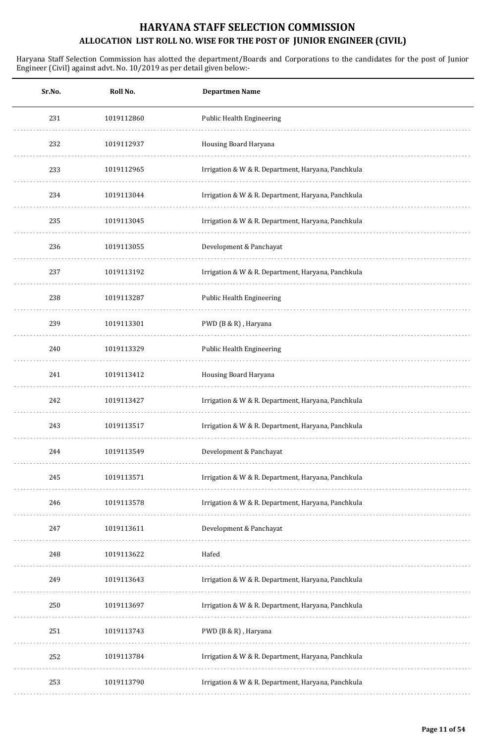# HARYANA STAFF SELECTION COMMISSION

## ALLOCATION LIST ROLL NO. WISE FOR THE POST OF JUNIOR ENGINEER (CIVIL)

Haryana Staff Selection Commission has alotted the department/Boards and Corporations to the candidates for the post of Junior Engineer (Civil) against advt. No. 10/2019 as per detail given below:-

| Sr.No. | Roll No. | Departmen Name |
|---|---|---|
| 231 | 1019112860 | Public Health Engineering |
| 232 | 1019112937 | Housing Board Haryana |
| 233 | 1019112965 | Irrigation & W & R. Department, Haryana, Panchkula |
| 234 | 1019113044 | Irrigation & W & R. Department, Haryana, Panchkula |
| 235 | 1019113045 | Irrigation & W & R. Department, Haryana, Panchkula |
| 236 | 1019113055 | Development & Panchayat |
| 237 | 1019113192 | Irrigation & W & R. Department, Haryana, Panchkula |
| 238 | 1019113287 | Public Health Engineering |
| 239 | 1019113301 | PWD (B & R) , Haryana |
| 240 | 1019113329 | Public Health Engineering |
| 241 | 1019113412 | Housing Board Haryana |
| 242 | 1019113427 | Irrigation & W & R. Department, Haryana, Panchkula |
| 243 | 1019113517 | Irrigation & W & R. Department, Haryana, Panchkula |
| 244 | 1019113549 | Development & Panchayat |
| 245 | 1019113571 | Irrigation & W & R. Department, Haryana, Panchkula |
| 246 | 1019113578 | Irrigation & W & R. Department, Haryana, Panchkula |
| 247 | 1019113611 | Development & Panchayat |
| 248 | 1019113622 | Hafed |
| 249 | 1019113643 | Irrigation & W & R. Department, Haryana, Panchkula |
| 250 | 1019113697 | Irrigation & W & R. Department, Haryana, Panchkula |
| 251 | 1019113743 | PWD (B & R) , Haryana |
| 252 | 1019113784 | Irrigation & W & R. Department, Haryana, Panchkula |
| 253 | 1019113790 | Irrigation & W & R. Department, Haryana, Panchkula |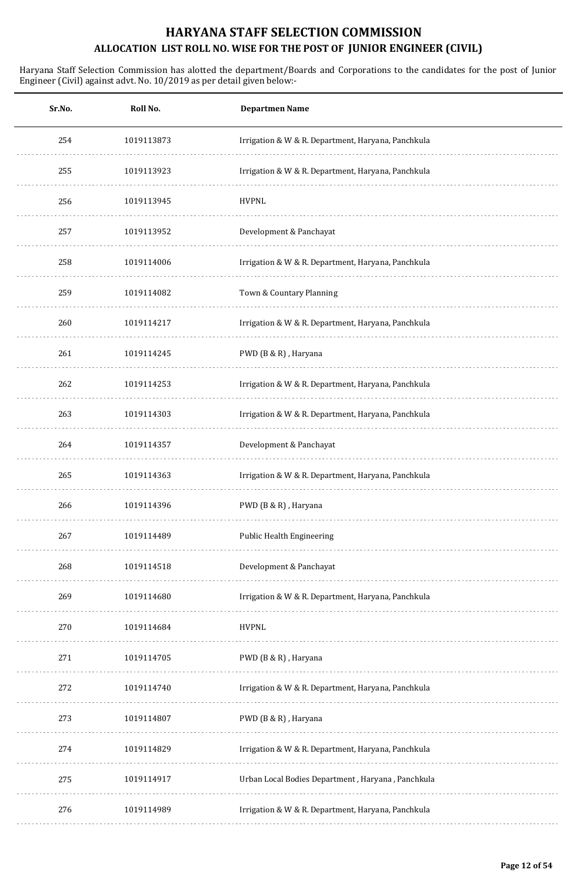# HARYANA STAFF SELECTION COMMISSION

## ALLOCATION LIST ROLL NO. WISE FOR THE POST OF JUNIOR ENGINEER (CIVIL)

Haryana Staff Selection Commission has alotted the department/Boards and Corporations to the candidates for the post of Junior Engineer (Civil) against advt. No. 10/2019 as per detail given below:-

| Sr.No. | Roll No. | Departmen Name |
|---|---|---|
| 254 | 1019113873 | Irrigation & W & R. Department, Haryana, Panchkula |
| 255 | 1019113923 | Irrigation & W & R. Department, Haryana, Panchkula |
| 256 | 1019113945 | HVPNL |
| 257 | 1019113952 | Development & Panchayat |
| 258 | 1019114006 | Irrigation & W & R. Department, Haryana, Panchkula |
| 259 | 1019114082 | Town & Countary Planning |
| 260 | 1019114217 | Irrigation & W & R. Department, Haryana, Panchkula |
| 261 | 1019114245 | PWD (B & R) , Haryana |
| 262 | 1019114253 | Irrigation & W & R. Department, Haryana, Panchkula |
| 263 | 1019114303 | Irrigation & W & R. Department, Haryana, Panchkula |
| 264 | 1019114357 | Development & Panchayat |
| 265 | 1019114363 | Irrigation & W & R. Department, Haryana, Panchkula |
| 266 | 1019114396 | PWD (B & R) , Haryana |
| 267 | 1019114489 | Public Health Engineering |
| 268 | 1019114518 | Development & Panchayat |
| 269 | 1019114680 | Irrigation & W & R. Department, Haryana, Panchkula |
| 270 | 1019114684 | HVPNL |
| 271 | 1019114705 | PWD (B & R) , Haryana |
| 272 | 1019114740 | Irrigation & W & R. Department, Haryana, Panchkula |
| 273 | 1019114807 | PWD (B & R) , Haryana |
| 274 | 1019114829 | Irrigation & W & R. Department, Haryana, Panchkula |
| 275 | 1019114917 | Urban Local Bodies Department , Haryana , Panchkula |
| 276 | 1019114989 | Irrigation & W & R. Department, Haryana, Panchkula |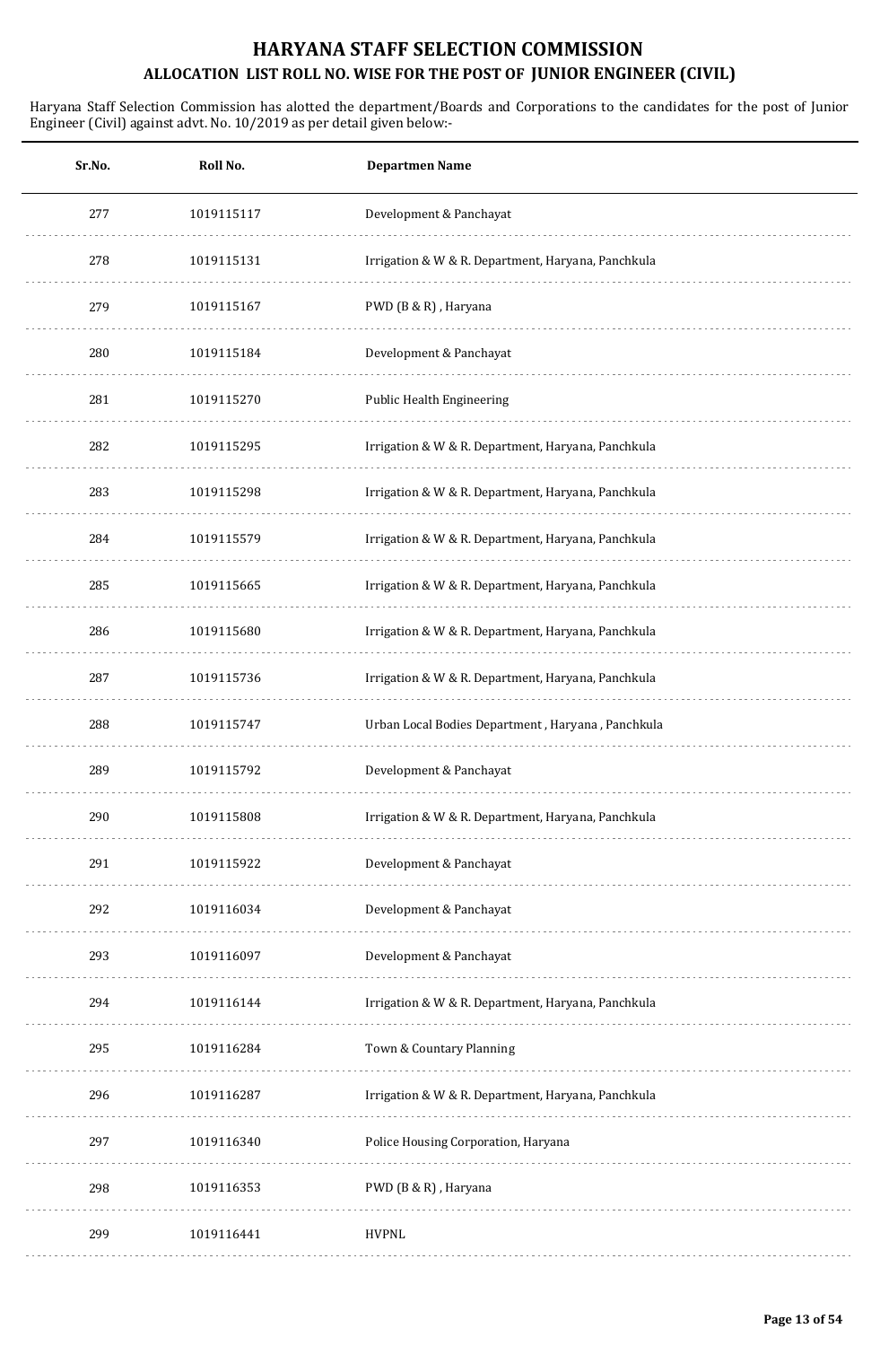# HARYANA STAFF SELECTION COMMISSION

## ALLOCATION LIST ROLL NO. WISE FOR THE POST OF JUNIOR ENGINEER (CIVIL)

Haryana Staff Selection Commission has alotted the department/Boards and Corporations to the candidates for the post of Junior Engineer (Civil) against advt. No. 10/2019 as per detail given below:-

| Sr.No. | Roll No. | Departmen Name |
|---|---|---|
| 277 | 1019115117 | Development & Panchayat |
| 278 | 1019115131 | Irrigation & W & R. Department, Haryana, Panchkula |
| 279 | 1019115167 | PWD (B & R) , Haryana |
| 280 | 1019115184 | Development & Panchayat |
| 281 | 1019115270 | Public Health Engineering |
| 282 | 1019115295 | Irrigation & W & R. Department, Haryana, Panchkula |
| 283 | 1019115298 | Irrigation & W & R. Department, Haryana, Panchkula |
| 284 | 1019115579 | Irrigation & W & R. Department, Haryana, Panchkula |
| 285 | 1019115665 | Irrigation & W & R. Department, Haryana, Panchkula |
| 286 | 1019115680 | Irrigation & W & R. Department, Haryana, Panchkula |
| 287 | 1019115736 | Irrigation & W & R. Department, Haryana, Panchkula |
| 288 | 1019115747 | Urban Local Bodies Department , Haryana , Panchkula |
| 289 | 1019115792 | Development & Panchayat |
| 290 | 1019115808 | Irrigation & W & R. Department, Haryana, Panchkula |
| 291 | 1019115922 | Development & Panchayat |
| 292 | 1019116034 | Development & Panchayat |
| 293 | 1019116097 | Development & Panchayat |
| 294 | 1019116144 | Irrigation & W & R. Department, Haryana, Panchkula |
| 295 | 1019116284 | Town & Countary Planning |
| 296 | 1019116287 | Irrigation & W & R. Department, Haryana, Panchkula |
| 297 | 1019116340 | Police Housing Corporation, Haryana |
| 298 | 1019116353 | PWD (B & R) , Haryana |
| 299 | 1019116441 | HVPNL |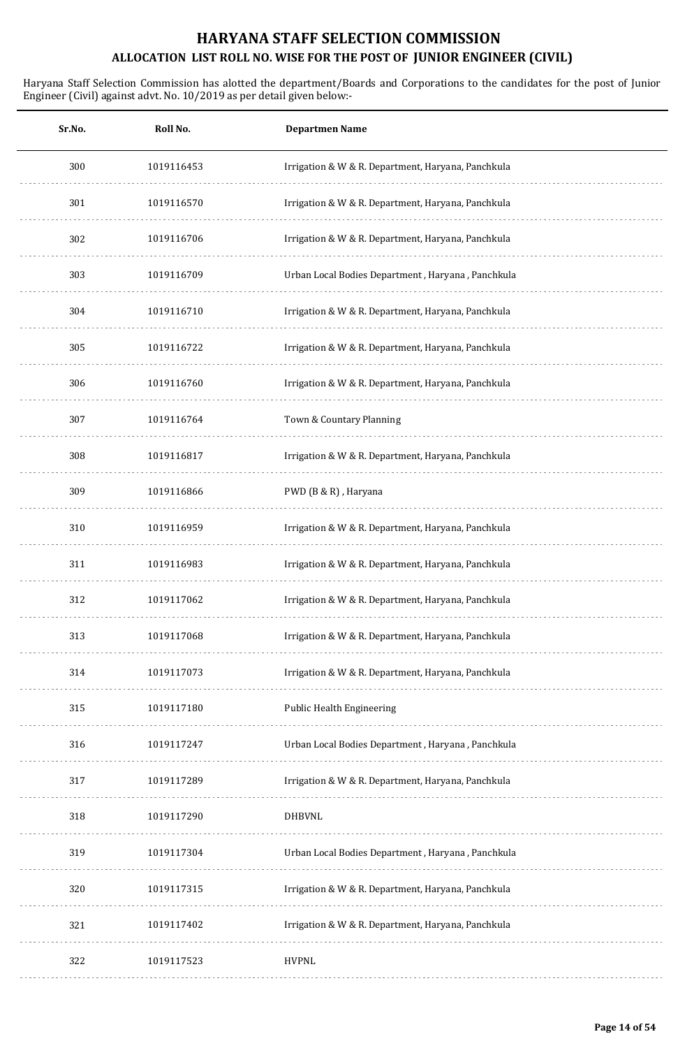# HARYANA STAFF SELECTION COMMISSION

## ALLOCATION LIST ROLL NO. WISE FOR THE POST OF JUNIOR ENGINEER (CIVIL)

Haryana Staff Selection Commission has alotted the department/Boards and Corporations to the candidates for the post of Junior Engineer (Civil) against advt. No. 10/2019 as per detail given below:-

| Sr.No. | Roll No. | Departmen Name |
|---|---|---|
| 300 | 1019116453 | Irrigation & W & R. Department, Haryana, Panchkula |
| 301 | 1019116570 | Irrigation & W & R. Department, Haryana, Panchkula |
| 302 | 1019116706 | Irrigation & W & R. Department, Haryana, Panchkula |
| 303 | 1019116709 | Urban Local Bodies Department , Haryana , Panchkula |
| 304 | 1019116710 | Irrigation & W & R. Department, Haryana, Panchkula |
| 305 | 1019116722 | Irrigation & W & R. Department, Haryana, Panchkula |
| 306 | 1019116760 | Irrigation & W & R. Department, Haryana, Panchkula |
| 307 | 1019116764 | Town & Countary Planning |
| 308 | 1019116817 | Irrigation & W & R. Department, Haryana, Panchkula |
| 309 | 1019116866 | PWD (B & R) , Haryana |
| 310 | 1019116959 | Irrigation & W & R. Department, Haryana, Panchkula |
| 311 | 1019116983 | Irrigation & W & R. Department, Haryana, Panchkula |
| 312 | 1019117062 | Irrigation & W & R. Department, Haryana, Panchkula |
| 313 | 1019117068 | Irrigation & W & R. Department, Haryana, Panchkula |
| 314 | 1019117073 | Irrigation & W & R. Department, Haryana, Panchkula |
| 315 | 1019117180 | Public Health Engineering |
| 316 | 1019117247 | Urban Local Bodies Department , Haryana , Panchkula |
| 317 | 1019117289 | Irrigation & W & R. Department, Haryana, Panchkula |
| 318 | 1019117290 | DHBVNL |
| 319 | 1019117304 | Urban Local Bodies Department , Haryana , Panchkula |
| 320 | 1019117315 | Irrigation & W & R. Department, Haryana, Panchkula |
| 321 | 1019117402 | Irrigation & W & R. Department, Haryana, Panchkula |
| 322 | 1019117523 | HVPNL |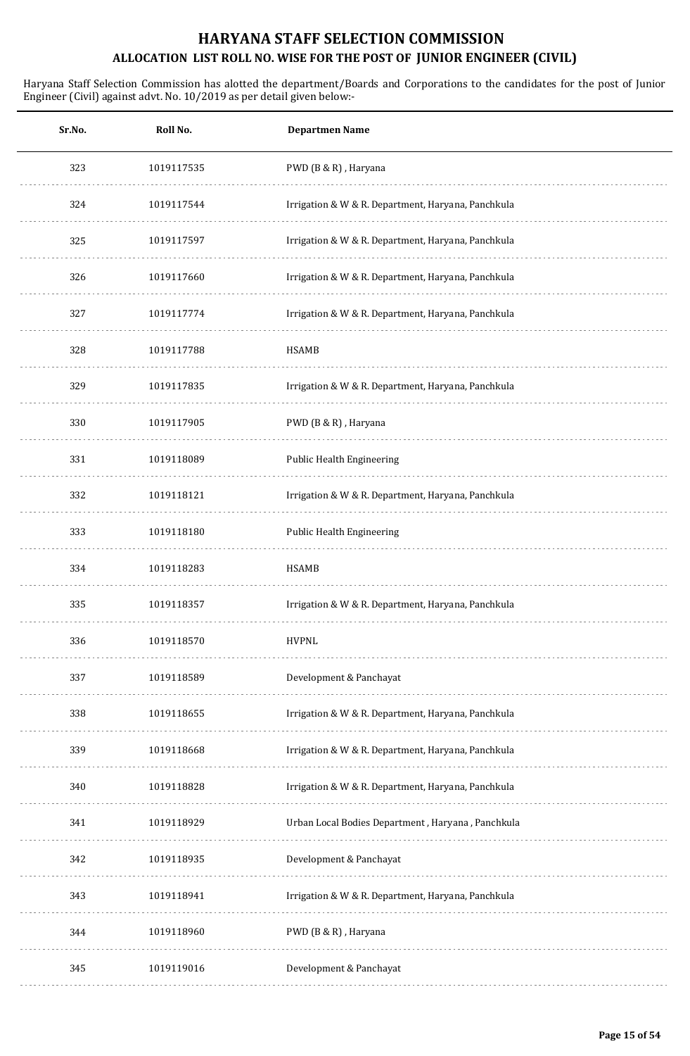# HARYANA STAFF SELECTION COMMISSION

## ALLOCATION LIST ROLL NO. WISE FOR THE POST OF JUNIOR ENGINEER (CIVIL)

Haryana Staff Selection Commission has alotted the department/Boards and Corporations to the candidates for the post of Junior Engineer (Civil) against advt. No. 10/2019 as per detail given below:-

| Sr.No. | Roll No. | Departmen Name |
|---|---|---|
| 323 | 1019117535 | PWD (B & R) , Haryana |
| 324 | 1019117544 | Irrigation & W & R. Department, Haryana, Panchkula |
| 325 | 1019117597 | Irrigation & W & R. Department, Haryana, Panchkula |
| 326 | 1019117660 | Irrigation & W & R. Department, Haryana, Panchkula |
| 327 | 1019117774 | Irrigation & W & R. Department, Haryana, Panchkula |
| 328 | 1019117788 | HSAMB |
| 329 | 1019117835 | Irrigation & W & R. Department, Haryana, Panchkula |
| 330 | 1019117905 | PWD (B & R) , Haryana |
| 331 | 1019118089 | Public Health Engineering |
| 332 | 1019118121 | Irrigation & W & R. Department, Haryana, Panchkula |
| 333 | 1019118180 | Public Health Engineering |
| 334 | 1019118283 | HSAMB |
| 335 | 1019118357 | Irrigation & W & R. Department, Haryana, Panchkula |
| 336 | 1019118570 | HVPNL |
| 337 | 1019118589 | Development & Panchayat |
| 338 | 1019118655 | Irrigation & W & R. Department, Haryana, Panchkula |
| 339 | 1019118668 | Irrigation & W & R. Department, Haryana, Panchkula |
| 340 | 1019118828 | Irrigation & W & R. Department, Haryana, Panchkula |
| 341 | 1019118929 | Urban Local Bodies Department , Haryana , Panchkula |
| 342 | 1019118935 | Development & Panchayat |
| 343 | 1019118941 | Irrigation & W & R. Department, Haryana, Panchkula |
| 344 | 1019118960 | PWD (B & R) , Haryana |
| 345 | 1019119016 | Development & Panchayat |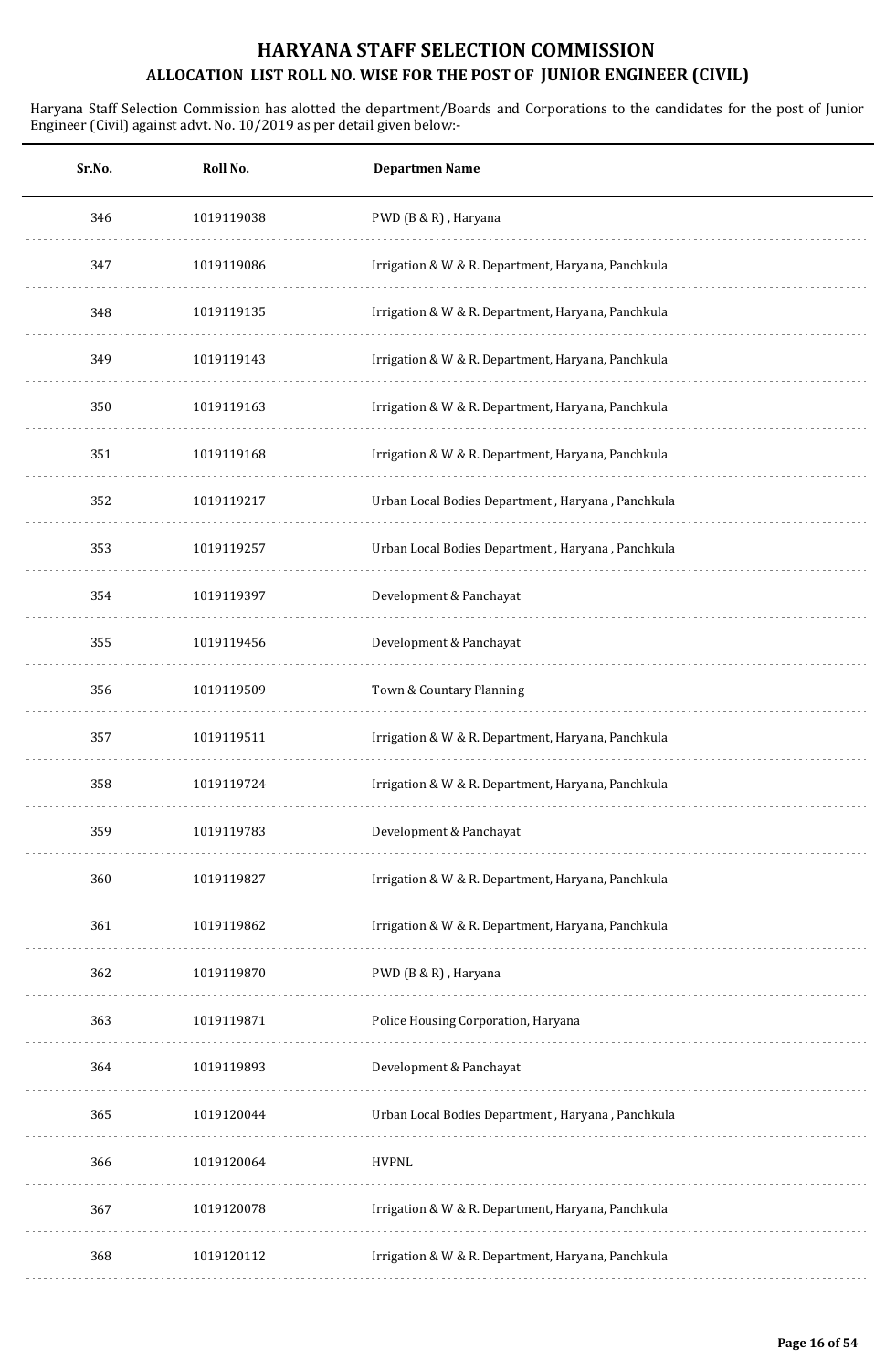# HARYANA STAFF SELECTION COMMISSION

## ALLOCATION LIST ROLL NO. WISE FOR THE POST OF JUNIOR ENGINEER (CIVIL)

Haryana Staff Selection Commission has alotted the department/Boards and Corporations to the candidates for the post of Junior Engineer (Civil) against advt. No. 10/2019 as per detail given below:-

| Sr.No. | Roll No. | Departmen Name |
|---|---|---|
| 346 | 1019119038 | PWD (B & R) , Haryana |
| 347 | 1019119086 | Irrigation & W & R. Department, Haryana, Panchkula |
| 348 | 1019119135 | Irrigation & W & R. Department, Haryana, Panchkula |
| 349 | 1019119143 | Irrigation & W & R. Department, Haryana, Panchkula |
| 350 | 1019119163 | Irrigation & W & R. Department, Haryana, Panchkula |
| 351 | 1019119168 | Irrigation & W & R. Department, Haryana, Panchkula |
| 352 | 1019119217 | Urban Local Bodies Department , Haryana , Panchkula |
| 353 | 1019119257 | Urban Local Bodies Department , Haryana , Panchkula |
| 354 | 1019119397 | Development & Panchayat |
| 355 | 1019119456 | Development & Panchayat |
| 356 | 1019119509 | Town & Countary Planning |
| 357 | 1019119511 | Irrigation & W & R. Department, Haryana, Panchkula |
| 358 | 1019119724 | Irrigation & W & R. Department, Haryana, Panchkula |
| 359 | 1019119783 | Development & Panchayat |
| 360 | 1019119827 | Irrigation & W & R. Department, Haryana, Panchkula |
| 361 | 1019119862 | Irrigation & W & R. Department, Haryana, Panchkula |
| 362 | 1019119870 | PWD (B & R) , Haryana |
| 363 | 1019119871 | Police Housing Corporation, Haryana |
| 364 | 1019119893 | Development & Panchayat |
| 365 | 1019120044 | Urban Local Bodies Department , Haryana , Panchkula |
| 366 | 1019120064 | HVPNL |
| 367 | 1019120078 | Irrigation & W & R. Department, Haryana, Panchkula |
| 368 | 1019120112 | Irrigation & W & R. Department, Haryana, Panchkula |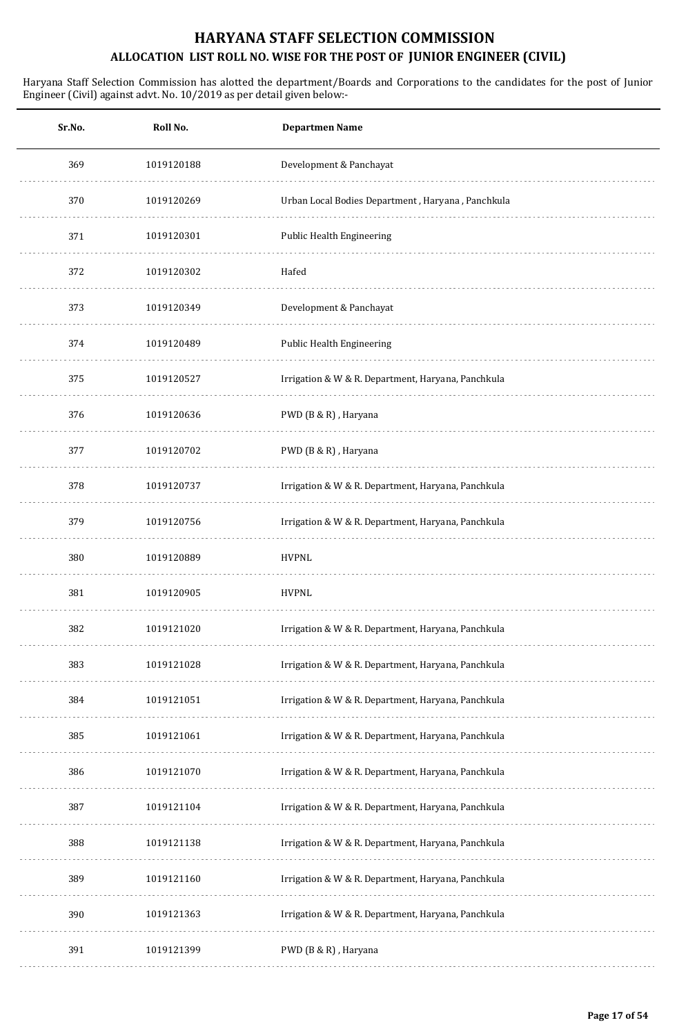# HARYANA STAFF SELECTION COMMISSION

## ALLOCATION LIST ROLL NO. WISE FOR THE POST OF JUNIOR ENGINEER (CIVIL)

Haryana Staff Selection Commission has alotted the department/Boards and Corporations to the candidates for the post of Junior Engineer (Civil) against advt. No. 10/2019 as per detail given below:-

| Sr.No. | Roll No. | Departmen Name |
|---|---|---|
| 369 | 1019120188 | Development & Panchayat |
| 370 | 1019120269 | Urban Local Bodies Department , Haryana , Panchkula |
| 371 | 1019120301 | Public Health Engineering |
| 372 | 1019120302 | Hafed |
| 373 | 1019120349 | Development & Panchayat |
| 374 | 1019120489 | Public Health Engineering |
| 375 | 1019120527 | Irrigation & W & R. Department, Haryana, Panchkula |
| 376 | 1019120636 | PWD (B & R) , Haryana |
| 377 | 1019120702 | PWD (B & R) , Haryana |
| 378 | 1019120737 | Irrigation & W & R. Department, Haryana, Panchkula |
| 379 | 1019120756 | Irrigation & W & R. Department, Haryana, Panchkula |
| 380 | 1019120889 | HVPNL |
| 381 | 1019120905 | HVPNL |
| 382 | 1019121020 | Irrigation & W & R. Department, Haryana, Panchkula |
| 383 | 1019121028 | Irrigation & W & R. Department, Haryana, Panchkula |
| 384 | 1019121051 | Irrigation & W & R. Department, Haryana, Panchkula |
| 385 | 1019121061 | Irrigation & W & R. Department, Haryana, Panchkula |
| 386 | 1019121070 | Irrigation & W & R. Department, Haryana, Panchkula |
| 387 | 1019121104 | Irrigation & W & R. Department, Haryana, Panchkula |
| 388 | 1019121138 | Irrigation & W & R. Department, Haryana, Panchkula |
| 389 | 1019121160 | Irrigation & W & R. Department, Haryana, Panchkula |
| 390 | 1019121363 | Irrigation & W & R. Department, Haryana, Panchkula |
| 391 | 1019121399 | PWD (B & R) , Haryana |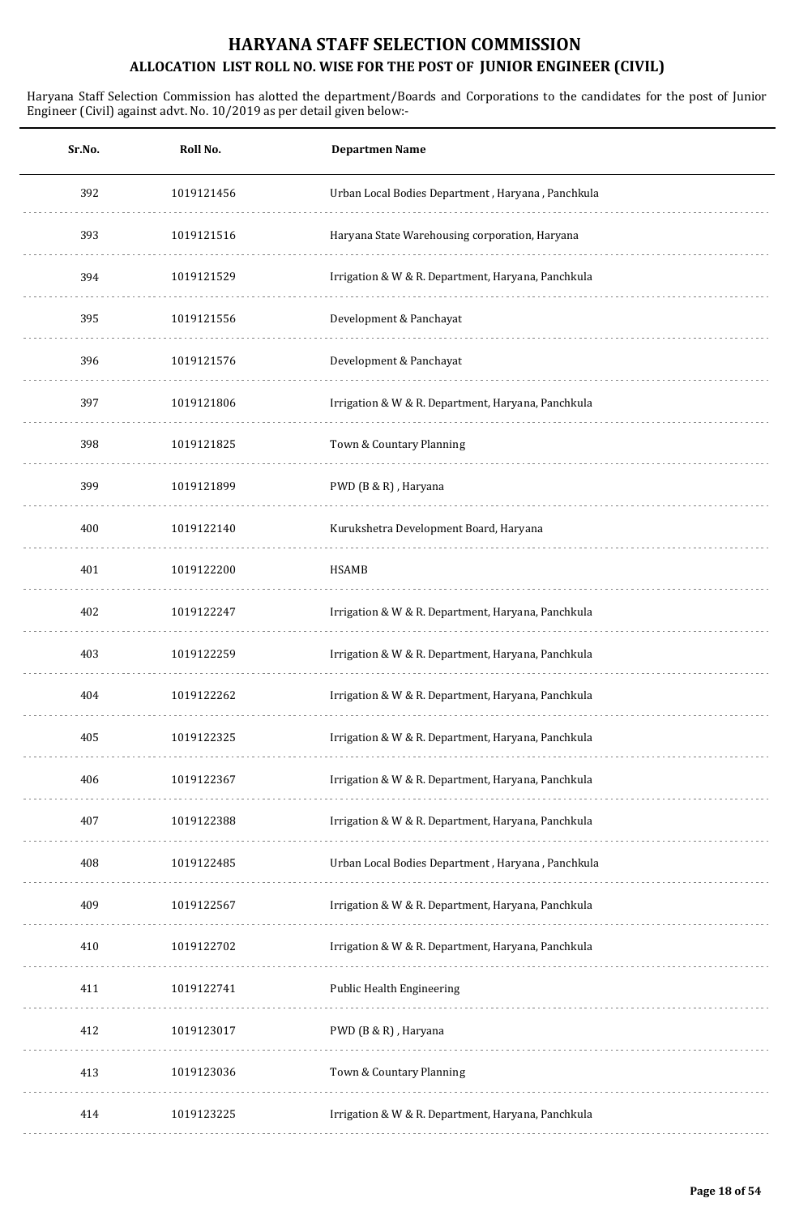# HARYANA STAFF SELECTION COMMISSION

## ALLOCATION LIST ROLL NO. WISE FOR THE POST OF JUNIOR ENGINEER (CIVIL)

Haryana Staff Selection Commission has alotted the department/Boards and Corporations to the candidates for the post of Junior Engineer (Civil) against advt. No. 10/2019 as per detail given below:-

| Sr.No. | Roll No. | Departmen Name |
|---|---|---|
| 392 | 1019121456 | Urban Local Bodies Department , Haryana , Panchkula |
| 393 | 1019121516 | Haryana State Warehousing corporation, Haryana |
| 394 | 1019121529 | Irrigation & W & R. Department, Haryana, Panchkula |
| 395 | 1019121556 | Development & Panchayat |
| 396 | 1019121576 | Development & Panchayat |
| 397 | 1019121806 | Irrigation & W & R. Department, Haryana, Panchkula |
| 398 | 1019121825 | Town & Countary Planning |
| 399 | 1019121899 | PWD (B & R) , Haryana |
| 400 | 1019122140 | Kurukshetra Development Board, Haryana |
| 401 | 1019122200 | HSAMB |
| 402 | 1019122247 | Irrigation & W & R. Department, Haryana, Panchkula |
| 403 | 1019122259 | Irrigation & W & R. Department, Haryana, Panchkula |
| 404 | 1019122262 | Irrigation & W & R. Department, Haryana, Panchkula |
| 405 | 1019122325 | Irrigation & W & R. Department, Haryana, Panchkula |
| 406 | 1019122367 | Irrigation & W & R. Department, Haryana, Panchkula |
| 407 | 1019122388 | Irrigation & W & R. Department, Haryana, Panchkula |
| 408 | 1019122485 | Urban Local Bodies Department , Haryana , Panchkula |
| 409 | 1019122567 | Irrigation & W & R. Department, Haryana, Panchkula |
| 410 | 1019122702 | Irrigation & W & R. Department, Haryana, Panchkula |
| 411 | 1019122741 | Public Health Engineering |
| 412 | 1019123017 | PWD (B & R) , Haryana |
| 413 | 1019123036 | Town & Countary Planning |
| 414 | 1019123225 | Irrigation & W & R. Department, Haryana, Panchkula |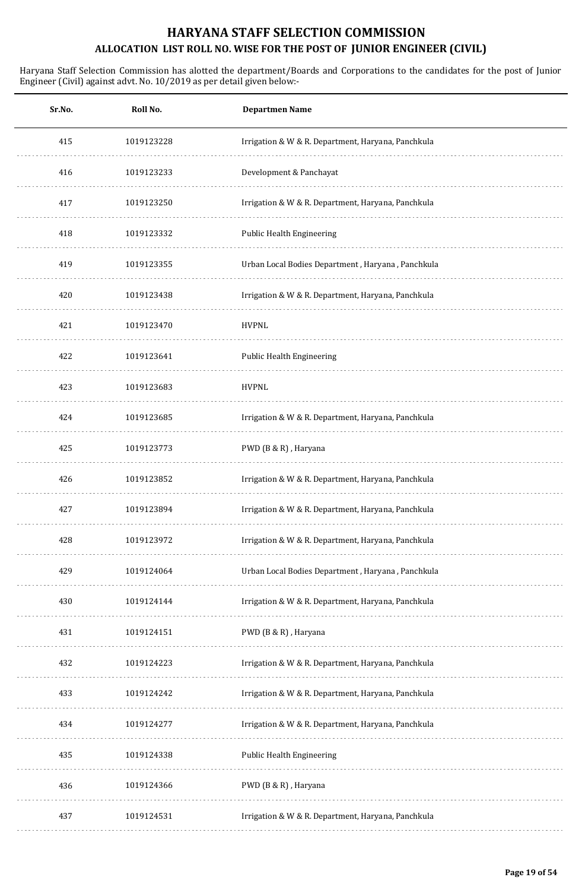# HARYANA STAFF SELECTION COMMISSION

## ALLOCATION LIST ROLL NO. WISE FOR THE POST OF JUNIOR ENGINEER (CIVIL)

Haryana Staff Selection Commission has alotted the department/Boards and Corporations to the candidates for the post of Junior Engineer (Civil) against advt. No. 10/2019 as per detail given below:-

| Sr.No. | Roll No. | Departmen Name |
|---|---|---|
| 415 | 1019123228 | Irrigation & W & R. Department, Haryana, Panchkula |
| 416 | 1019123233 | Development & Panchayat |
| 417 | 1019123250 | Irrigation & W & R. Department, Haryana, Panchkula |
| 418 | 1019123332 | Public Health Engineering |
| 419 | 1019123355 | Urban Local Bodies Department , Haryana , Panchkula |
| 420 | 1019123438 | Irrigation & W & R. Department, Haryana, Panchkula |
| 421 | 1019123470 | HVPNL |
| 422 | 1019123641 | Public Health Engineering |
| 423 | 1019123683 | HVPNL |
| 424 | 1019123685 | Irrigation & W & R. Department, Haryana, Panchkula |
| 425 | 1019123773 | PWD (B & R) , Haryana |
| 426 | 1019123852 | Irrigation & W & R. Department, Haryana, Panchkula |
| 427 | 1019123894 | Irrigation & W & R. Department, Haryana, Panchkula |
| 428 | 1019123972 | Irrigation & W & R. Department, Haryana, Panchkula |
| 429 | 1019124064 | Urban Local Bodies Department , Haryana , Panchkula |
| 430 | 1019124144 | Irrigation & W & R. Department, Haryana, Panchkula |
| 431 | 1019124151 | PWD (B & R) , Haryana |
| 432 | 1019124223 | Irrigation & W & R. Department, Haryana, Panchkula |
| 433 | 1019124242 | Irrigation & W & R. Department, Haryana, Panchkula |
| 434 | 1019124277 | Irrigation & W & R. Department, Haryana, Panchkula |
| 435 | 1019124338 | Public Health Engineering |
| 436 | 1019124366 | PWD (B & R) , Haryana |
| 437 | 1019124531 | Irrigation & W & R. Department, Haryana, Panchkula |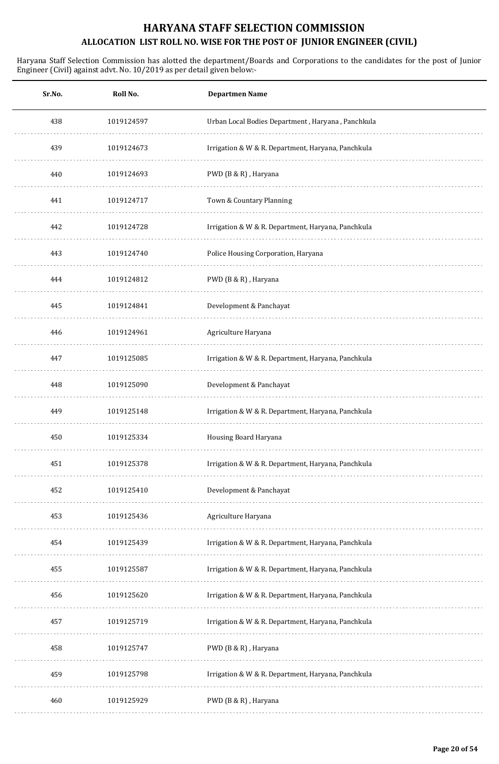# HARYANA STAFF SELECTION COMMISSION

## ALLOCATION LIST ROLL NO. WISE FOR THE POST OF JUNIOR ENGINEER (CIVIL)

Haryana Staff Selection Commission has alotted the department/Boards and Corporations to the candidates for the post of Junior Engineer (Civil) against advt. No. 10/2019 as per detail given below:-

| Sr.No. | Roll No. | Departmen Name |
|---|---|---|
| 438 | 1019124597 | Urban Local Bodies Department , Haryana , Panchkula |
| 439 | 1019124673 | Irrigation & W & R. Department, Haryana, Panchkula |
| 440 | 1019124693 | PWD (B & R) , Haryana |
| 441 | 1019124717 | Town & Countary Planning |
| 442 | 1019124728 | Irrigation & W & R. Department, Haryana, Panchkula |
| 443 | 1019124740 | Police Housing Corporation, Haryana |
| 444 | 1019124812 | PWD (B & R) , Haryana |
| 445 | 1019124841 | Development & Panchayat |
| 446 | 1019124961 | Agriculture Haryana |
| 447 | 1019125085 | Irrigation & W & R. Department, Haryana, Panchkula |
| 448 | 1019125090 | Development & Panchayat |
| 449 | 1019125148 | Irrigation & W & R. Department, Haryana, Panchkula |
| 450 | 1019125334 | Housing Board Haryana |
| 451 | 1019125378 | Irrigation & W & R. Department, Haryana, Panchkula |
| 452 | 1019125410 | Development & Panchayat |
| 453 | 1019125436 | Agriculture Haryana |
| 454 | 1019125439 | Irrigation & W & R. Department, Haryana, Panchkula |
| 455 | 1019125587 | Irrigation & W & R. Department, Haryana, Panchkula |
| 456 | 1019125620 | Irrigation & W & R. Department, Haryana, Panchkula |
| 457 | 1019125719 | Irrigation & W & R. Department, Haryana, Panchkula |
| 458 | 1019125747 | PWD (B & R) , Haryana |
| 459 | 1019125798 | Irrigation & W & R. Department, Haryana, Panchkula |
| 460 | 1019125929 | PWD (B & R) , Haryana |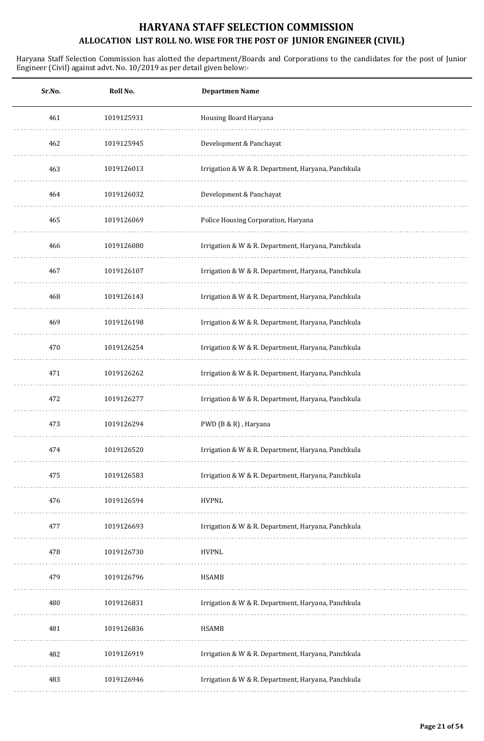# HARYANA STAFF SELECTION COMMISSION

## ALLOCATION LIST ROLL NO. WISE FOR THE POST OF JUNIOR ENGINEER (CIVIL)

Haryana Staff Selection Commission has alotted the department/Boards and Corporations to the candidates for the post of Junior Engineer (Civil) against advt. No. 10/2019 as per detail given below:-

| Sr.No. | Roll No. | Departmen Name |
|---|---|---|
| 461 | 1019125931 | Housing Board Haryana |
| 462 | 1019125945 | Development & Panchayat |
| 463 | 1019126013 | Irrigation & W & R. Department, Haryana, Panchkula |
| 464 | 1019126032 | Development & Panchayat |
| 465 | 1019126069 | Police Housing Corporation, Haryana |
| 466 | 1019126080 | Irrigation & W & R. Department, Haryana, Panchkula |
| 467 | 1019126107 | Irrigation & W & R. Department, Haryana, Panchkula |
| 468 | 1019126143 | Irrigation & W & R. Department, Haryana, Panchkula |
| 469 | 1019126198 | Irrigation & W & R. Department, Haryana, Panchkula |
| 470 | 1019126254 | Irrigation & W & R. Department, Haryana, Panchkula |
| 471 | 1019126262 | Irrigation & W & R. Department, Haryana, Panchkula |
| 472 | 1019126277 | Irrigation & W & R. Department, Haryana, Panchkula |
| 473 | 1019126294 | PWD (B & R) , Haryana |
| 474 | 1019126520 | Irrigation & W & R. Department, Haryana, Panchkula |
| 475 | 1019126583 | Irrigation & W & R. Department, Haryana, Panchkula |
| 476 | 1019126594 | HVPNL |
| 477 | 1019126693 | Irrigation & W & R. Department, Haryana, Panchkula |
| 478 | 1019126730 | HVPNL |
| 479 | 1019126796 | HSAMB |
| 480 | 1019126831 | Irrigation & W & R. Department, Haryana, Panchkula |
| 481 | 1019126836 | HSAMB |
| 482 | 1019126919 | Irrigation & W & R. Department, Haryana, Panchkula |
| 483 | 1019126946 | Irrigation & W & R. Department, Haryana, Panchkula |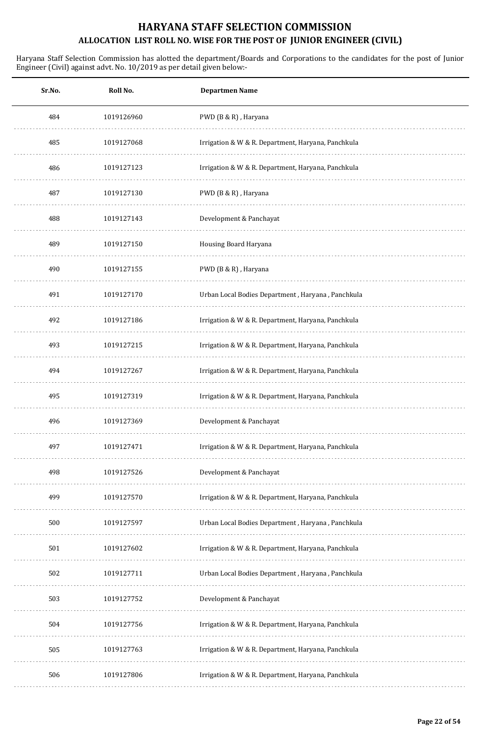# HARYANA STAFF SELECTION COMMISSION

## ALLOCATION LIST ROLL NO. WISE FOR THE POST OF JUNIOR ENGINEER (CIVIL)

Haryana Staff Selection Commission has alotted the department/Boards and Corporations to the candidates for the post of Junior Engineer (Civil) against advt. No. 10/2019 as per detail given below:-

| Sr.No. | Roll No. | Departmen Name |
|---|---|---|
| 484 | 1019126960 | PWD (B & R) , Haryana |
| 485 | 1019127068 | Irrigation & W & R. Department, Haryana, Panchkula |
| 486 | 1019127123 | Irrigation & W & R. Department, Haryana, Panchkula |
| 487 | 1019127130 | PWD (B & R) , Haryana |
| 488 | 1019127143 | Development & Panchayat |
| 489 | 1019127150 | Housing Board Haryana |
| 490 | 1019127155 | PWD (B & R) , Haryana |
| 491 | 1019127170 | Urban Local Bodies Department , Haryana , Panchkula |
| 492 | 1019127186 | Irrigation & W & R. Department, Haryana, Panchkula |
| 493 | 1019127215 | Irrigation & W & R. Department, Haryana, Panchkula |
| 494 | 1019127267 | Irrigation & W & R. Department, Haryana, Panchkula |
| 495 | 1019127319 | Irrigation & W & R. Department, Haryana, Panchkula |
| 496 | 1019127369 | Development & Panchayat |
| 497 | 1019127471 | Irrigation & W & R. Department, Haryana, Panchkula |
| 498 | 1019127526 | Development & Panchayat |
| 499 | 1019127570 | Irrigation & W & R. Department, Haryana, Panchkula |
| 500 | 1019127597 | Urban Local Bodies Department , Haryana , Panchkula |
| 501 | 1019127602 | Irrigation & W & R. Department, Haryana, Panchkula |
| 502 | 1019127711 | Urban Local Bodies Department , Haryana , Panchkula |
| 503 | 1019127752 | Development & Panchayat |
| 504 | 1019127756 | Irrigation & W & R. Department, Haryana, Panchkula |
| 505 | 1019127763 | Irrigation & W & R. Department, Haryana, Panchkula |
| 506 | 1019127806 | Irrigation & W & R. Department, Haryana, Panchkula |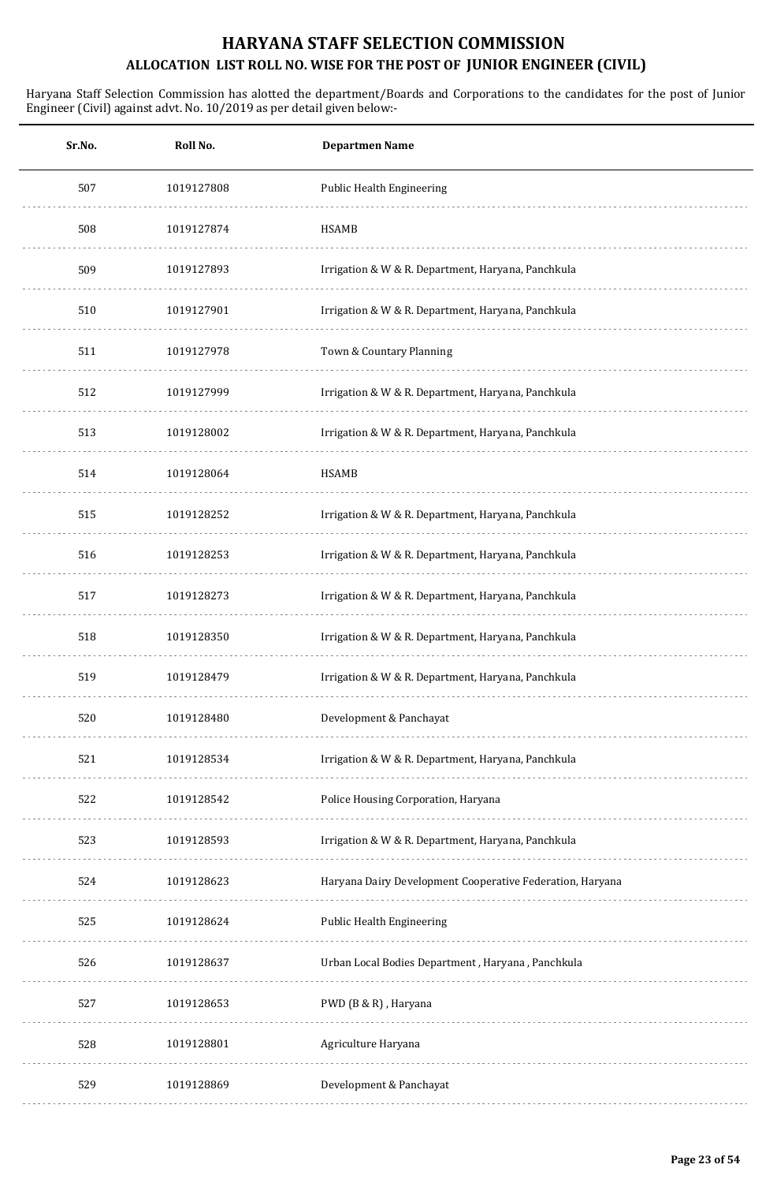# HARYANA STAFF SELECTION COMMISSION

## ALLOCATION LIST ROLL NO. WISE FOR THE POST OF JUNIOR ENGINEER (CIVIL)

Haryana Staff Selection Commission has alotted the department/Boards and Corporations to the candidates for the post of Junior Engineer (Civil) against advt. No. 10/2019 as per detail given below:-

| Sr.No. | Roll No. | Departmen Name |
|---|---|---|
| 507 | 1019127808 | Public Health Engineering |
| 508 | 1019127874 | HSAMB |
| 509 | 1019127893 | Irrigation & W & R. Department, Haryana, Panchkula |
| 510 | 1019127901 | Irrigation & W & R. Department, Haryana, Panchkula |
| 511 | 1019127978 | Town & Countary Planning |
| 512 | 1019127999 | Irrigation & W & R. Department, Haryana, Panchkula |
| 513 | 1019128002 | Irrigation & W & R. Department, Haryana, Panchkula |
| 514 | 1019128064 | HSAMB |
| 515 | 1019128252 | Irrigation & W & R. Department, Haryana, Panchkula |
| 516 | 1019128253 | Irrigation & W & R. Department, Haryana, Panchkula |
| 517 | 1019128273 | Irrigation & W & R. Department, Haryana, Panchkula |
| 518 | 1019128350 | Irrigation & W & R. Department, Haryana, Panchkula |
| 519 | 1019128479 | Irrigation & W & R. Department, Haryana, Panchkula |
| 520 | 1019128480 | Development & Panchayat |
| 521 | 1019128534 | Irrigation & W & R. Department, Haryana, Panchkula |
| 522 | 1019128542 | Police Housing Corporation, Haryana |
| 523 | 1019128593 | Irrigation & W & R. Department, Haryana, Panchkula |
| 524 | 1019128623 | Haryana Dairy Development Cooperative Federation, Haryana |
| 525 | 1019128624 | Public Health Engineering |
| 526 | 1019128637 | Urban Local Bodies Department , Haryana , Panchkula |
| 527 | 1019128653 | PWD (B & R) , Haryana |
| 528 | 1019128801 | Agriculture Haryana |
| 529 | 1019128869 | Development & Panchayat |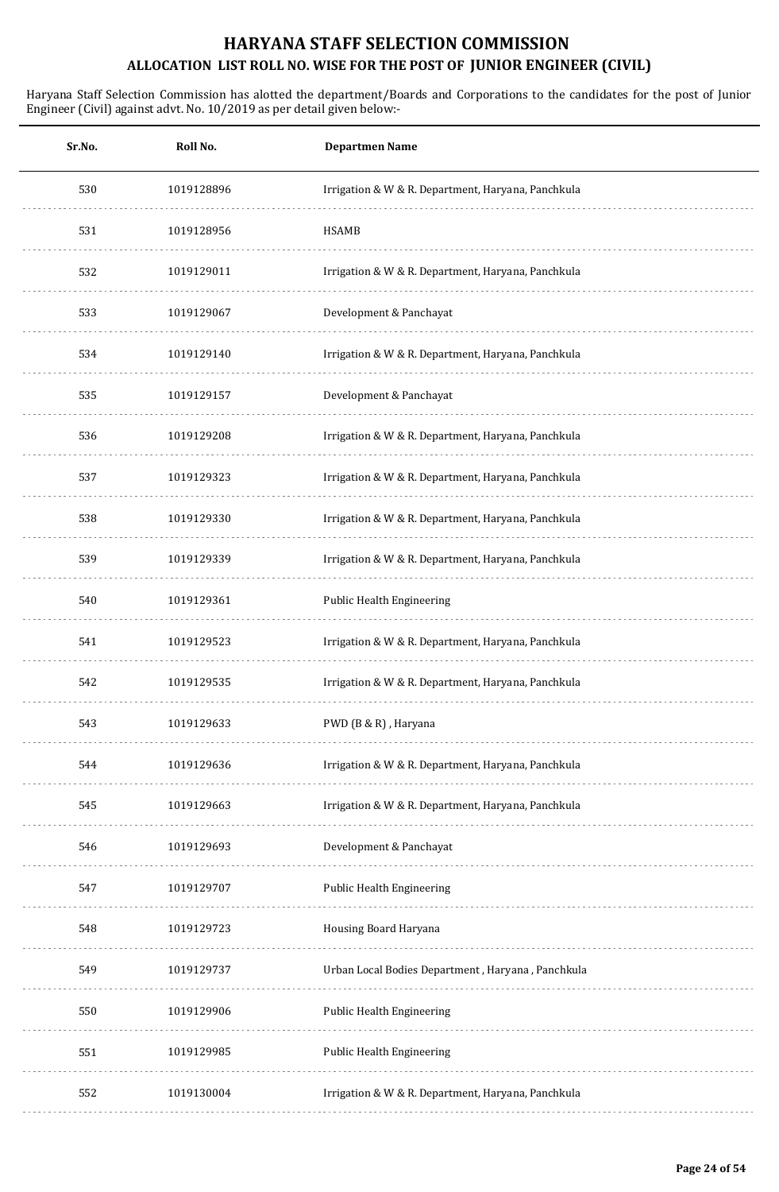# HARYANA STAFF SELECTION COMMISSION

## ALLOCATION LIST ROLL NO. WISE FOR THE POST OF JUNIOR ENGINEER (CIVIL)

Haryana Staff Selection Commission has alotted the department/Boards and Corporations to the candidates for the post of Junior Engineer (Civil) against advt. No. 10/2019 as per detail given below:-

| Sr.No. | Roll No. | Departmen Name |
|---|---|---|
| 530 | 1019128896 | Irrigation & W & R. Department, Haryana, Panchkula |
| 531 | 1019128956 | HSAMB |
| 532 | 1019129011 | Irrigation & W & R. Department, Haryana, Panchkula |
| 533 | 1019129067 | Development & Panchayat |
| 534 | 1019129140 | Irrigation & W & R. Department, Haryana, Panchkula |
| 535 | 1019129157 | Development & Panchayat |
| 536 | 1019129208 | Irrigation & W & R. Department, Haryana, Panchkula |
| 537 | 1019129323 | Irrigation & W & R. Department, Haryana, Panchkula |
| 538 | 1019129330 | Irrigation & W & R. Department, Haryana, Panchkula |
| 539 | 1019129339 | Irrigation & W & R. Department, Haryana, Panchkula |
| 540 | 1019129361 | Public Health Engineering |
| 541 | 1019129523 | Irrigation & W & R. Department, Haryana, Panchkula |
| 542 | 1019129535 | Irrigation & W & R. Department, Haryana, Panchkula |
| 543 | 1019129633 | PWD (B & R) , Haryana |
| 544 | 1019129636 | Irrigation & W & R. Department, Haryana, Panchkula |
| 545 | 1019129663 | Irrigation & W & R. Department, Haryana, Panchkula |
| 546 | 1019129693 | Development & Panchayat |
| 547 | 1019129707 | Public Health Engineering |
| 548 | 1019129723 | Housing Board Haryana |
| 549 | 1019129737 | Urban Local Bodies Department , Haryana , Panchkula |
| 550 | 1019129906 | Public Health Engineering |
| 551 | 1019129985 | Public Health Engineering |
| 552 | 1019130004 | Irrigation & W & R. Department, Haryana, Panchkula |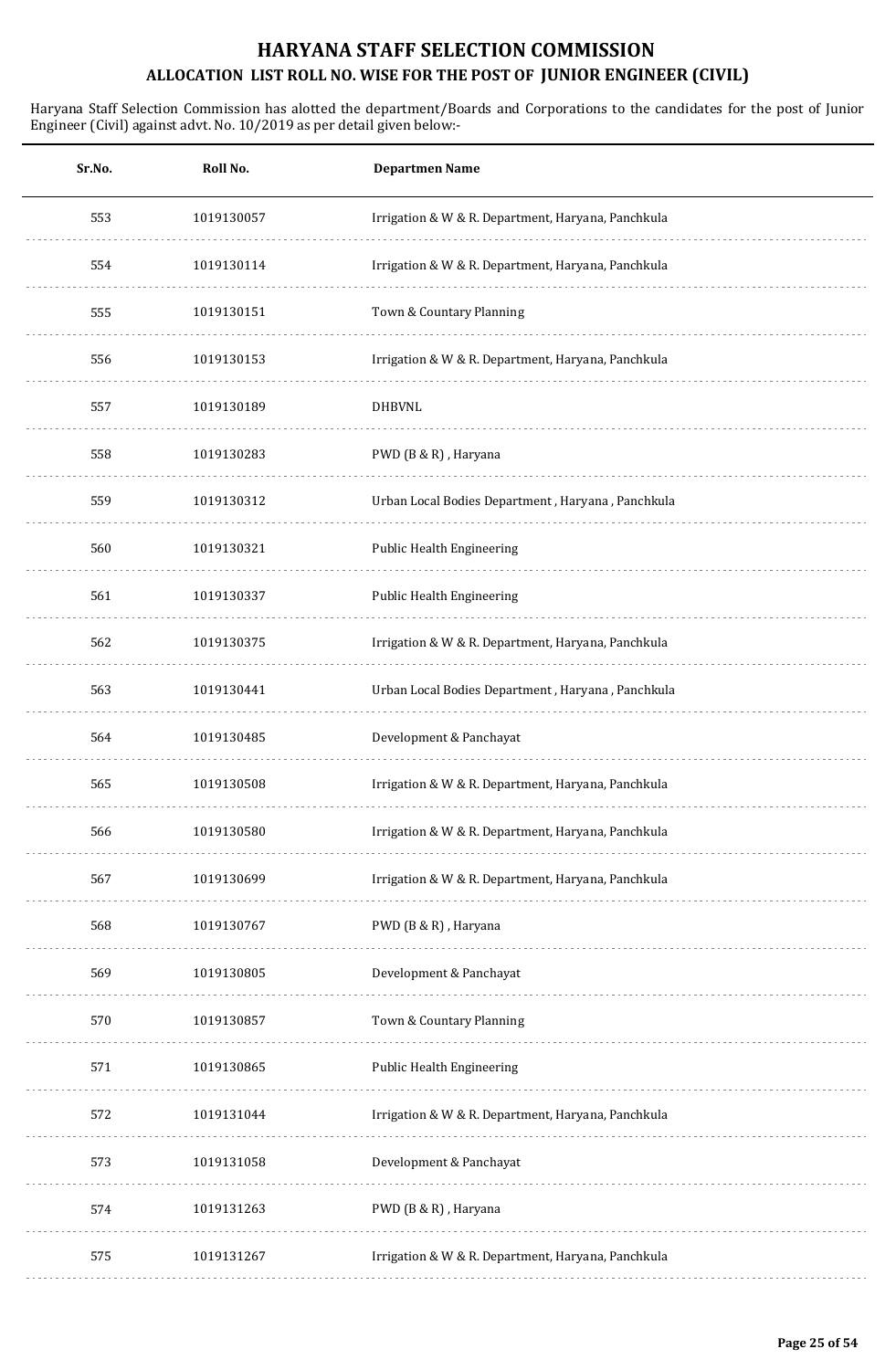# HARYANA STAFF SELECTION COMMISSION

## ALLOCATION LIST ROLL NO. WISE FOR THE POST OF JUNIOR ENGINEER (CIVIL)

Haryana Staff Selection Commission has alotted the department/Boards and Corporations to the candidates for the post of Junior Engineer (Civil) against advt. No. 10/2019 as per detail given below:-

| Sr.No. | Roll No. | Departmen Name |
|---|---|---|
| 553 | 1019130057 | Irrigation & W & R. Department, Haryana, Panchkula |
| 554 | 1019130114 | Irrigation & W & R. Department, Haryana, Panchkula |
| 555 | 1019130151 | Town & Countary Planning |
| 556 | 1019130153 | Irrigation & W & R. Department, Haryana, Panchkula |
| 557 | 1019130189 | DHBVNL |
| 558 | 1019130283 | PWD (B & R) , Haryana |
| 559 | 1019130312 | Urban Local Bodies Department , Haryana , Panchkula |
| 560 | 1019130321 | Public Health Engineering |
| 561 | 1019130337 | Public Health Engineering |
| 562 | 1019130375 | Irrigation & W & R. Department, Haryana, Panchkula |
| 563 | 1019130441 | Urban Local Bodies Department , Haryana , Panchkula |
| 564 | 1019130485 | Development & Panchayat |
| 565 | 1019130508 | Irrigation & W & R. Department, Haryana, Panchkula |
| 566 | 1019130580 | Irrigation & W & R. Department, Haryana, Panchkula |
| 567 | 1019130699 | Irrigation & W & R. Department, Haryana, Panchkula |
| 568 | 1019130767 | PWD (B & R) , Haryana |
| 569 | 1019130805 | Development & Panchayat |
| 570 | 1019130857 | Town & Countary Planning |
| 571 | 1019130865 | Public Health Engineering |
| 572 | 1019131044 | Irrigation & W & R. Department, Haryana, Panchkula |
| 573 | 1019131058 | Development & Panchayat |
| 574 | 1019131263 | PWD (B & R) , Haryana |
| 575 | 1019131267 | Irrigation & W & R. Department, Haryana, Panchkula |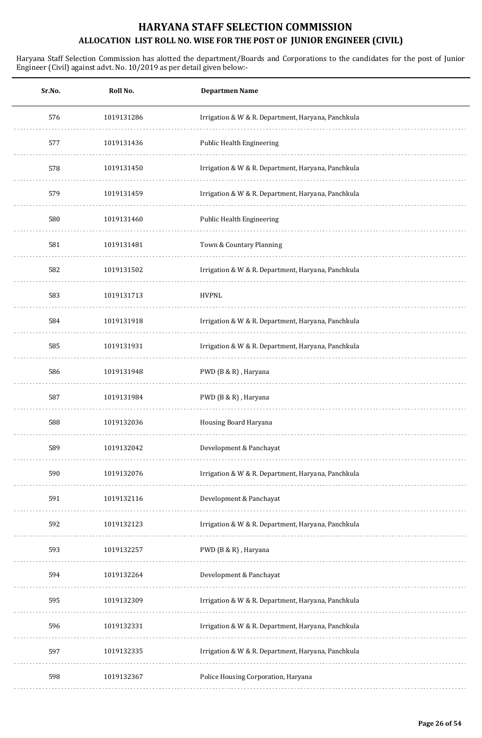# HARYANA STAFF SELECTION COMMISSION

## ALLOCATION LIST ROLL NO. WISE FOR THE POST OF JUNIOR ENGINEER (CIVIL)

Haryana Staff Selection Commission has alotted the department/Boards and Corporations to the candidates for the post of Junior Engineer (Civil) against advt. No. 10/2019 as per detail given below:-

| Sr.No. | Roll No. | Departmen Name |
|---|---|---|
| 576 | 1019131286 | Irrigation & W & R. Department, Haryana, Panchkula |
| 577 | 1019131436 | Public Health Engineering |
| 578 | 1019131450 | Irrigation & W & R. Department, Haryana, Panchkula |
| 579 | 1019131459 | Irrigation & W & R. Department, Haryana, Panchkula |
| 580 | 1019131460 | Public Health Engineering |
| 581 | 1019131481 | Town & Countary Planning |
| 582 | 1019131502 | Irrigation & W & R. Department, Haryana, Panchkula |
| 583 | 1019131713 | HVPNL |
| 584 | 1019131918 | Irrigation & W & R. Department, Haryana, Panchkula |
| 585 | 1019131931 | Irrigation & W & R. Department, Haryana, Panchkula |
| 586 | 1019131948 | PWD (B & R) , Haryana |
| 587 | 1019131984 | PWD (B & R) , Haryana |
| 588 | 1019132036 | Housing Board Haryana |
| 589 | 1019132042 | Development & Panchayat |
| 590 | 1019132076 | Irrigation & W & R. Department, Haryana, Panchkula |
| 591 | 1019132116 | Development & Panchayat |
| 592 | 1019132123 | Irrigation & W & R. Department, Haryana, Panchkula |
| 593 | 1019132257 | PWD (B & R) , Haryana |
| 594 | 1019132264 | Development & Panchayat |
| 595 | 1019132309 | Irrigation & W & R. Department, Haryana, Panchkula |
| 596 | 1019132331 | Irrigation & W & R. Department, Haryana, Panchkula |
| 597 | 1019132335 | Irrigation & W & R. Department, Haryana, Panchkula |
| 598 | 1019132367 | Police Housing Corporation, Haryana |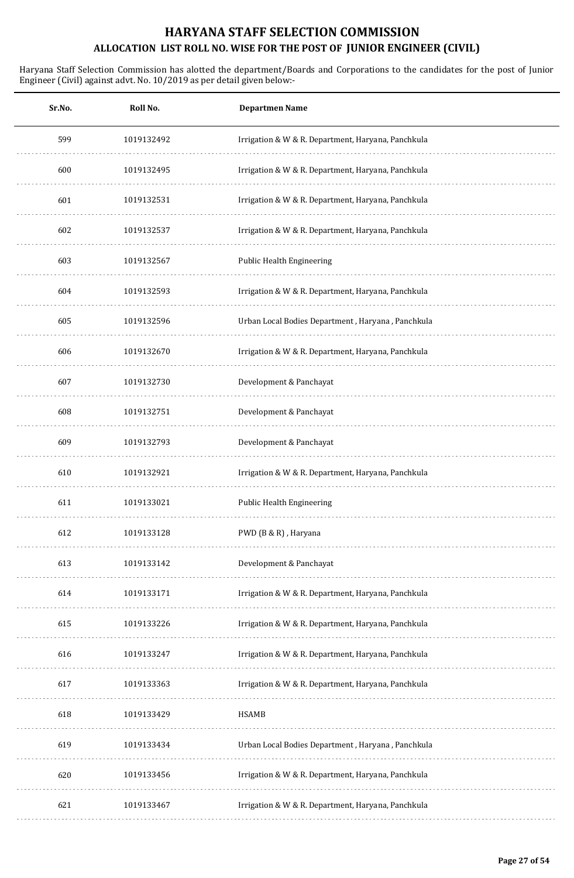# HARYANA STAFF SELECTION COMMISSION

## ALLOCATION LIST ROLL NO. WISE FOR THE POST OF JUNIOR ENGINEER (CIVIL)

Haryana Staff Selection Commission has alotted the department/Boards and Corporations to the candidates for the post of Junior Engineer (Civil) against advt. No. 10/2019 as per detail given below:-

| Sr.No. | Roll No. | Departmen Name |
|---|---|---|
| 599 | 1019132492 | Irrigation & W & R. Department, Haryana, Panchkula |
| 600 | 1019132495 | Irrigation & W & R. Department, Haryana, Panchkula |
| 601 | 1019132531 | Irrigation & W & R. Department, Haryana, Panchkula |
| 602 | 1019132537 | Irrigation & W & R. Department, Haryana, Panchkula |
| 603 | 1019132567 | Public Health Engineering |
| 604 | 1019132593 | Irrigation & W & R. Department, Haryana, Panchkula |
| 605 | 1019132596 | Urban Local Bodies Department , Haryana , Panchkula |
| 606 | 1019132670 | Irrigation & W & R. Department, Haryana, Panchkula |
| 607 | 1019132730 | Development & Panchayat |
| 608 | 1019132751 | Development & Panchayat |
| 609 | 1019132793 | Development & Panchayat |
| 610 | 1019132921 | Irrigation & W & R. Department, Haryana, Panchkula |
| 611 | 1019133021 | Public Health Engineering |
| 612 | 1019133128 | PWD (B & R) , Haryana |
| 613 | 1019133142 | Development & Panchayat |
| 614 | 1019133171 | Irrigation & W & R. Department, Haryana, Panchkula |
| 615 | 1019133226 | Irrigation & W & R. Department, Haryana, Panchkula |
| 616 | 1019133247 | Irrigation & W & R. Department, Haryana, Panchkula |
| 617 | 1019133363 | Irrigation & W & R. Department, Haryana, Panchkula |
| 618 | 1019133429 | HSAMB |
| 619 | 1019133434 | Urban Local Bodies Department , Haryana , Panchkula |
| 620 | 1019133456 | Irrigation & W & R. Department, Haryana, Panchkula |
| 621 | 1019133467 | Irrigation & W & R. Department, Haryana, Panchkula |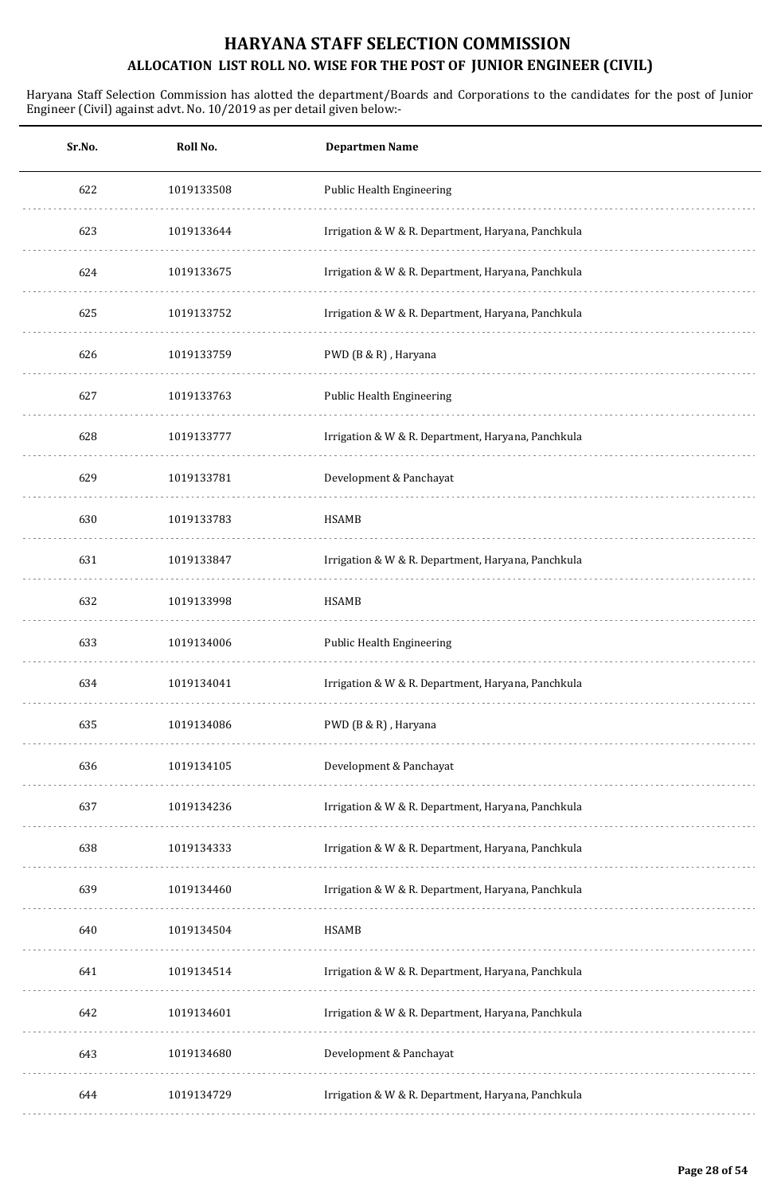# HARYANA STAFF SELECTION COMMISSION

## ALLOCATION LIST ROLL NO. WISE FOR THE POST OF JUNIOR ENGINEER (CIVIL)

Haryana Staff Selection Commission has alotted the department/Boards and Corporations to the candidates for the post of Junior Engineer (Civil) against advt. No. 10/2019 as per detail given below:-

| Sr.No. | Roll No. | Departmen Name |
|---|---|---|
| 622 | 1019133508 | Public Health Engineering |
| 623 | 1019133644 | Irrigation & W & R. Department, Haryana, Panchkula |
| 624 | 1019133675 | Irrigation & W & R. Department, Haryana, Panchkula |
| 625 | 1019133752 | Irrigation & W & R. Department, Haryana, Panchkula |
| 626 | 1019133759 | PWD (B & R) , Haryana |
| 627 | 1019133763 | Public Health Engineering |
| 628 | 1019133777 | Irrigation & W & R. Department, Haryana, Panchkula |
| 629 | 1019133781 | Development & Panchayat |
| 630 | 1019133783 | HSAMB |
| 631 | 1019133847 | Irrigation & W & R. Department, Haryana, Panchkula |
| 632 | 1019133998 | HSAMB |
| 633 | 1019134006 | Public Health Engineering |
| 634 | 1019134041 | Irrigation & W & R. Department, Haryana, Panchkula |
| 635 | 1019134086 | PWD (B & R) , Haryana |
| 636 | 1019134105 | Development & Panchayat |
| 637 | 1019134236 | Irrigation & W & R. Department, Haryana, Panchkula |
| 638 | 1019134333 | Irrigation & W & R. Department, Haryana, Panchkula |
| 639 | 1019134460 | Irrigation & W & R. Department, Haryana, Panchkula |
| 640 | 1019134504 | HSAMB |
| 641 | 1019134514 | Irrigation & W & R. Department, Haryana, Panchkula |
| 642 | 1019134601 | Irrigation & W & R. Department, Haryana, Panchkula |
| 643 | 1019134680 | Development & Panchayat |
| 644 | 1019134729 | Irrigation & W & R. Department, Haryana, Panchkula |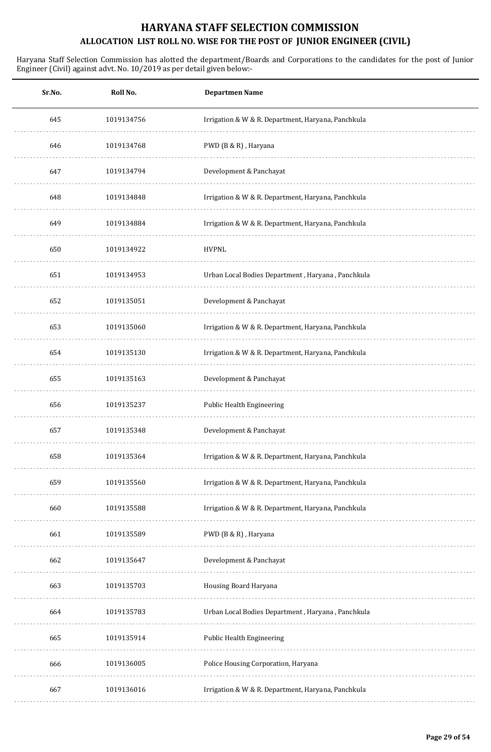# HARYANA STAFF SELECTION COMMISSION

## ALLOCATION LIST ROLL NO. WISE FOR THE POST OF JUNIOR ENGINEER (CIVIL)

Haryana Staff Selection Commission has alotted the department/Boards and Corporations to the candidates for the post of Junior Engineer (Civil) against advt. No. 10/2019 as per detail given below:-

| Sr.No. | Roll No. | Departmen Name |
|---|---|---|
| 645 | 1019134756 | Irrigation & W & R. Department, Haryana, Panchkula |
| 646 | 1019134768 | PWD (B & R) , Haryana |
| 647 | 1019134794 | Development & Panchayat |
| 648 | 1019134848 | Irrigation & W & R. Department, Haryana, Panchkula |
| 649 | 1019134884 | Irrigation & W & R. Department, Haryana, Panchkula |
| 650 | 1019134922 | HVPNL |
| 651 | 1019134953 | Urban Local Bodies Department , Haryana , Panchkula |
| 652 | 1019135051 | Development & Panchayat |
| 653 | 1019135060 | Irrigation & W & R. Department, Haryana, Panchkula |
| 654 | 1019135130 | Irrigation & W & R. Department, Haryana, Panchkula |
| 655 | 1019135163 | Development & Panchayat |
| 656 | 1019135237 | Public Health Engineering |
| 657 | 1019135348 | Development & Panchayat |
| 658 | 1019135364 | Irrigation & W & R. Department, Haryana, Panchkula |
| 659 | 1019135560 | Irrigation & W & R. Department, Haryana, Panchkula |
| 660 | 1019135588 | Irrigation & W & R. Department, Haryana, Panchkula |
| 661 | 1019135589 | PWD (B & R) , Haryana |
| 662 | 1019135647 | Development & Panchayat |
| 663 | 1019135703 | Housing Board Haryana |
| 664 | 1019135783 | Urban Local Bodies Department , Haryana , Panchkula |
| 665 | 1019135914 | Public Health Engineering |
| 666 | 1019136005 | Police Housing Corporation, Haryana |
| 667 | 1019136016 | Irrigation & W & R. Department, Haryana, Panchkula |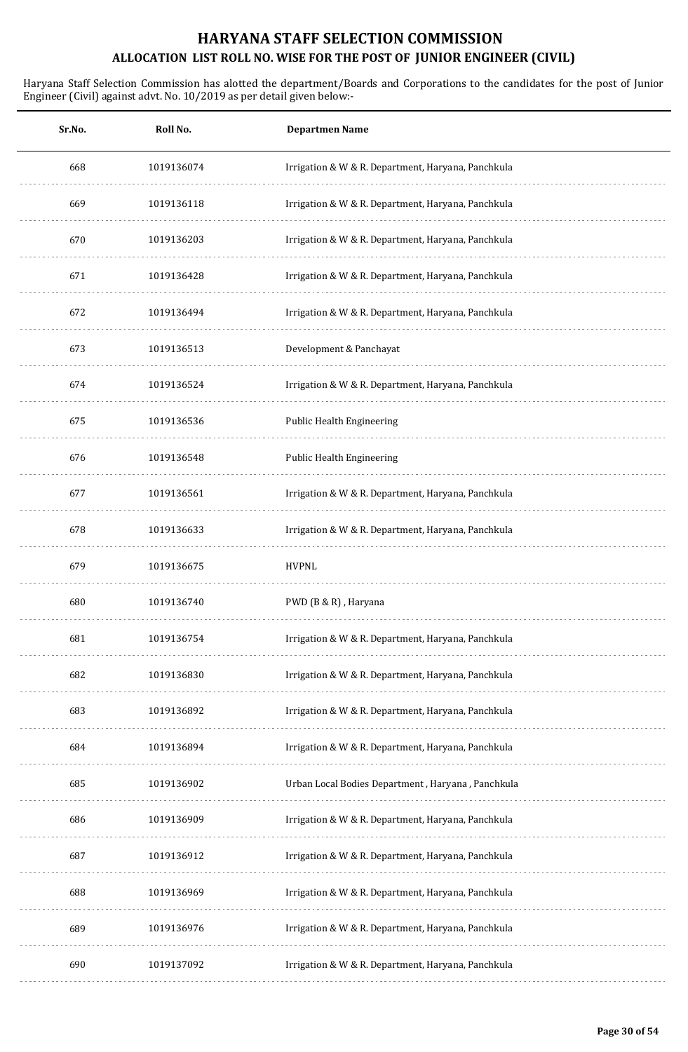# HARYANA STAFF SELECTION COMMISSION

## ALLOCATION LIST ROLL NO. WISE FOR THE POST OF JUNIOR ENGINEER (CIVIL)

Haryana Staff Selection Commission has alotted the department/Boards and Corporations to the candidates for the post of Junior Engineer (Civil) against advt. No. 10/2019 as per detail given below:-

| Sr.No. | Roll No. | Departmen Name |
|---|---|---|
| 668 | 1019136074 | Irrigation & W & R. Department, Haryana, Panchkula |
| 669 | 1019136118 | Irrigation & W & R. Department, Haryana, Panchkula |
| 670 | 1019136203 | Irrigation & W & R. Department, Haryana, Panchkula |
| 671 | 1019136428 | Irrigation & W & R. Department, Haryana, Panchkula |
| 672 | 1019136494 | Irrigation & W & R. Department, Haryana, Panchkula |
| 673 | 1019136513 | Development & Panchayat |
| 674 | 1019136524 | Irrigation & W & R. Department, Haryana, Panchkula |
| 675 | 1019136536 | Public Health Engineering |
| 676 | 1019136548 | Public Health Engineering |
| 677 | 1019136561 | Irrigation & W & R. Department, Haryana, Panchkula |
| 678 | 1019136633 | Irrigation & W & R. Department, Haryana, Panchkula |
| 679 | 1019136675 | HVPNL |
| 680 | 1019136740 | PWD (B & R) , Haryana |
| 681 | 1019136754 | Irrigation & W & R. Department, Haryana, Panchkula |
| 682 | 1019136830 | Irrigation & W & R. Department, Haryana, Panchkula |
| 683 | 1019136892 | Irrigation & W & R. Department, Haryana, Panchkula |
| 684 | 1019136894 | Irrigation & W & R. Department, Haryana, Panchkula |
| 685 | 1019136902 | Urban Local Bodies Department , Haryana , Panchkula |
| 686 | 1019136909 | Irrigation & W & R. Department, Haryana, Panchkula |
| 687 | 1019136912 | Irrigation & W & R. Department, Haryana, Panchkula |
| 688 | 1019136969 | Irrigation & W & R. Department, Haryana, Panchkula |
| 689 | 1019136976 | Irrigation & W & R. Department, Haryana, Panchkula |
| 690 | 1019137092 | Irrigation & W & R. Department, Haryana, Panchkula |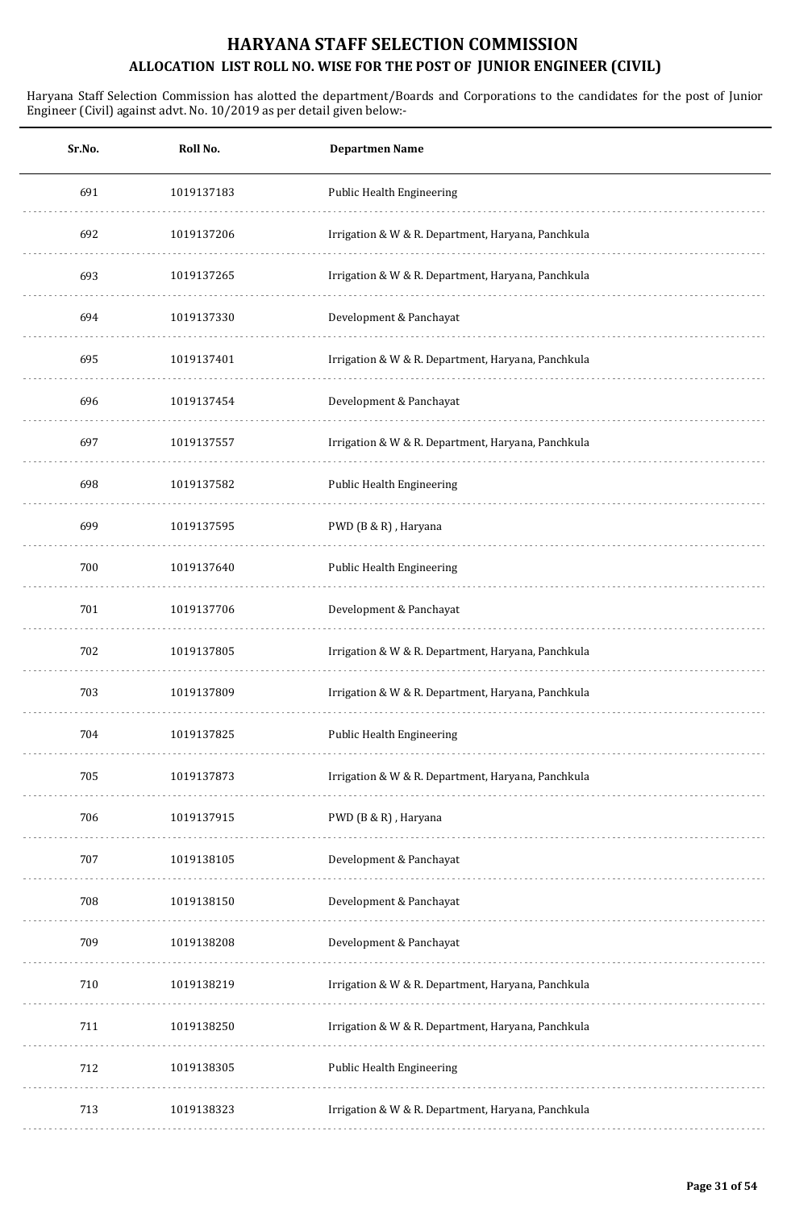# HARYANA STAFF SELECTION COMMISSION

## ALLOCATION LIST ROLL NO. WISE FOR THE POST OF JUNIOR ENGINEER (CIVIL)

Haryana Staff Selection Commission has alotted the department/Boards and Corporations to the candidates for the post of Junior Engineer (Civil) against advt. No. 10/2019 as per detail given below:-

| Sr.No. | Roll No. | Departmen Name |
|---|---|---|
| 691 | 1019137183 | Public Health Engineering |
| 692 | 1019137206 | Irrigation & W & R. Department, Haryana, Panchkula |
| 693 | 1019137265 | Irrigation & W & R. Department, Haryana, Panchkula |
| 694 | 1019137330 | Development & Panchayat |
| 695 | 1019137401 | Irrigation & W & R. Department, Haryana, Panchkula |
| 696 | 1019137454 | Development & Panchayat |
| 697 | 1019137557 | Irrigation & W & R. Department, Haryana, Panchkula |
| 698 | 1019137582 | Public Health Engineering |
| 699 | 1019137595 | PWD (B & R) , Haryana |
| 700 | 1019137640 | Public Health Engineering |
| 701 | 1019137706 | Development & Panchayat |
| 702 | 1019137805 | Irrigation & W & R. Department, Haryana, Panchkula |
| 703 | 1019137809 | Irrigation & W & R. Department, Haryana, Panchkula |
| 704 | 1019137825 | Public Health Engineering |
| 705 | 1019137873 | Irrigation & W & R. Department, Haryana, Panchkula |
| 706 | 1019137915 | PWD (B & R) , Haryana |
| 707 | 1019138105 | Development & Panchayat |
| 708 | 1019138150 | Development & Panchayat |
| 709 | 1019138208 | Development & Panchayat |
| 710 | 1019138219 | Irrigation & W & R. Department, Haryana, Panchkula |
| 711 | 1019138250 | Irrigation & W & R. Department, Haryana, Panchkula |
| 712 | 1019138305 | Public Health Engineering |
| 713 | 1019138323 | Irrigation & W & R. Department, Haryana, Panchkula |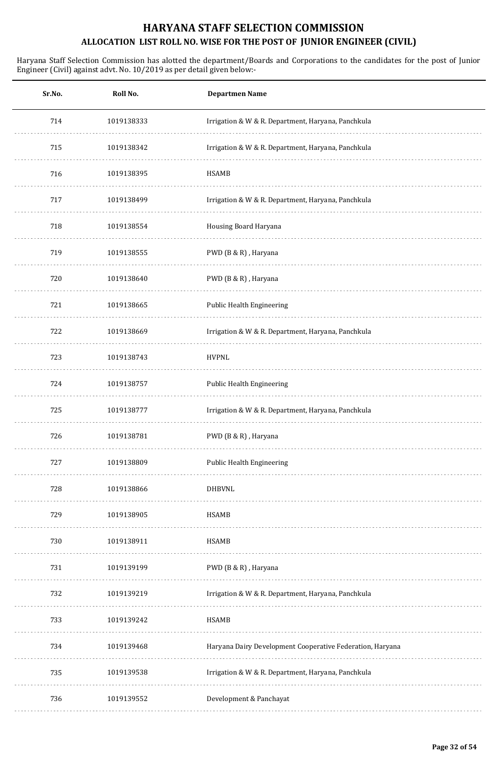# HARYANA STAFF SELECTION COMMISSION

## ALLOCATION LIST ROLL NO. WISE FOR THE POST OF JUNIOR ENGINEER (CIVIL)

Haryana Staff Selection Commission has alotted the department/Boards and Corporations to the candidates for the post of Junior Engineer (Civil) against advt. No. 10/2019 as per detail given below:-

| Sr.No. | Roll No. | Departmen Name |
|---|---|---|
| 714 | 1019138333 | Irrigation & W & R. Department, Haryana, Panchkula |
| 715 | 1019138342 | Irrigation & W & R. Department, Haryana, Panchkula |
| 716 | 1019138395 | HSAMB |
| 717 | 1019138499 | Irrigation & W & R. Department, Haryana, Panchkula |
| 718 | 1019138554 | Housing Board Haryana |
| 719 | 1019138555 | PWD (B & R) , Haryana |
| 720 | 1019138640 | PWD (B & R) , Haryana |
| 721 | 1019138665 | Public Health Engineering |
| 722 | 1019138669 | Irrigation & W & R. Department, Haryana, Panchkula |
| 723 | 1019138743 | HVPNL |
| 724 | 1019138757 | Public Health Engineering |
| 725 | 1019138777 | Irrigation & W & R. Department, Haryana, Panchkula |
| 726 | 1019138781 | PWD (B & R) , Haryana |
| 727 | 1019138809 | Public Health Engineering |
| 728 | 1019138866 | DHBVNL |
| 729 | 1019138905 | HSAMB |
| 730 | 1019138911 | HSAMB |
| 731 | 1019139199 | PWD (B & R) , Haryana |
| 732 | 1019139219 | Irrigation & W & R. Department, Haryana, Panchkula |
| 733 | 1019139242 | HSAMB |
| 734 | 1019139468 | Haryana Dairy Development Cooperative Federation, Haryana |
| 735 | 1019139538 | Irrigation & W & R. Department, Haryana, Panchkula |
| 736 | 1019139552 | Development & Panchayat |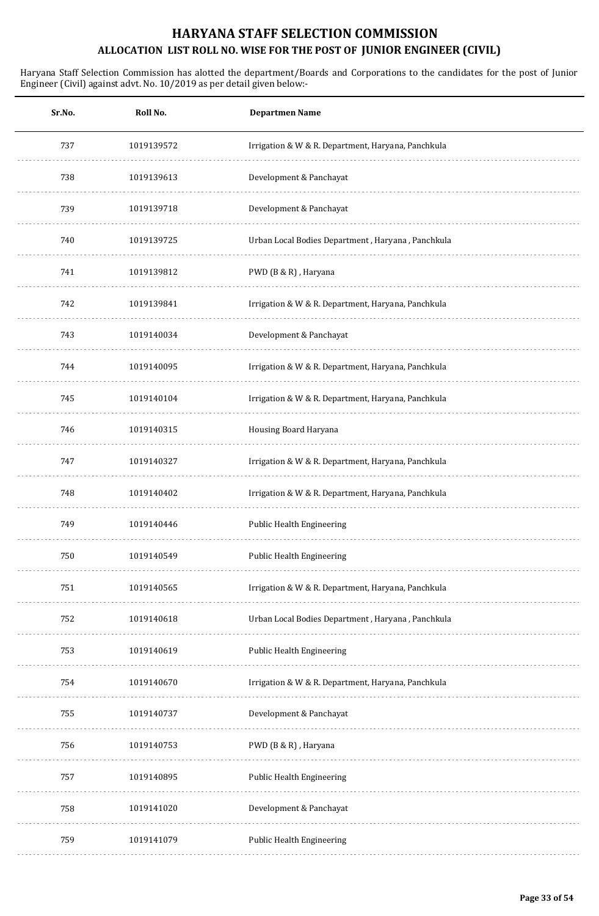# HARYANA STAFF SELECTION COMMISSION

## ALLOCATION LIST ROLL NO. WISE FOR THE POST OF JUNIOR ENGINEER (CIVIL)

Haryana Staff Selection Commission has alotted the department/Boards and Corporations to the candidates for the post of Junior Engineer (Civil) against advt. No. 10/2019 as per detail given below:-

| Sr.No. | Roll No. | Departmen Name |
|---|---|---|
| 737 | 1019139572 | Irrigation & W & R. Department, Haryana, Panchkula |
| 738 | 1019139613 | Development & Panchayat |
| 739 | 1019139718 | Development & Panchayat |
| 740 | 1019139725 | Urban Local Bodies Department , Haryana , Panchkula |
| 741 | 1019139812 | PWD (B & R) , Haryana |
| 742 | 1019139841 | Irrigation & W & R. Department, Haryana, Panchkula |
| 743 | 1019140034 | Development & Panchayat |
| 744 | 1019140095 | Irrigation & W & R. Department, Haryana, Panchkula |
| 745 | 1019140104 | Irrigation & W & R. Department, Haryana, Panchkula |
| 746 | 1019140315 | Housing Board Haryana |
| 747 | 1019140327 | Irrigation & W & R. Department, Haryana, Panchkula |
| 748 | 1019140402 | Irrigation & W & R. Department, Haryana, Panchkula |
| 749 | 1019140446 | Public Health Engineering |
| 750 | 1019140549 | Public Health Engineering |
| 751 | 1019140565 | Irrigation & W & R. Department, Haryana, Panchkula |
| 752 | 1019140618 | Urban Local Bodies Department , Haryana , Panchkula |
| 753 | 1019140619 | Public Health Engineering |
| 754 | 1019140670 | Irrigation & W & R. Department, Haryana, Panchkula |
| 755 | 1019140737 | Development & Panchayat |
| 756 | 1019140753 | PWD (B & R) , Haryana |
| 757 | 1019140895 | Public Health Engineering |
| 758 | 1019141020 | Development & Panchayat |
| 759 | 1019141079 | Public Health Engineering |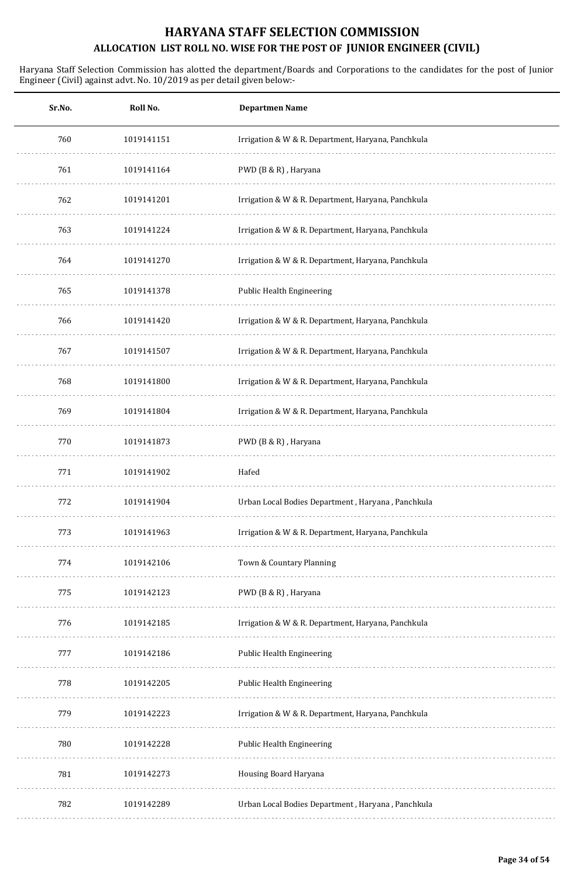# HARYANA STAFF SELECTION COMMISSION

## ALLOCATION LIST ROLL NO. WISE FOR THE POST OF JUNIOR ENGINEER (CIVIL)

Haryana Staff Selection Commission has alotted the department/Boards and Corporations to the candidates for the post of Junior Engineer (Civil) against advt. No. 10/2019 as per detail given below:-

| Sr.No. | Roll No. | Departmen Name |
|---|---|---|
| 760 | 1019141151 | Irrigation & W & R. Department, Haryana, Panchkula |
| 761 | 1019141164 | PWD (B & R) , Haryana |
| 762 | 1019141201 | Irrigation & W & R. Department, Haryana, Panchkula |
| 763 | 1019141224 | Irrigation & W & R. Department, Haryana, Panchkula |
| 764 | 1019141270 | Irrigation & W & R. Department, Haryana, Panchkula |
| 765 | 1019141378 | Public Health Engineering |
| 766 | 1019141420 | Irrigation & W & R. Department, Haryana, Panchkula |
| 767 | 1019141507 | Irrigation & W & R. Department, Haryana, Panchkula |
| 768 | 1019141800 | Irrigation & W & R. Department, Haryana, Panchkula |
| 769 | 1019141804 | Irrigation & W & R. Department, Haryana, Panchkula |
| 770 | 1019141873 | PWD (B & R) , Haryana |
| 771 | 1019141902 | Hafed |
| 772 | 1019141904 | Urban Local Bodies Department , Haryana , Panchkula |
| 773 | 1019141963 | Irrigation & W & R. Department, Haryana, Panchkula |
| 774 | 1019142106 | Town & Countary Planning |
| 775 | 1019142123 | PWD (B & R) , Haryana |
| 776 | 1019142185 | Irrigation & W & R. Department, Haryana, Panchkula |
| 777 | 1019142186 | Public Health Engineering |
| 778 | 1019142205 | Public Health Engineering |
| 779 | 1019142223 | Irrigation & W & R. Department, Haryana, Panchkula |
| 780 | 1019142228 | Public Health Engineering |
| 781 | 1019142273 | Housing Board Haryana |
| 782 | 1019142289 | Urban Local Bodies Department , Haryana , Panchkula |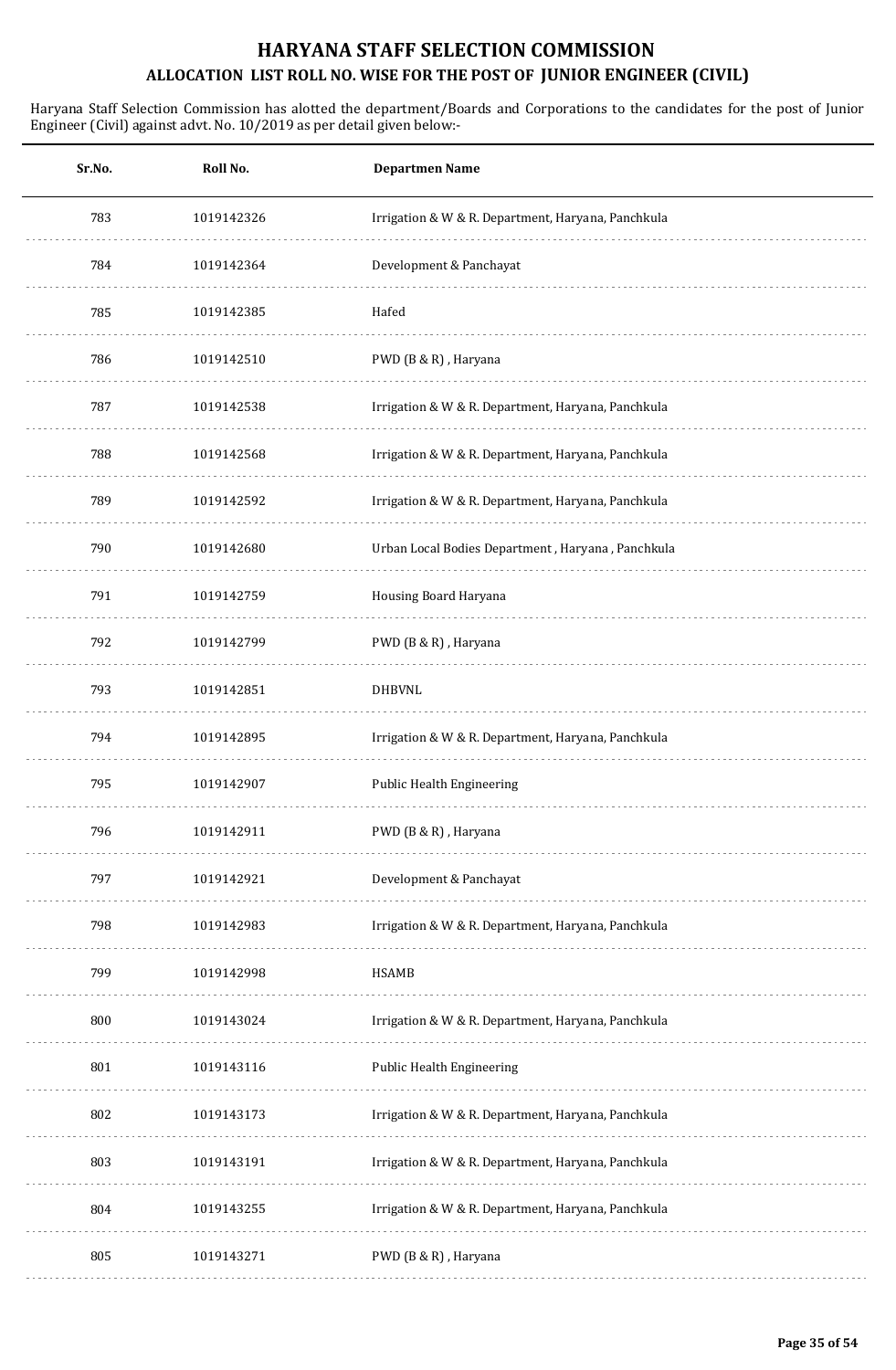# HARYANA STAFF SELECTION COMMISSION

## ALLOCATION LIST ROLL NO. WISE FOR THE POST OF JUNIOR ENGINEER (CIVIL)

Haryana Staff Selection Commission has alotted the department/Boards and Corporations to the candidates for the post of Junior Engineer (Civil) against advt. No. 10/2019 as per detail given below:-

| Sr.No. | Roll No. | Departmen Name |
|---|---|---|
| 783 | 1019142326 | Irrigation & W & R. Department, Haryana, Panchkula |
| 784 | 1019142364 | Development & Panchayat |
| 785 | 1019142385 | Hafed |
| 786 | 1019142510 | PWD (B & R) , Haryana |
| 787 | 1019142538 | Irrigation & W & R. Department, Haryana, Panchkula |
| 788 | 1019142568 | Irrigation & W & R. Department, Haryana, Panchkula |
| 789 | 1019142592 | Irrigation & W & R. Department, Haryana, Panchkula |
| 790 | 1019142680 | Urban Local Bodies Department , Haryana , Panchkula |
| 791 | 1019142759 | Housing Board Haryana |
| 792 | 1019142799 | PWD (B & R) , Haryana |
| 793 | 1019142851 | DHBVNL |
| 794 | 1019142895 | Irrigation & W & R. Department, Haryana, Panchkula |
| 795 | 1019142907 | Public Health Engineering |
| 796 | 1019142911 | PWD (B & R) , Haryana |
| 797 | 1019142921 | Development & Panchayat |
| 798 | 1019142983 | Irrigation & W & R. Department, Haryana, Panchkula |
| 799 | 1019142998 | HSAMB |
| 800 | 1019143024 | Irrigation & W & R. Department, Haryana, Panchkula |
| 801 | 1019143116 | Public Health Engineering |
| 802 | 1019143173 | Irrigation & W & R. Department, Haryana, Panchkula |
| 803 | 1019143191 | Irrigation & W & R. Department, Haryana, Panchkula |
| 804 | 1019143255 | Irrigation & W & R. Department, Haryana, Panchkula |
| 805 | 1019143271 | PWD (B & R) , Haryana |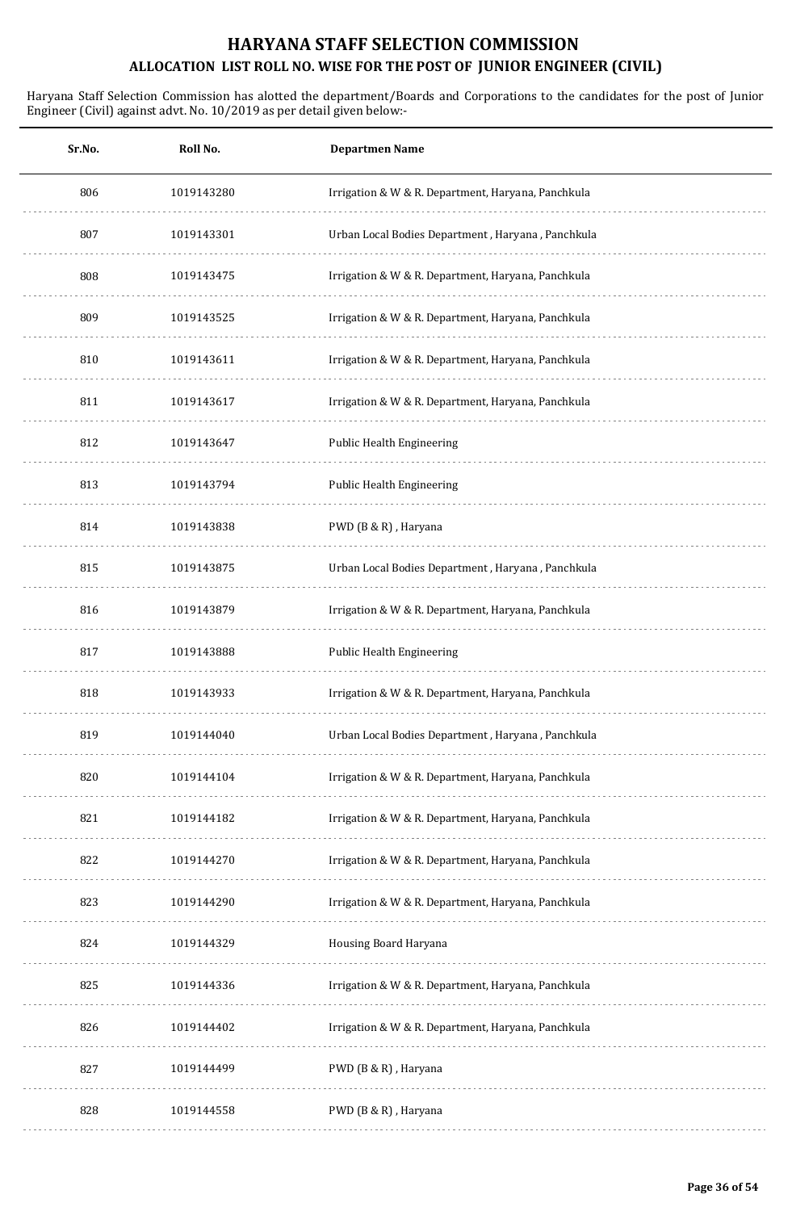# HARYANA STAFF SELECTION COMMISSION

## ALLOCATION LIST ROLL NO. WISE FOR THE POST OF JUNIOR ENGINEER (CIVIL)

Haryana Staff Selection Commission has alotted the department/Boards and Corporations to the candidates for the post of Junior Engineer (Civil) against advt. No. 10/2019 as per detail given below:-

| Sr.No. | Roll No. | Departmen Name |
|---|---|---|
| 806 | 1019143280 | Irrigation & W & R. Department, Haryana, Panchkula |
| 807 | 1019143301 | Urban Local Bodies Department , Haryana , Panchkula |
| 808 | 1019143475 | Irrigation & W & R. Department, Haryana, Panchkula |
| 809 | 1019143525 | Irrigation & W & R. Department, Haryana, Panchkula |
| 810 | 1019143611 | Irrigation & W & R. Department, Haryana, Panchkula |
| 811 | 1019143617 | Irrigation & W & R. Department, Haryana, Panchkula |
| 812 | 1019143647 | Public Health Engineering |
| 813 | 1019143794 | Public Health Engineering |
| 814 | 1019143838 | PWD (B & R) , Haryana |
| 815 | 1019143875 | Urban Local Bodies Department , Haryana , Panchkula |
| 816 | 1019143879 | Irrigation & W & R. Department, Haryana, Panchkula |
| 817 | 1019143888 | Public Health Engineering |
| 818 | 1019143933 | Irrigation & W & R. Department, Haryana, Panchkula |
| 819 | 1019144040 | Urban Local Bodies Department , Haryana , Panchkula |
| 820 | 1019144104 | Irrigation & W & R. Department, Haryana, Panchkula |
| 821 | 1019144182 | Irrigation & W & R. Department, Haryana, Panchkula |
| 822 | 1019144270 | Irrigation & W & R. Department, Haryana, Panchkula |
| 823 | 1019144290 | Irrigation & W & R. Department, Haryana, Panchkula |
| 824 | 1019144329 | Housing Board Haryana |
| 825 | 1019144336 | Irrigation & W & R. Department, Haryana, Panchkula |
| 826 | 1019144402 | Irrigation & W & R. Department, Haryana, Panchkula |
| 827 | 1019144499 | PWD (B & R) , Haryana |
| 828 | 1019144558 | PWD (B & R) , Haryana |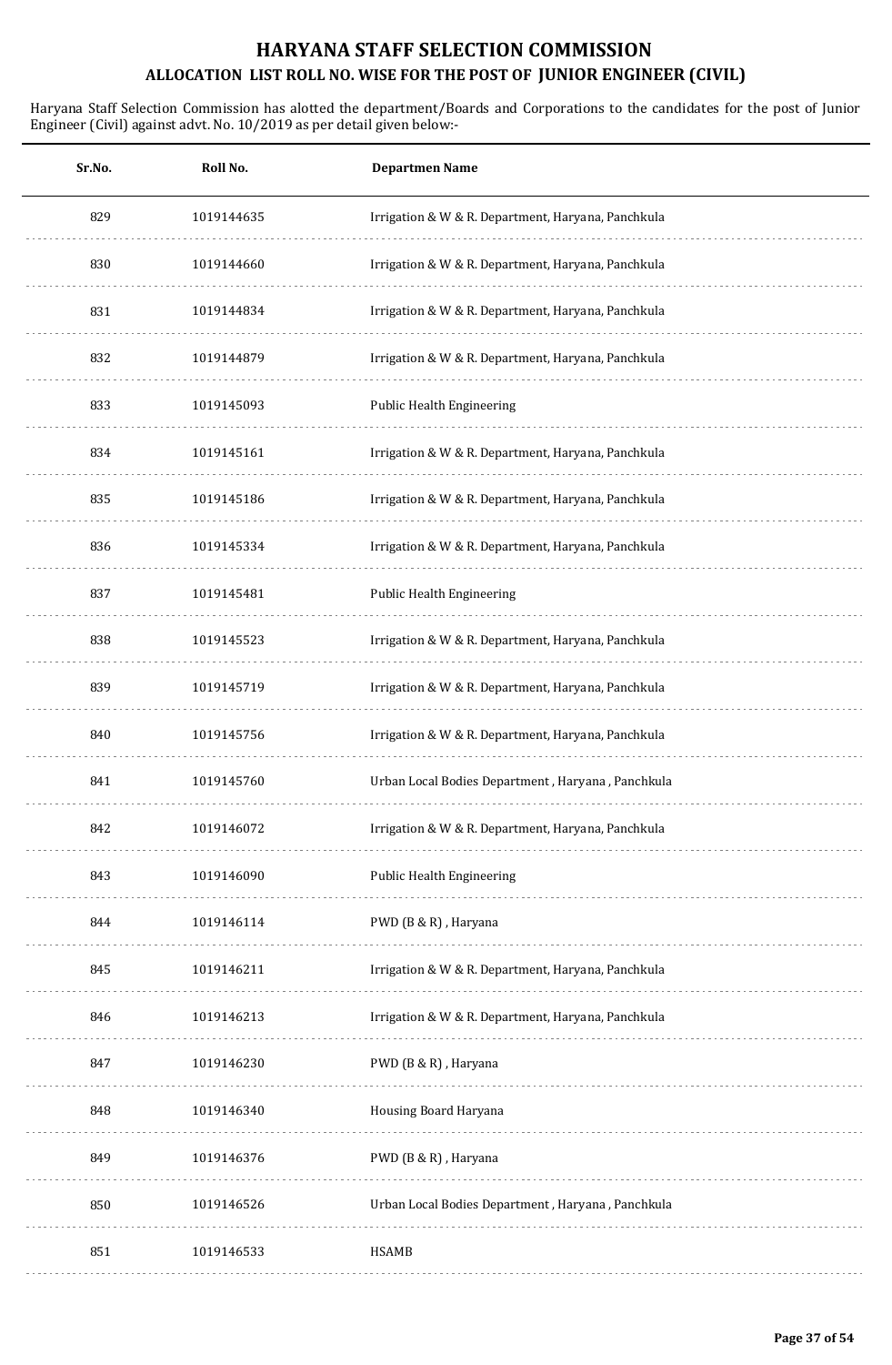# HARYANA STAFF SELECTION COMMISSION

## ALLOCATION LIST ROLL NO. WISE FOR THE POST OF JUNIOR ENGINEER (CIVIL)

Haryana Staff Selection Commission has allotted the department/Boards and Corporations to the candidates for the post of Junior Engineer (Civil) against advt. No. 10/2019 as per detail given below:-

| Sr.No. | Roll No. | Departmen Name |
|---|---|---|
| 829 | 1019144635 | Irrigation & W & R. Department, Haryana, Panchkula |
| 830 | 1019144660 | Irrigation & W & R. Department, Haryana, Panchkula |
| 831 | 1019144834 | Irrigation & W & R. Department, Haryana, Panchkula |
| 832 | 1019144879 | Irrigation & W & R. Department, Haryana, Panchkula |
| 833 | 1019145093 | Public Health Engineering |
| 834 | 1019145161 | Irrigation & W & R. Department, Haryana, Panchkula |
| 835 | 1019145186 | Irrigation & W & R. Department, Haryana, Panchkula |
| 836 | 1019145334 | Irrigation & W & R. Department, Haryana, Panchkula |
| 837 | 1019145481 | Public Health Engineering |
| 838 | 1019145523 | Irrigation & W & R. Department, Haryana, Panchkula |
| 839 | 1019145719 | Irrigation & W & R. Department, Haryana, Panchkula |
| 840 | 1019145756 | Irrigation & W & R. Department, Haryana, Panchkula |
| 841 | 1019145760 | Urban Local Bodies Department , Haryana , Panchkula |
| 842 | 1019146072 | Irrigation & W & R. Department, Haryana, Panchkula |
| 843 | 1019146090 | Public Health Engineering |
| 844 | 1019146114 | PWD (B & R) , Haryana |
| 845 | 1019146211 | Irrigation & W & R. Department, Haryana, Panchkula |
| 846 | 1019146213 | Irrigation & W & R. Department, Haryana, Panchkula |
| 847 | 1019146230 | PWD (B & R) , Haryana |
| 848 | 1019146340 | Housing Board Haryana |
| 849 | 1019146376 | PWD (B & R) , Haryana |
| 850 | 1019146526 | Urban Local Bodies Department , Haryana , Panchkula |
| 851 | 1019146533 | HSAMB |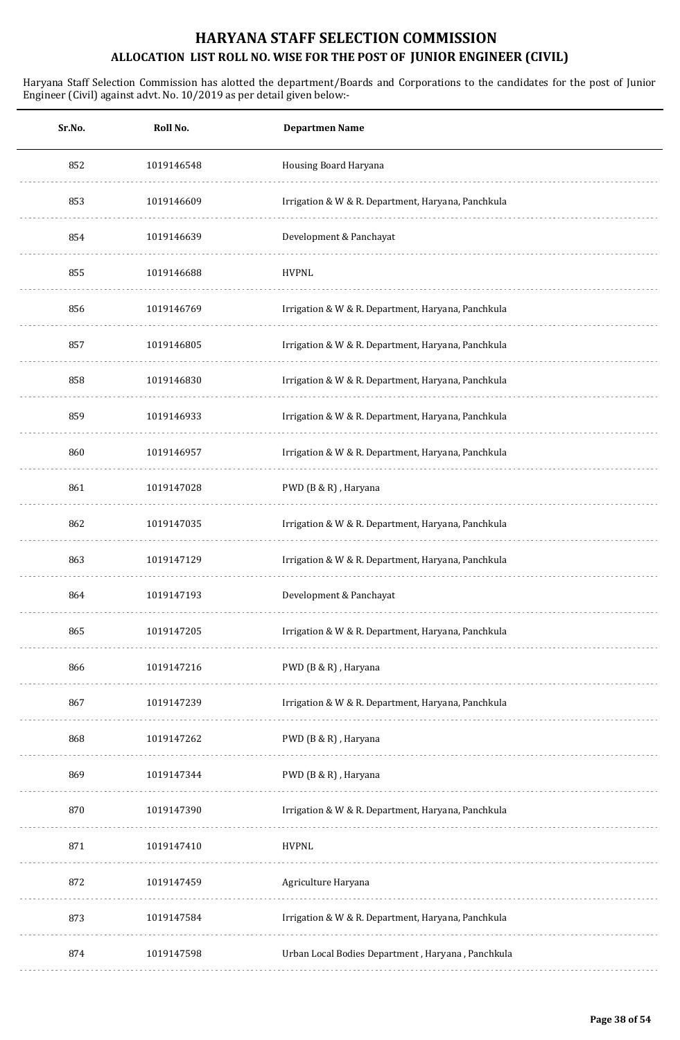# HARYANA STAFF SELECTION COMMISSION

## ALLOCATION LIST ROLL NO. WISE FOR THE POST OF JUNIOR ENGINEER (CIVIL)

Haryana Staff Selection Commission has alotted the department/Boards and Corporations to the candidates for the post of Junior Engineer (Civil) against advt. No. 10/2019 as per detail given below:-

| Sr.No. | Roll No. | Departmen Name |
|---|---|---|
| 852 | 1019146548 | Housing Board Haryana |
| 853 | 1019146609 | Irrigation & W & R. Department, Haryana, Panchkula |
| 854 | 1019146639 | Development & Panchayat |
| 855 | 1019146688 | HVPNL |
| 856 | 1019146769 | Irrigation & W & R. Department, Haryana, Panchkula |
| 857 | 1019146805 | Irrigation & W & R. Department, Haryana, Panchkula |
| 858 | 1019146830 | Irrigation & W & R. Department, Haryana, Panchkula |
| 859 | 1019146933 | Irrigation & W & R. Department, Haryana, Panchkula |
| 860 | 1019146957 | Irrigation & W & R. Department, Haryana, Panchkula |
| 861 | 1019147028 | PWD (B & R) , Haryana |
| 862 | 1019147035 | Irrigation & W & R. Department, Haryana, Panchkula |
| 863 | 1019147129 | Irrigation & W & R. Department, Haryana, Panchkula |
| 864 | 1019147193 | Development & Panchayat |
| 865 | 1019147205 | Irrigation & W & R. Department, Haryana, Panchkula |
| 866 | 1019147216 | PWD (B & R) , Haryana |
| 867 | 1019147239 | Irrigation & W & R. Department, Haryana, Panchkula |
| 868 | 1019147262 | PWD (B & R) , Haryana |
| 869 | 1019147344 | PWD (B & R) , Haryana |
| 870 | 1019147390 | Irrigation & W & R. Department, Haryana, Panchkula |
| 871 | 1019147410 | HVPNL |
| 872 | 1019147459 | Agriculture Haryana |
| 873 | 1019147584 | Irrigation & W & R. Department, Haryana, Panchkula |
| 874 | 1019147598 | Urban Local Bodies Department , Haryana , Panchkula |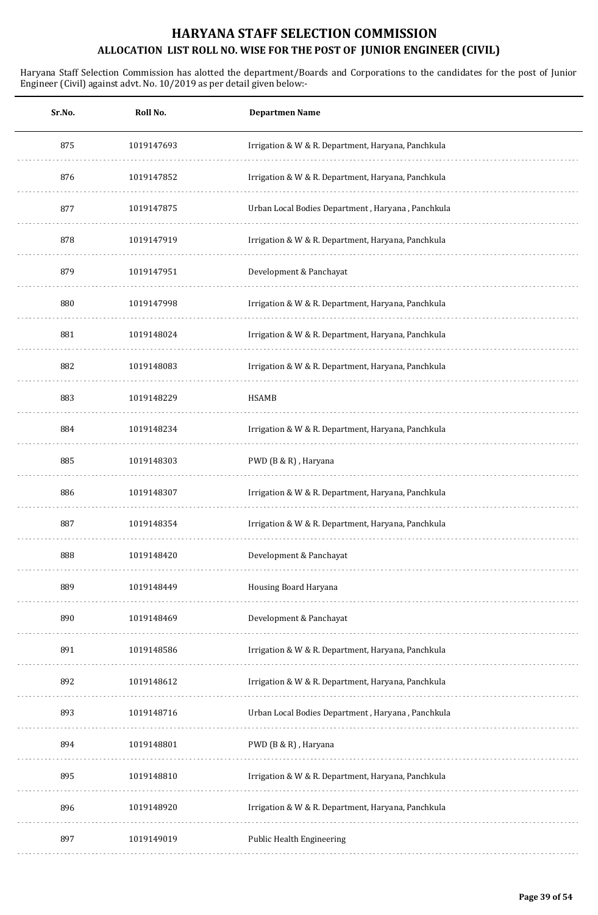# HARYANA STAFF SELECTION COMMISSION

## ALLOCATION LIST ROLL NO. WISE FOR THE POST OF JUNIOR ENGINEER (CIVIL)

Haryana Staff Selection Commission has alotted the department/Boards and Corporations to the candidates for the post of Junior Engineer (Civil) against advt. No. 10/2019 as per detail given below:-

| Sr.No. | Roll No. | Departmen Name |
|---|---|---|
| 875 | 1019147693 | Irrigation & W & R. Department, Haryana, Panchkula |
| 876 | 1019147852 | Irrigation & W & R. Department, Haryana, Panchkula |
| 877 | 1019147875 | Urban Local Bodies Department , Haryana , Panchkula |
| 878 | 1019147919 | Irrigation & W & R. Department, Haryana, Panchkula |
| 879 | 1019147951 | Development & Panchayat |
| 880 | 1019147998 | Irrigation & W & R. Department, Haryana, Panchkula |
| 881 | 1019148024 | Irrigation & W & R. Department, Haryana, Panchkula |
| 882 | 1019148083 | Irrigation & W & R. Department, Haryana, Panchkula |
| 883 | 1019148229 | HSAMB |
| 884 | 1019148234 | Irrigation & W & R. Department, Haryana, Panchkula |
| 885 | 1019148303 | PWD (B & R) , Haryana |
| 886 | 1019148307 | Irrigation & W & R. Department, Haryana, Panchkula |
| 887 | 1019148354 | Irrigation & W & R. Department, Haryana, Panchkula |
| 888 | 1019148420 | Development & Panchayat |
| 889 | 1019148449 | Housing Board Haryana |
| 890 | 1019148469 | Development & Panchayat |
| 891 | 1019148586 | Irrigation & W & R. Department, Haryana, Panchkula |
| 892 | 1019148612 | Irrigation & W & R. Department, Haryana, Panchkula |
| 893 | 1019148716 | Urban Local Bodies Department , Haryana , Panchkula |
| 894 | 1019148801 | PWD (B & R) , Haryana |
| 895 | 1019148810 | Irrigation & W & R. Department, Haryana, Panchkula |
| 896 | 1019148920 | Irrigation & W & R. Department, Haryana, Panchkula |
| 897 | 1019149019 | Public Health Engineering |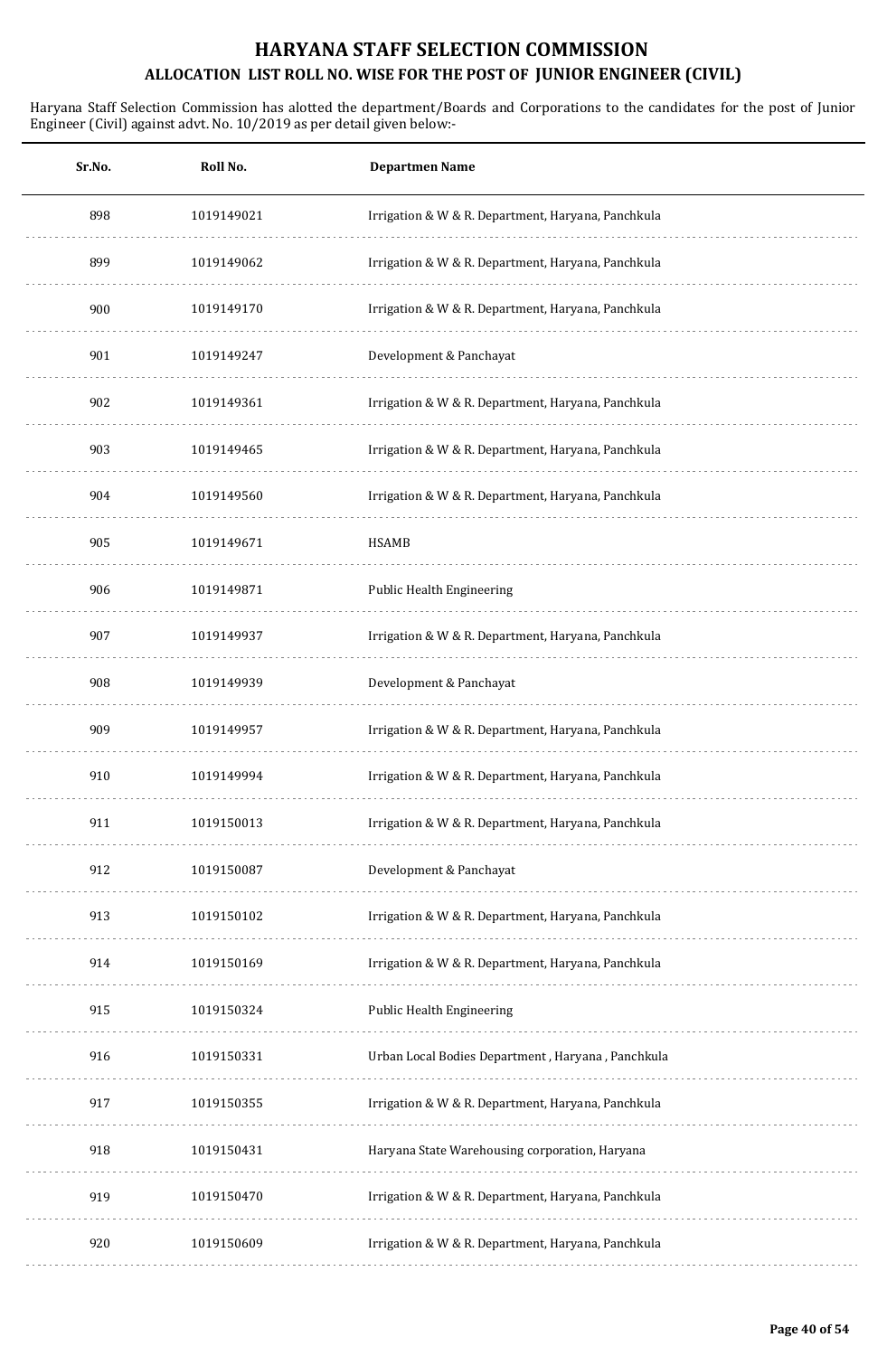# HARYANA STAFF SELECTION COMMISSION

## ALLOCATION LIST ROLL NO. WISE FOR THE POST OF JUNIOR ENGINEER (CIVIL)

Haryana Staff Selection Commission has alotted the department/Boards and Corporations to the candidates for the post of Junior Engineer (Civil) against advt. No. 10/2019 as per detail given below:-

| Sr.No. | Roll No. | Departmen Name |
|---|---|---|
| 898 | 1019149021 | Irrigation & W & R. Department, Haryana, Panchkula |
| 899 | 1019149062 | Irrigation & W & R. Department, Haryana, Panchkula |
| 900 | 1019149170 | Irrigation & W & R. Department, Haryana, Panchkula |
| 901 | 1019149247 | Development & Panchayat |
| 902 | 1019149361 | Irrigation & W & R. Department, Haryana, Panchkula |
| 903 | 1019149465 | Irrigation & W & R. Department, Haryana, Panchkula |
| 904 | 1019149560 | Irrigation & W & R. Department, Haryana, Panchkula |
| 905 | 1019149671 | HSAMB |
| 906 | 1019149871 | Public Health Engineering |
| 907 | 1019149937 | Irrigation & W & R. Department, Haryana, Panchkula |
| 908 | 1019149939 | Development & Panchayat |
| 909 | 1019149957 | Irrigation & W & R. Department, Haryana, Panchkula |
| 910 | 1019149994 | Irrigation & W & R. Department, Haryana, Panchkula |
| 911 | 1019150013 | Irrigation & W & R. Department, Haryana, Panchkula |
| 912 | 1019150087 | Development & Panchayat |
| 913 | 1019150102 | Irrigation & W & R. Department, Haryana, Panchkula |
| 914 | 1019150169 | Irrigation & W & R. Department, Haryana, Panchkula |
| 915 | 1019150324 | Public Health Engineering |
| 916 | 1019150331 | Urban Local Bodies Department , Haryana , Panchkula |
| 917 | 1019150355 | Irrigation & W & R. Department, Haryana, Panchkula |
| 918 | 1019150431 | Haryana State Warehousing corporation, Haryana |
| 919 | 1019150470 | Irrigation & W & R. Department, Haryana, Panchkula |
| 920 | 1019150609 | Irrigation & W & R. Department, Haryana, Panchkula |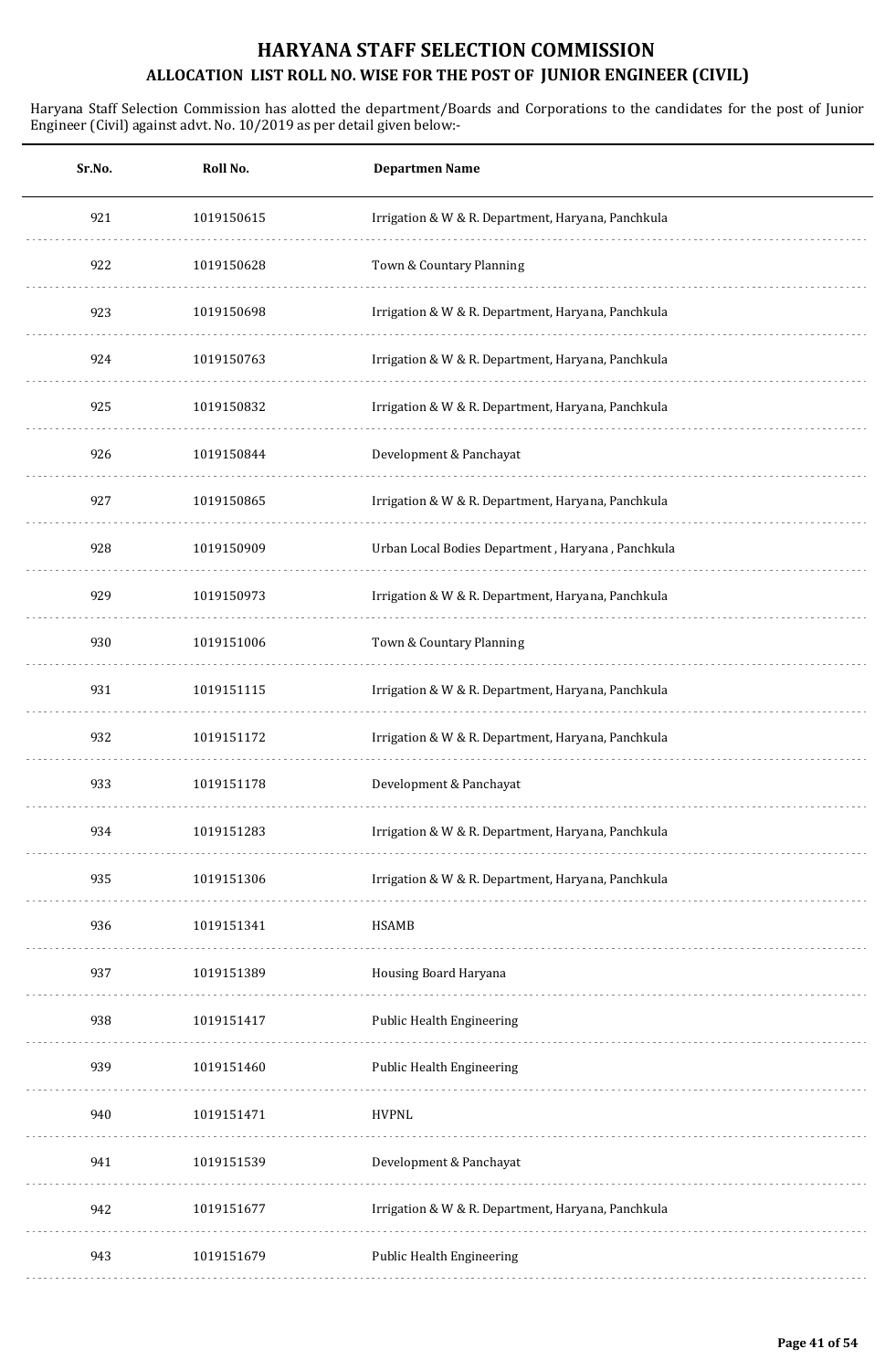# HARYANA STAFF SELECTION COMMISSION

## ALLOCATION LIST ROLL NO. WISE FOR THE POST OF JUNIOR ENGINEER (CIVIL)

Haryana Staff Selection Commission has alotted the department/Boards and Corporations to the candidates for the post of Junior Engineer (Civil) against advt. No. 10/2019 as per detail given below:-

| Sr.No. | Roll No. | Departmen Name |
|---|---|---|
| 921 | 1019150615 | Irrigation & W & R. Department, Haryana, Panchkula |
| 922 | 1019150628 | Town & Countary Planning |
| 923 | 1019150698 | Irrigation & W & R. Department, Haryana, Panchkula |
| 924 | 1019150763 | Irrigation & W & R. Department, Haryana, Panchkula |
| 925 | 1019150832 | Irrigation & W & R. Department, Haryana, Panchkula |
| 926 | 1019150844 | Development & Panchayat |
| 927 | 1019150865 | Irrigation & W & R. Department, Haryana, Panchkula |
| 928 | 1019150909 | Urban Local Bodies Department , Haryana , Panchkula |
| 929 | 1019150973 | Irrigation & W & R. Department, Haryana, Panchkula |
| 930 | 1019151006 | Town & Countary Planning |
| 931 | 1019151115 | Irrigation & W & R. Department, Haryana, Panchkula |
| 932 | 1019151172 | Irrigation & W & R. Department, Haryana, Panchkula |
| 933 | 1019151178 | Development & Panchayat |
| 934 | 1019151283 | Irrigation & W & R. Department, Haryana, Panchkula |
| 935 | 1019151306 | Irrigation & W & R. Department, Haryana, Panchkula |
| 936 | 1019151341 | HSAMB |
| 937 | 1019151389 | Housing Board Haryana |
| 938 | 1019151417 | Public Health Engineering |
| 939 | 1019151460 | Public Health Engineering |
| 940 | 1019151471 | HVPNL |
| 941 | 1019151539 | Development & Panchayat |
| 942 | 1019151677 | Irrigation & W & R. Department, Haryana, Panchkula |
| 943 | 1019151679 | Public Health Engineering |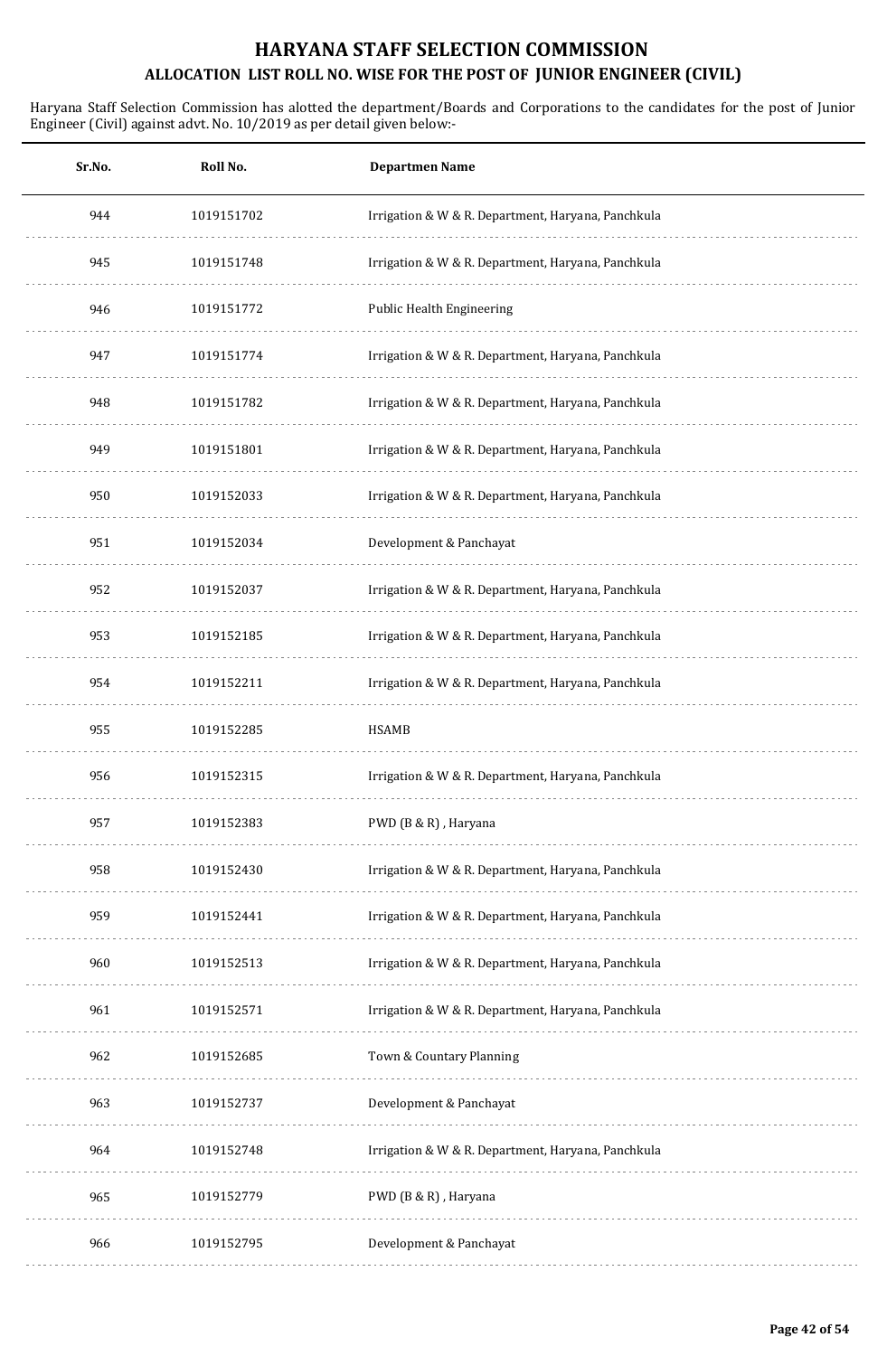# HARYANA STAFF SELECTION COMMISSION

## ALLOCATION LIST ROLL NO. WISE FOR THE POST OF JUNIOR ENGINEER (CIVIL)

Haryana Staff Selection Commission has alotted the department/Boards and Corporations to the candidates for the post of Junior Engineer (Civil) against advt. No. 10/2019 as per detail given below:-

| Sr.No. | Roll No. | Departmen Name |
|---|---|---|
| 944 | 1019151702 | Irrigation & W & R. Department, Haryana, Panchkula |
| 945 | 1019151748 | Irrigation & W & R. Department, Haryana, Panchkula |
| 946 | 1019151772 | Public Health Engineering |
| 947 | 1019151774 | Irrigation & W & R. Department, Haryana, Panchkula |
| 948 | 1019151782 | Irrigation & W & R. Department, Haryana, Panchkula |
| 949 | 1019151801 | Irrigation & W & R. Department, Haryana, Panchkula |
| 950 | 1019152033 | Irrigation & W & R. Department, Haryana, Panchkula |
| 951 | 1019152034 | Development & Panchayat |
| 952 | 1019152037 | Irrigation & W & R. Department, Haryana, Panchkula |
| 953 | 1019152185 | Irrigation & W & R. Department, Haryana, Panchkula |
| 954 | 1019152211 | Irrigation & W & R. Department, Haryana, Panchkula |
| 955 | 1019152285 | HSAMB |
| 956 | 1019152315 | Irrigation & W & R. Department, Haryana, Panchkula |
| 957 | 1019152383 | PWD (B & R) , Haryana |
| 958 | 1019152430 | Irrigation & W & R. Department, Haryana, Panchkula |
| 959 | 1019152441 | Irrigation & W & R. Department, Haryana, Panchkula |
| 960 | 1019152513 | Irrigation & W & R. Department, Haryana, Panchkula |
| 961 | 1019152571 | Irrigation & W & R. Department, Haryana, Panchkula |
| 962 | 1019152685 | Town & Countary Planning |
| 963 | 1019152737 | Development & Panchayat |
| 964 | 1019152748 | Irrigation & W & R. Department, Haryana, Panchkula |
| 965 | 1019152779 | PWD (B & R) , Haryana |
| 966 | 1019152795 | Development & Panchayat |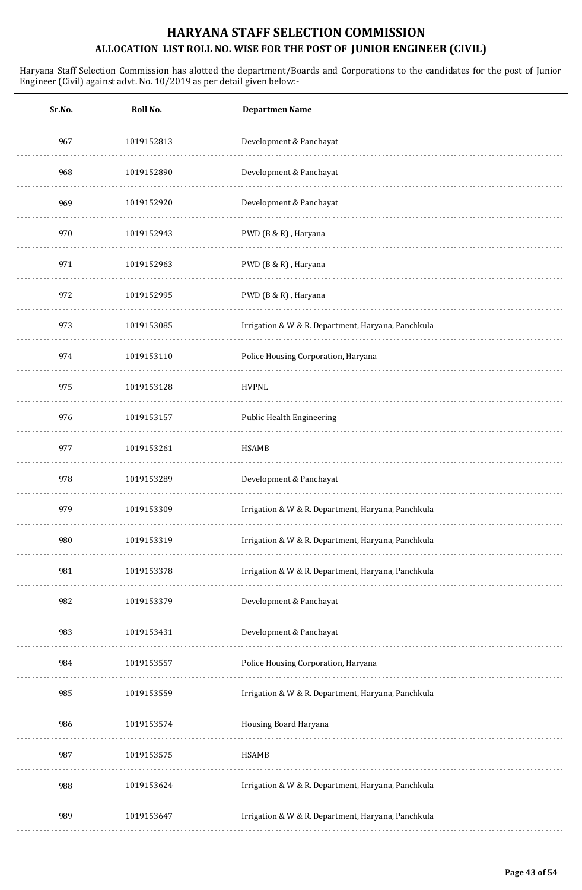# HARYANA STAFF SELECTION COMMISSION

## ALLOCATION LIST ROLL NO. WISE FOR THE POST OF JUNIOR ENGINEER (CIVIL)

Haryana Staff Selection Commission has alotted the department/Boards and Corporations to the candidates for the post of Junior Engineer (Civil) against advt. No. 10/2019 as per detail given below:-

| Sr.No. | Roll No. | Departmen Name |
|---|---|---|
| 967 | 1019152813 | Development & Panchayat |
| 968 | 1019152890 | Development & Panchayat |
| 969 | 1019152920 | Development & Panchayat |
| 970 | 1019152943 | PWD (B & R) , Haryana |
| 971 | 1019152963 | PWD (B & R) , Haryana |
| 972 | 1019152995 | PWD (B & R) , Haryana |
| 973 | 1019153085 | Irrigation & W & R. Department, Haryana, Panchkula |
| 974 | 1019153110 | Police Housing Corporation, Haryana |
| 975 | 1019153128 | HVPNL |
| 976 | 1019153157 | Public Health Engineering |
| 977 | 1019153261 | HSAMB |
| 978 | 1019153289 | Development & Panchayat |
| 979 | 1019153309 | Irrigation & W & R. Department, Haryana, Panchkula |
| 980 | 1019153319 | Irrigation & W & R. Department, Haryana, Panchkula |
| 981 | 1019153378 | Irrigation & W & R. Department, Haryana, Panchkula |
| 982 | 1019153379 | Development & Panchayat |
| 983 | 1019153431 | Development & Panchayat |
| 984 | 1019153557 | Police Housing Corporation, Haryana |
| 985 | 1019153559 | Irrigation & W & R. Department, Haryana, Panchkula |
| 986 | 1019153574 | Housing Board Haryana |
| 987 | 1019153575 | HSAMB |
| 988 | 1019153624 | Irrigation & W & R. Department, Haryana, Panchkula |
| 989 | 1019153647 | Irrigation & W & R. Department, Haryana, Panchkula |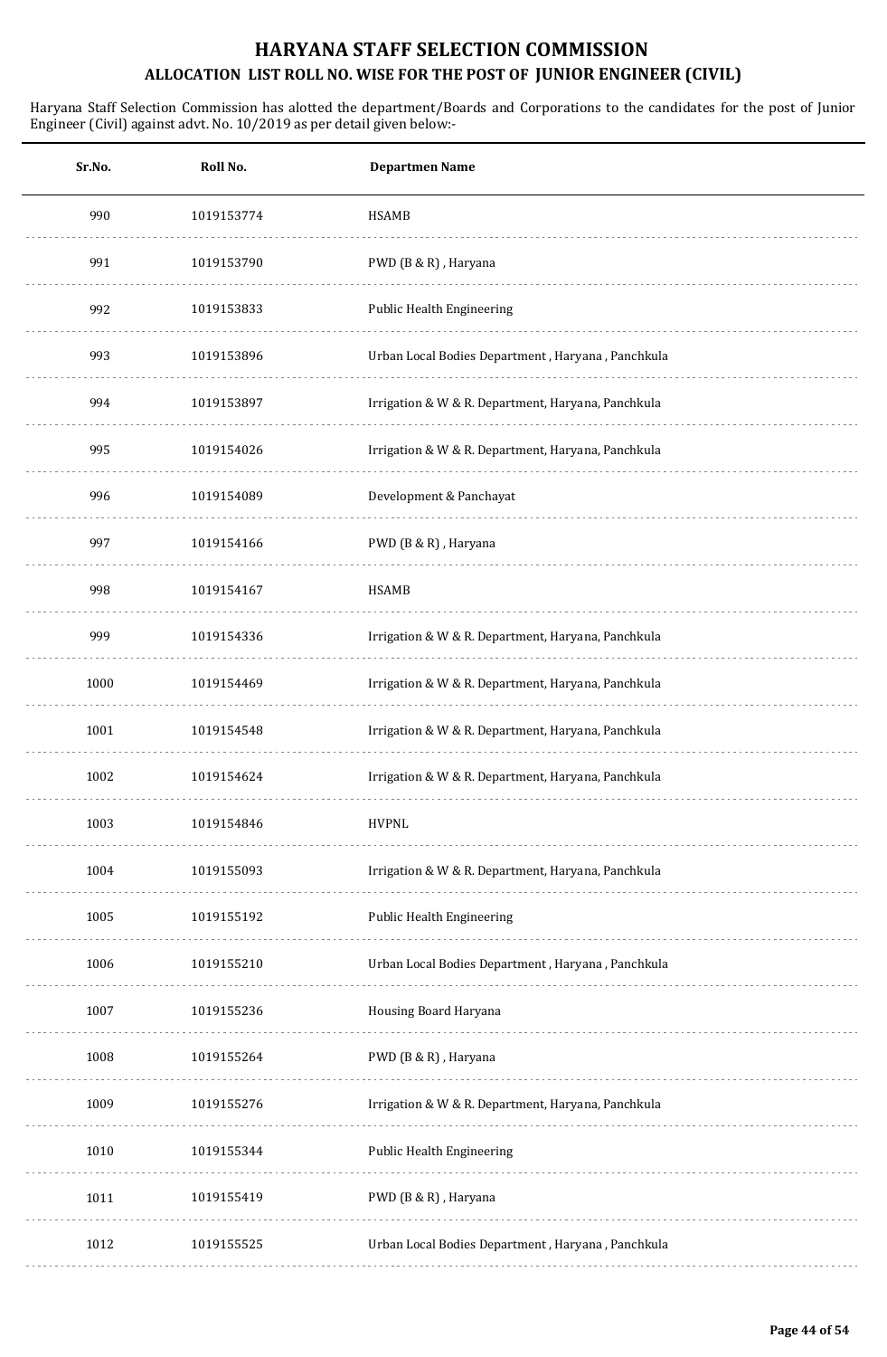# HARYANA STAFF SELECTION COMMISSION

## ALLOCATION LIST ROLL NO. WISE FOR THE POST OF JUNIOR ENGINEER (CIVIL)

Haryana Staff Selection Commission has alotted the department/Boards and Corporations to the candidates for the post of Junior Engineer (Civil) against advt. No. 10/2019 as per detail given below:-

| Sr.No. | Roll No. | Departmen Name |
|---|---|---|
| 990 | 1019153774 | HSAMB |
| 991 | 1019153790 | PWD (B & R) , Haryana |
| 992 | 1019153833 | Public Health Engineering |
| 993 | 1019153896 | Urban Local Bodies Department , Haryana , Panchkula |
| 994 | 1019153897 | Irrigation & W & R. Department, Haryana, Panchkula |
| 995 | 1019154026 | Irrigation & W & R. Department, Haryana, Panchkula |
| 996 | 1019154089 | Development & Panchayat |
| 997 | 1019154166 | PWD (B & R) , Haryana |
| 998 | 1019154167 | HSAMB |
| 999 | 1019154336 | Irrigation & W & R. Department, Haryana, Panchkula |
| 1000 | 1019154469 | Irrigation & W & R. Department, Haryana, Panchkula |
| 1001 | 1019154548 | Irrigation & W & R. Department, Haryana, Panchkula |
| 1002 | 1019154624 | Irrigation & W & R. Department, Haryana, Panchkula |
| 1003 | 1019154846 | HVPNL |
| 1004 | 1019155093 | Irrigation & W & R. Department, Haryana, Panchkula |
| 1005 | 1019155192 | Public Health Engineering |
| 1006 | 1019155210 | Urban Local Bodies Department , Haryana , Panchkula |
| 1007 | 1019155236 | Housing Board Haryana |
| 1008 | 1019155264 | PWD (B & R) , Haryana |
| 1009 | 1019155276 | Irrigation & W & R. Department, Haryana, Panchkula |
| 1010 | 1019155344 | Public Health Engineering |
| 1011 | 1019155419 | PWD (B & R) , Haryana |
| 1012 | 1019155525 | Urban Local Bodies Department , Haryana , Panchkula |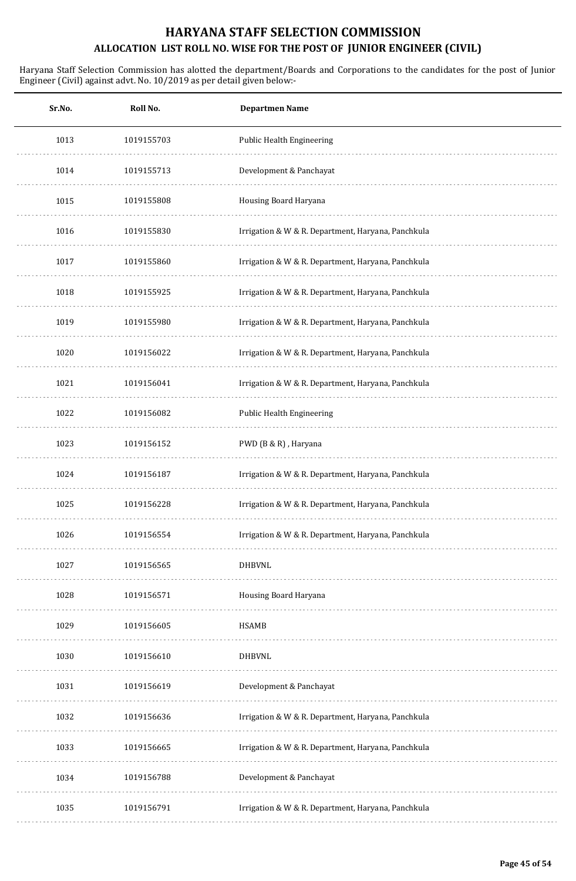# HARYANA STAFF SELECTION COMMISSION

## ALLOCATION LIST ROLL NO. WISE FOR THE POST OF JUNIOR ENGINEER (CIVIL)

Haryana Staff Selection Commission has alotted the department/Boards and Corporations to the candidates for the post of Junior Engineer (Civil) against advt. No. 10/2019 as per detail given below:-

| Sr.No. | Roll No. | Departmen Name |
|---|---|---|
| 1013 | 1019155703 | Public Health Engineering |
| 1014 | 1019155713 | Development & Panchayat |
| 1015 | 1019155808 | Housing Board Haryana |
| 1016 | 1019155830 | Irrigation & W & R. Department, Haryana, Panchkula |
| 1017 | 1019155860 | Irrigation & W & R. Department, Haryana, Panchkula |
| 1018 | 1019155925 | Irrigation & W & R. Department, Haryana, Panchkula |
| 1019 | 1019155980 | Irrigation & W & R. Department, Haryana, Panchkula |
| 1020 | 1019156022 | Irrigation & W & R. Department, Haryana, Panchkula |
| 1021 | 1019156041 | Irrigation & W & R. Department, Haryana, Panchkula |
| 1022 | 1019156082 | Public Health Engineering |
| 1023 | 1019156152 | PWD (B & R) , Haryana |
| 1024 | 1019156187 | Irrigation & W & R. Department, Haryana, Panchkula |
| 1025 | 1019156228 | Irrigation & W & R. Department, Haryana, Panchkula |
| 1026 | 1019156554 | Irrigation & W & R. Department, Haryana, Panchkula |
| 1027 | 1019156565 | DHBVNL |
| 1028 | 1019156571 | Housing Board Haryana |
| 1029 | 1019156605 | HSAMB |
| 1030 | 1019156610 | DHBVNL |
| 1031 | 1019156619 | Development & Panchayat |
| 1032 | 1019156636 | Irrigation & W & R. Department, Haryana, Panchkula |
| 1033 | 1019156665 | Irrigation & W & R. Department, Haryana, Panchkula |
| 1034 | 1019156788 | Development & Panchayat |
| 1035 | 1019156791 | Irrigation & W & R. Department, Haryana, Panchkula |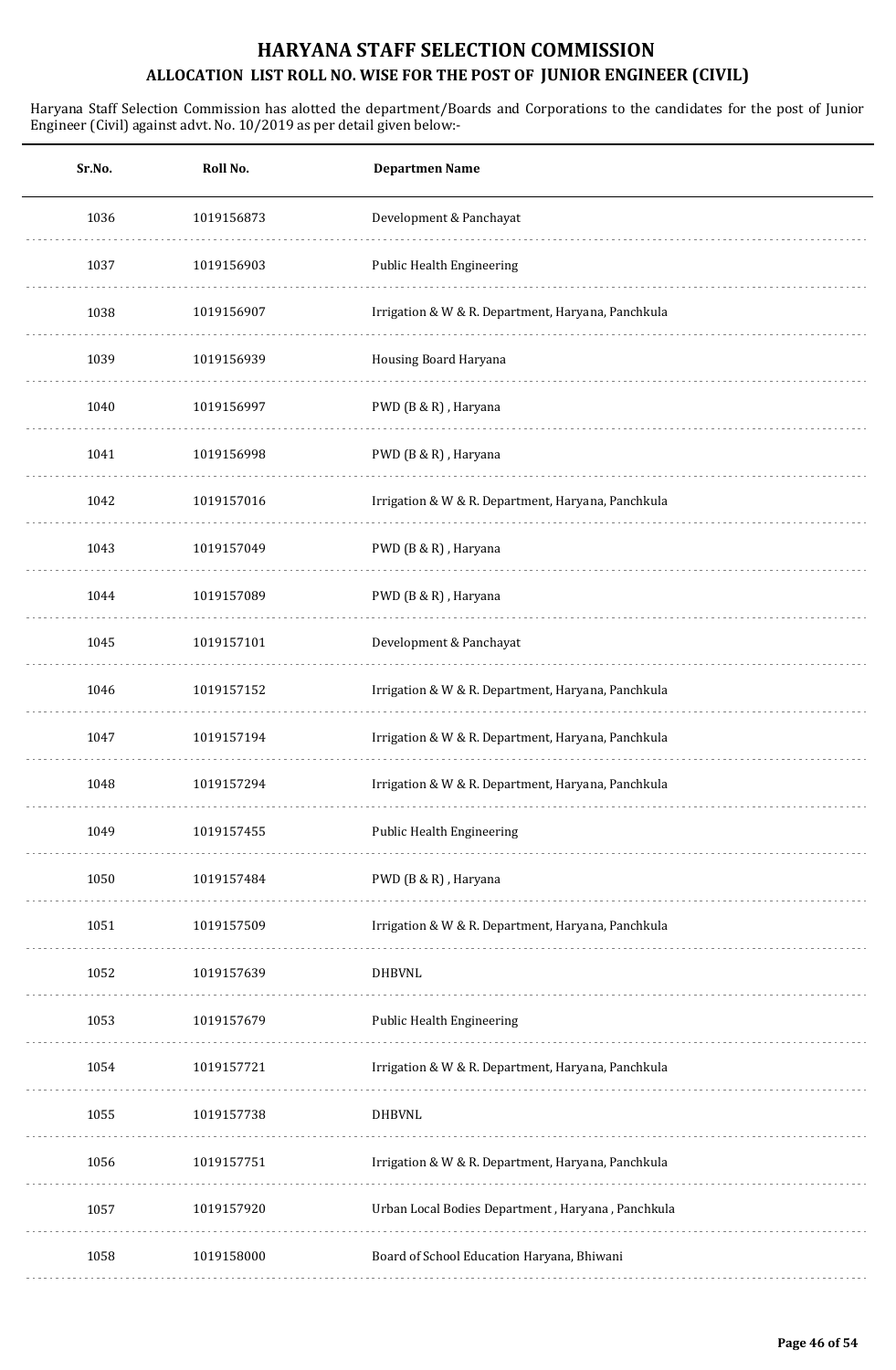# HARYANA STAFF SELECTION COMMISSION

## ALLOCATION LIST ROLL NO. WISE FOR THE POST OF JUNIOR ENGINEER (CIVIL)

Haryana Staff Selection Commission has alotted the department/Boards and Corporations to the candidates for the post of Junior Engineer (Civil) against advt. No. 10/2019 as per detail given below:-

| Sr.No. | Roll No. | Departmen Name |
|---|---|---|
| 1036 | 1019156873 | Development & Panchayat |
| 1037 | 1019156903 | Public Health Engineering |
| 1038 | 1019156907 | Irrigation & W & R. Department, Haryana, Panchkula |
| 1039 | 1019156939 | Housing Board Haryana |
| 1040 | 1019156997 | PWD (B & R) , Haryana |
| 1041 | 1019156998 | PWD (B & R) , Haryana |
| 1042 | 1019157016 | Irrigation & W & R. Department, Haryana, Panchkula |
| 1043 | 1019157049 | PWD (B & R) , Haryana |
| 1044 | 1019157089 | PWD (B & R) , Haryana |
| 1045 | 1019157101 | Development & Panchayat |
| 1046 | 1019157152 | Irrigation & W & R. Department, Haryana, Panchkula |
| 1047 | 1019157194 | Irrigation & W & R. Department, Haryana, Panchkula |
| 1048 | 1019157294 | Irrigation & W & R. Department, Haryana, Panchkula |
| 1049 | 1019157455 | Public Health Engineering |
| 1050 | 1019157484 | PWD (B & R) , Haryana |
| 1051 | 1019157509 | Irrigation & W & R. Department, Haryana, Panchkula |
| 1052 | 1019157639 | DHBVNL |
| 1053 | 1019157679 | Public Health Engineering |
| 1054 | 1019157721 | Irrigation & W & R. Department, Haryana, Panchkula |
| 1055 | 1019157738 | DHBVNL |
| 1056 | 1019157751 | Irrigation & W & R. Department, Haryana, Panchkula |
| 1057 | 1019157920 | Urban Local Bodies Department , Haryana , Panchkula |
| 1058 | 1019158000 | Board of School Education Haryana, Bhiwani |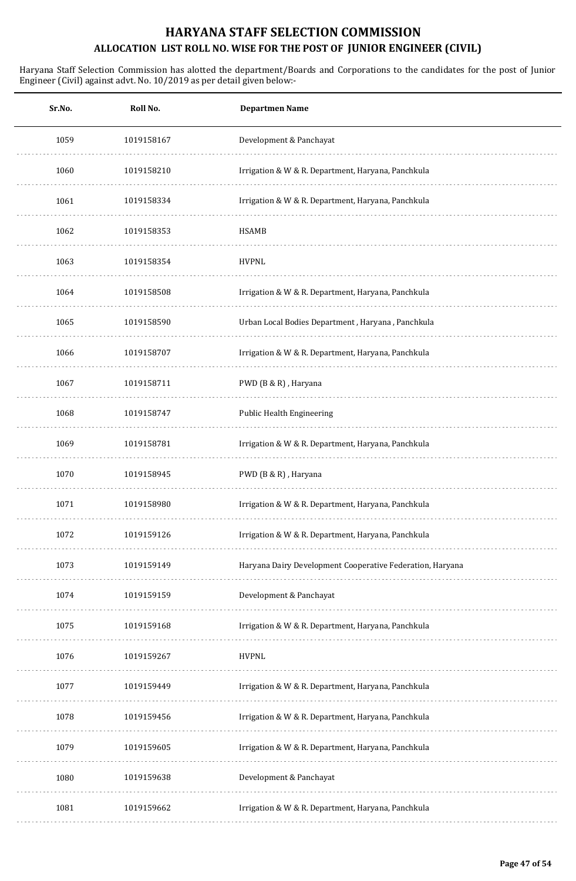# HARYANA STAFF SELECTION COMMISSION

## ALLOCATION LIST ROLL NO. WISE FOR THE POST OF JUNIOR ENGINEER (CIVIL)

Haryana Staff Selection Commission has alotted the department/Boards and Corporations to the candidates for the post of Junior Engineer (Civil) against advt. No. 10/2019 as per detail given below:-

| Sr.No. | Roll No. | Departmen Name |
|---|---|---|
| 1059 | 1019158167 | Development & Panchayat |
| 1060 | 1019158210 | Irrigation & W & R. Department, Haryana, Panchkula |
| 1061 | 1019158334 | Irrigation & W & R. Department, Haryana, Panchkula |
| 1062 | 1019158353 | HSAMB |
| 1063 | 1019158354 | HVPNL |
| 1064 | 1019158508 | Irrigation & W & R. Department, Haryana, Panchkula |
| 1065 | 1019158590 | Urban Local Bodies Department , Haryana , Panchkula |
| 1066 | 1019158707 | Irrigation & W & R. Department, Haryana, Panchkula |
| 1067 | 1019158711 | PWD (B & R) , Haryana |
| 1068 | 1019158747 | Public Health Engineering |
| 1069 | 1019158781 | Irrigation & W & R. Department, Haryana, Panchkula |
| 1070 | 1019158945 | PWD (B & R) , Haryana |
| 1071 | 1019158980 | Irrigation & W & R. Department, Haryana, Panchkula |
| 1072 | 1019159126 | Irrigation & W & R. Department, Haryana, Panchkula |
| 1073 | 1019159149 | Haryana Dairy Development Cooperative Federation, Haryana |
| 1074 | 1019159159 | Development & Panchayat |
| 1075 | 1019159168 | Irrigation & W & R. Department, Haryana, Panchkula |
| 1076 | 1019159267 | HVPNL |
| 1077 | 1019159449 | Irrigation & W & R. Department, Haryana, Panchkula |
| 1078 | 1019159456 | Irrigation & W & R. Department, Haryana, Panchkula |
| 1079 | 1019159605 | Irrigation & W & R. Department, Haryana, Panchkula |
| 1080 | 1019159638 | Development & Panchayat |
| 1081 | 1019159662 | Irrigation & W & R. Department, Haryana, Panchkula |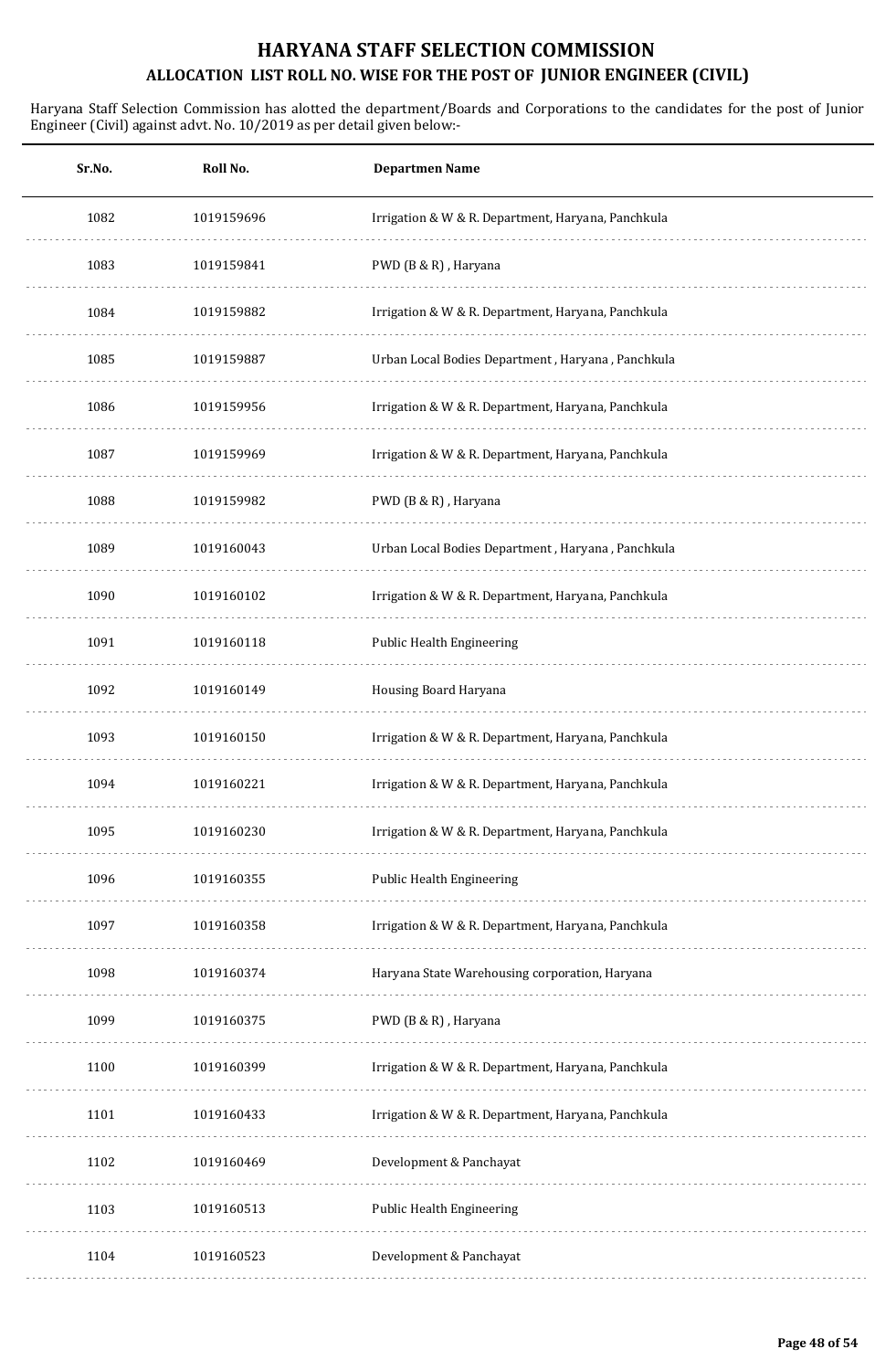# HARYANA STAFF SELECTION COMMISSION

## ALLOCATION LIST ROLL NO. WISE FOR THE POST OF JUNIOR ENGINEER (CIVIL)

Haryana Staff Selection Commission has alotted the department/Boards and Corporations to the candidates for the post of Junior Engineer (Civil) against advt. No. 10/2019 as per detail given below:-

| Sr.No. | Roll No. | Departmen Name |
|---|---|---|
| 1082 | 1019159696 | Irrigation & W & R. Department, Haryana, Panchkula |
| 1083 | 1019159841 | PWD (B & R) , Haryana |
| 1084 | 1019159882 | Irrigation & W & R. Department, Haryana, Panchkula |
| 1085 | 1019159887 | Urban Local Bodies Department , Haryana , Panchkula |
| 1086 | 1019159956 | Irrigation & W & R. Department, Haryana, Panchkula |
| 1087 | 1019159969 | Irrigation & W & R. Department, Haryana, Panchkula |
| 1088 | 1019159982 | PWD (B & R) , Haryana |
| 1089 | 1019160043 | Urban Local Bodies Department , Haryana , Panchkula |
| 1090 | 1019160102 | Irrigation & W & R. Department, Haryana, Panchkula |
| 1091 | 1019160118 | Public Health Engineering |
| 1092 | 1019160149 | Housing Board Haryana |
| 1093 | 1019160150 | Irrigation & W & R. Department, Haryana, Panchkula |
| 1094 | 1019160221 | Irrigation & W & R. Department, Haryana, Panchkula |
| 1095 | 1019160230 | Irrigation & W & R. Department, Haryana, Panchkula |
| 1096 | 1019160355 | Public Health Engineering |
| 1097 | 1019160358 | Irrigation & W & R. Department, Haryana, Panchkula |
| 1098 | 1019160374 | Haryana State Warehousing corporation, Haryana |
| 1099 | 1019160375 | PWD (B & R) , Haryana |
| 1100 | 1019160399 | Irrigation & W & R. Department, Haryana, Panchkula |
| 1101 | 1019160433 | Irrigation & W & R. Department, Haryana, Panchkula |
| 1102 | 1019160469 | Development & Panchayat |
| 1103 | 1019160513 | Public Health Engineering |
| 1104 | 1019160523 | Development & Panchayat |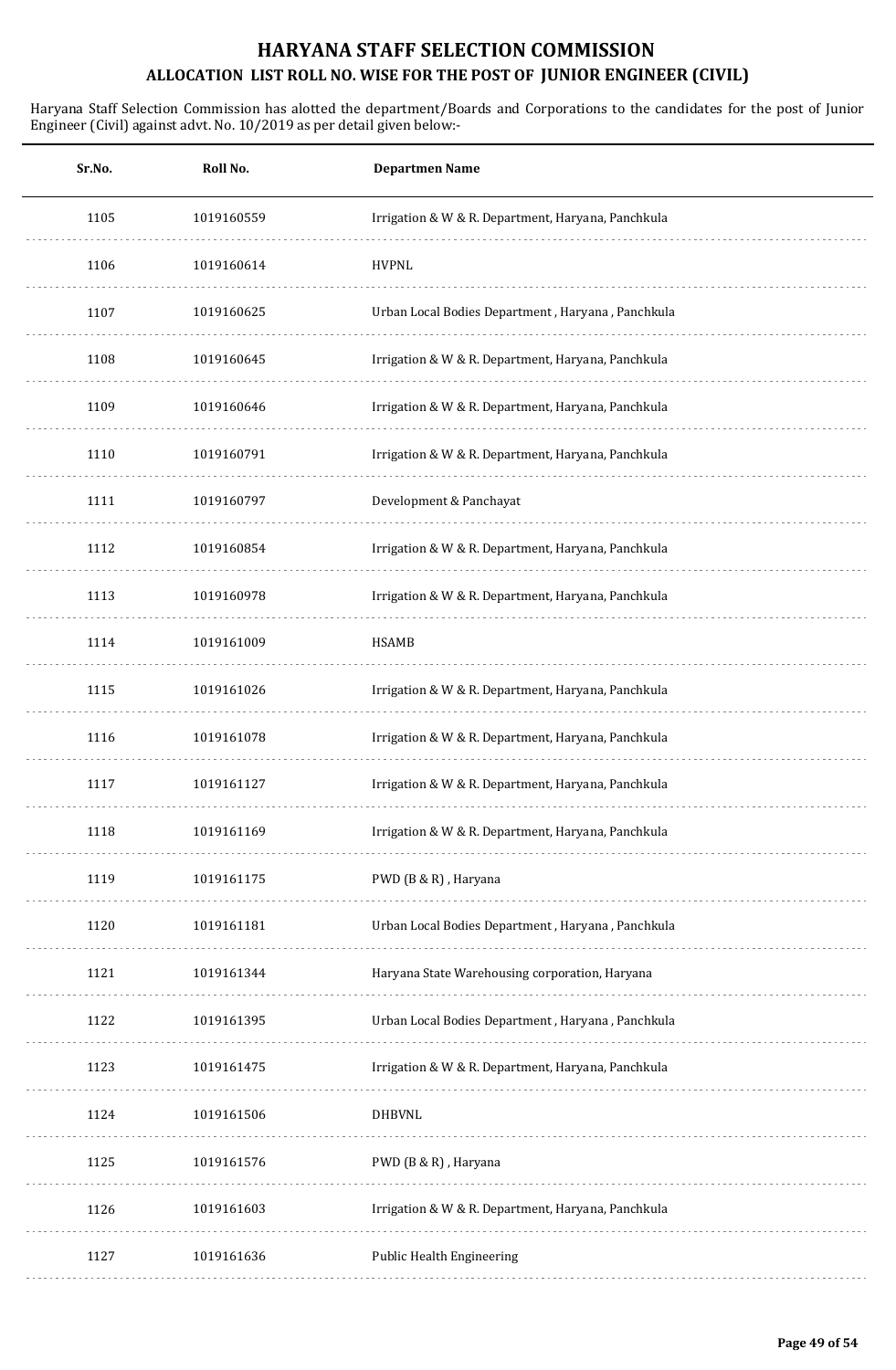# HARYANA STAFF SELECTION COMMISSION

## ALLOCATION LIST ROLL NO. WISE FOR THE POST OF JUNIOR ENGINEER (CIVIL)

Haryana Staff Selection Commission has alotted the department/Boards and Corporations to the candidates for the post of Junior Engineer (Civil) against advt. No. 10/2019 as per detail given below:-

| Sr.No. | Roll No. | Departmen Name |
|---|---|---|
| 1105 | 1019160559 | Irrigation & W & R. Department, Haryana, Panchkula |
| 1106 | 1019160614 | HVPNL |
| 1107 | 1019160625 | Urban Local Bodies Department , Haryana , Panchkula |
| 1108 | 1019160645 | Irrigation & W & R. Department, Haryana, Panchkula |
| 1109 | 1019160646 | Irrigation & W & R. Department, Haryana, Panchkula |
| 1110 | 1019160791 | Irrigation & W & R. Department, Haryana, Panchkula |
| 1111 | 1019160797 | Development & Panchayat |
| 1112 | 1019160854 | Irrigation & W & R. Department, Haryana, Panchkula |
| 1113 | 1019160978 | Irrigation & W & R. Department, Haryana, Panchkula |
| 1114 | 1019161009 | HSAMB |
| 1115 | 1019161026 | Irrigation & W & R. Department, Haryana, Panchkula |
| 1116 | 1019161078 | Irrigation & W & R. Department, Haryana, Panchkula |
| 1117 | 1019161127 | Irrigation & W & R. Department, Haryana, Panchkula |
| 1118 | 1019161169 | Irrigation & W & R. Department, Haryana, Panchkula |
| 1119 | 1019161175 | PWD (B & R) , Haryana |
| 1120 | 1019161181 | Urban Local Bodies Department , Haryana , Panchkula |
| 1121 | 1019161344 | Haryana State Warehousing corporation, Haryana |
| 1122 | 1019161395 | Urban Local Bodies Department , Haryana , Panchkula |
| 1123 | 1019161475 | Irrigation & W & R. Department, Haryana, Panchkula |
| 1124 | 1019161506 | DHBVNL |
| 1125 | 1019161576 | PWD (B & R) , Haryana |
| 1126 | 1019161603 | Irrigation & W & R. Department, Haryana, Panchkula |
| 1127 | 1019161636 | Public Health Engineering |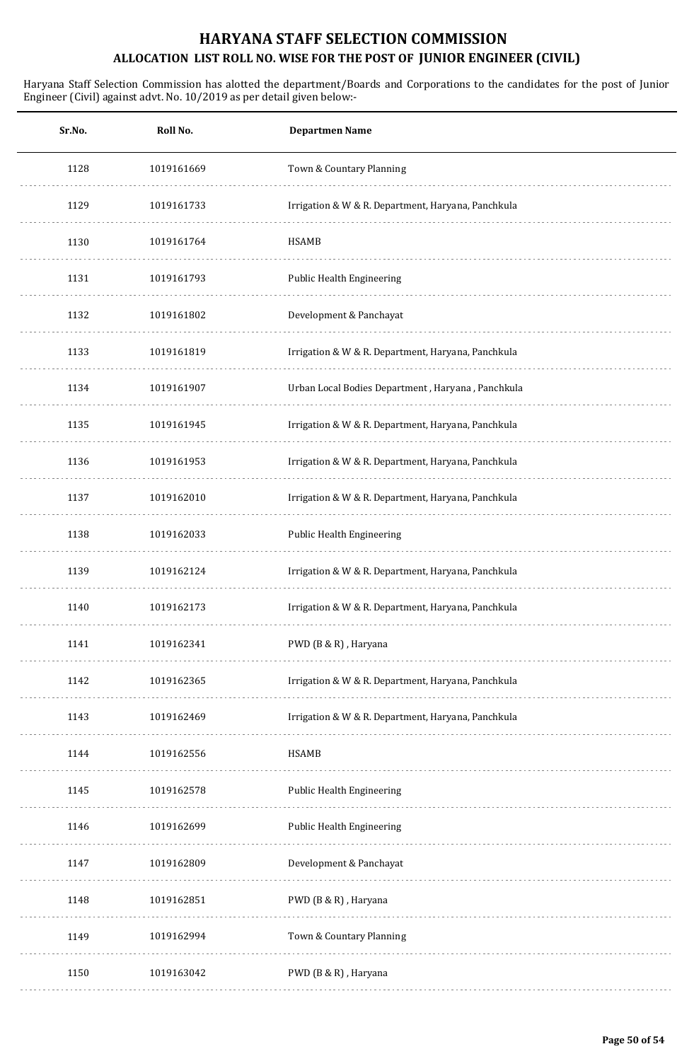# HARYANA STAFF SELECTION COMMISSION

## ALLOCATION LIST ROLL NO. WISE FOR THE POST OF JUNIOR ENGINEER (CIVIL)

Haryana Staff Selection Commission has alotted the department/Boards and Corporations to the candidates for the post of Junior Engineer (Civil) against advt. No. 10/2019 as per detail given below:-

| Sr.No. | Roll No. | Departmen Name |
|---|---|---|
| 1128 | 1019161669 | Town & Countary Planning |
| 1129 | 1019161733 | Irrigation & W & R. Department, Haryana, Panchkula |
| 1130 | 1019161764 | HSAMB |
| 1131 | 1019161793 | Public Health Engineering |
| 1132 | 1019161802 | Development & Panchayat |
| 1133 | 1019161819 | Irrigation & W & R. Department, Haryana, Panchkula |
| 1134 | 1019161907 | Urban Local Bodies Department , Haryana , Panchkula |
| 1135 | 1019161945 | Irrigation & W & R. Department, Haryana, Panchkula |
| 1136 | 1019161953 | Irrigation & W & R. Department, Haryana, Panchkula |
| 1137 | 1019162010 | Irrigation & W & R. Department, Haryana, Panchkula |
| 1138 | 1019162033 | Public Health Engineering |
| 1139 | 1019162124 | Irrigation & W & R. Department, Haryana, Panchkula |
| 1140 | 1019162173 | Irrigation & W & R. Department, Haryana, Panchkula |
| 1141 | 1019162341 | PWD (B & R) , Haryana |
| 1142 | 1019162365 | Irrigation & W & R. Department, Haryana, Panchkula |
| 1143 | 1019162469 | Irrigation & W & R. Department, Haryana, Panchkula |
| 1144 | 1019162556 | HSAMB |
| 1145 | 1019162578 | Public Health Engineering |
| 1146 | 1019162699 | Public Health Engineering |
| 1147 | 1019162809 | Development & Panchayat |
| 1148 | 1019162851 | PWD (B & R) , Haryana |
| 1149 | 1019162994 | Town & Countary Planning |
| 1150 | 1019163042 | PWD (B & R) , Haryana |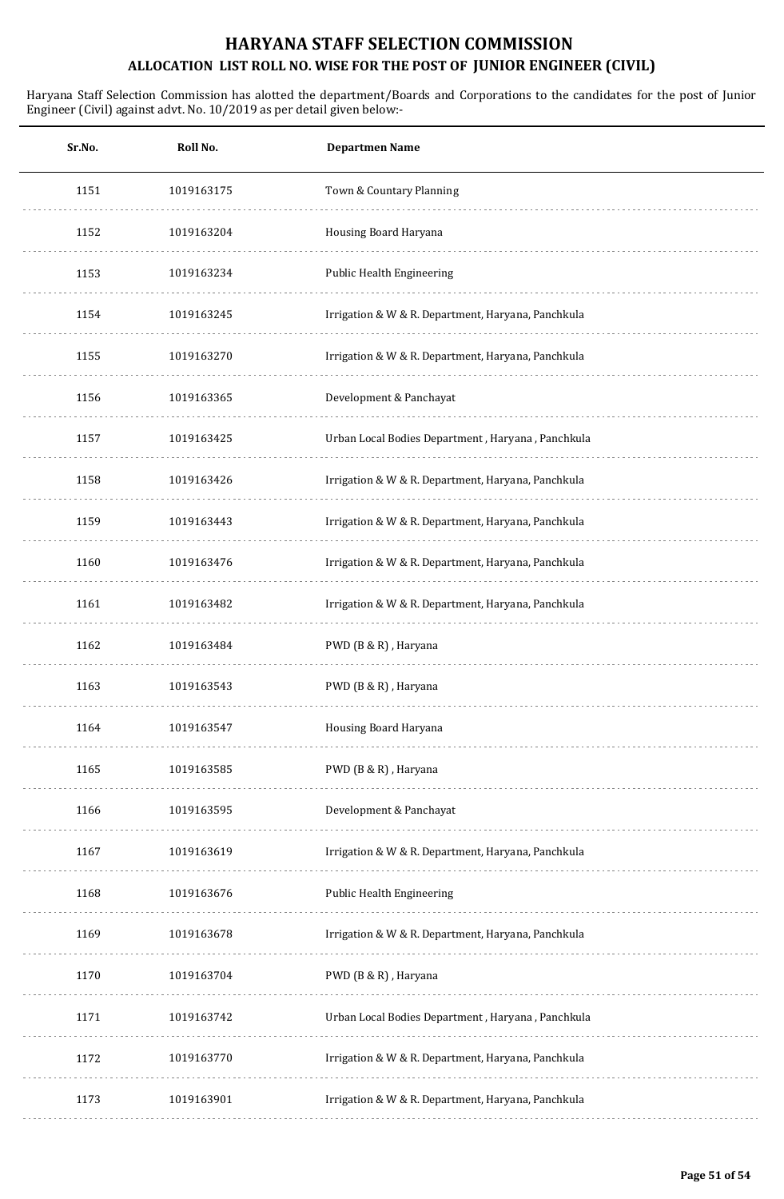# HARYANA STAFF SELECTION COMMISSION

## ALLOCATION LIST ROLL NO. WISE FOR THE POST OF JUNIOR ENGINEER (CIVIL)

Haryana Staff Selection Commission has alotted the department/Boards and Corporations to the candidates for the post of Junior Engineer (Civil) against advt. No. 10/2019 as per detail given below:-

| Sr.No. | Roll No. | Departmen Name |
|---|---|---|
| 1151 | 1019163175 | Town & Countary Planning |
| 1152 | 1019163204 | Housing Board Haryana |
| 1153 | 1019163234 | Public Health Engineering |
| 1154 | 1019163245 | Irrigation & W & R. Department, Haryana, Panchkula |
| 1155 | 1019163270 | Irrigation & W & R. Department, Haryana, Panchkula |
| 1156 | 1019163365 | Development & Panchayat |
| 1157 | 1019163425 | Urban Local Bodies Department , Haryana , Panchkula |
| 1158 | 1019163426 | Irrigation & W & R. Department, Haryana, Panchkula |
| 1159 | 1019163443 | Irrigation & W & R. Department, Haryana, Panchkula |
| 1160 | 1019163476 | Irrigation & W & R. Department, Haryana, Panchkula |
| 1161 | 1019163482 | Irrigation & W & R. Department, Haryana, Panchkula |
| 1162 | 1019163484 | PWD (B & R) , Haryana |
| 1163 | 1019163543 | PWD (B & R) , Haryana |
| 1164 | 1019163547 | Housing Board Haryana |
| 1165 | 1019163585 | PWD (B & R) , Haryana |
| 1166 | 1019163595 | Development & Panchayat |
| 1167 | 1019163619 | Irrigation & W & R. Department, Haryana, Panchkula |
| 1168 | 1019163676 | Public Health Engineering |
| 1169 | 1019163678 | Irrigation & W & R. Department, Haryana, Panchkula |
| 1170 | 1019163704 | PWD (B & R) , Haryana |
| 1171 | 1019163742 | Urban Local Bodies Department , Haryana , Panchkula |
| 1172 | 1019163770 | Irrigation & W & R. Department, Haryana, Panchkula |
| 1173 | 1019163901 | Irrigation & W & R. Department, Haryana, Panchkula |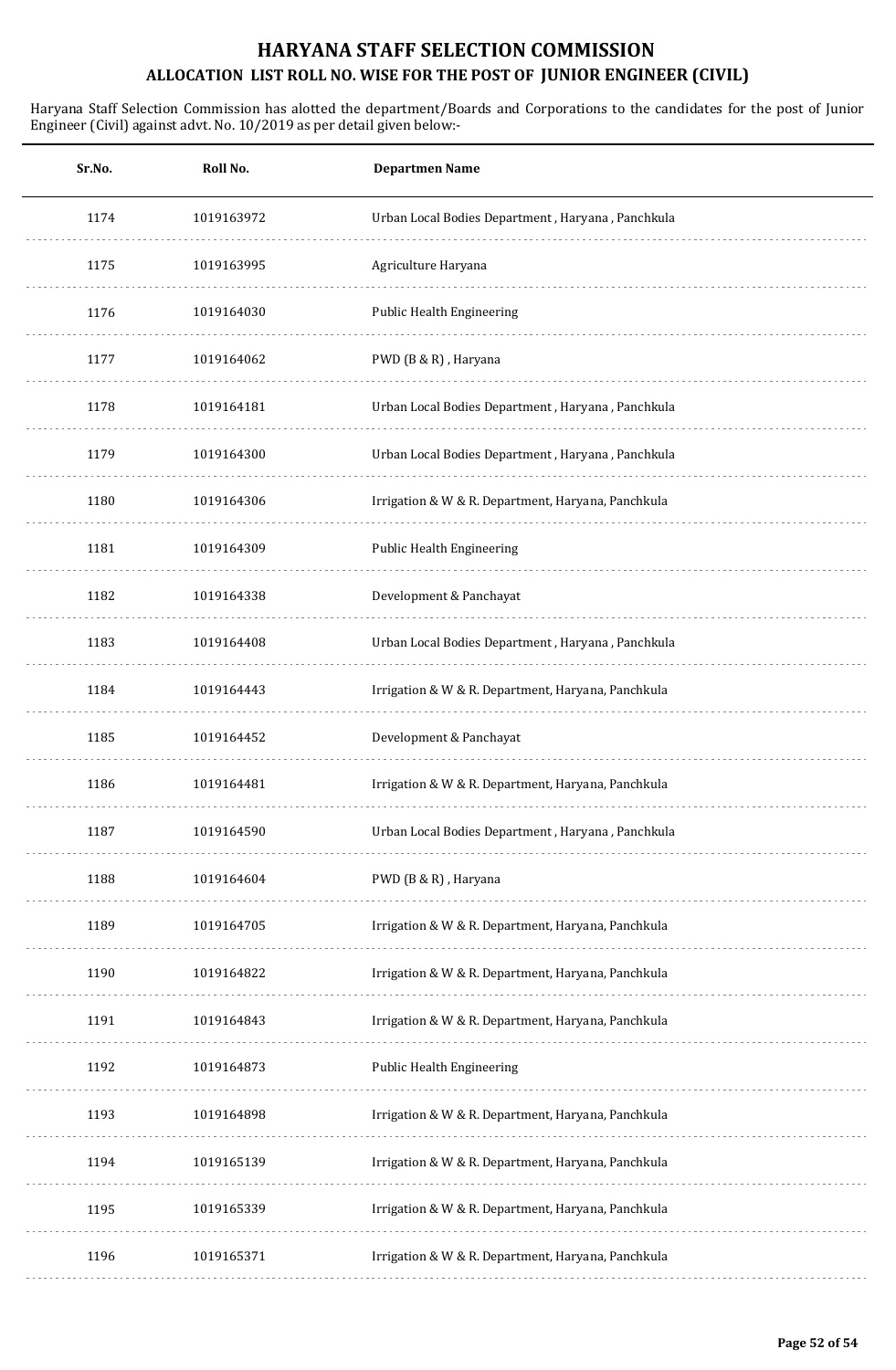# HARYANA STAFF SELECTION COMMISSION

## ALLOCATION LIST ROLL NO. WISE FOR THE POST OF JUNIOR ENGINEER (CIVIL)

Haryana Staff Selection Commission has alotted the department/Boards and Corporations to the candidates for the post of Junior Engineer (Civil) against advt. No. 10/2019 as per detail given below:-

| Sr.No. | Roll No. | Departmen Name |
|---|---|---|
| 1174 | 1019163972 | Urban Local Bodies Department , Haryana , Panchkula |
| 1175 | 1019163995 | Agriculture Haryana |
| 1176 | 1019164030 | Public Health Engineering |
| 1177 | 1019164062 | PWD (B & R) , Haryana |
| 1178 | 1019164181 | Urban Local Bodies Department , Haryana , Panchkula |
| 1179 | 1019164300 | Urban Local Bodies Department , Haryana , Panchkula |
| 1180 | 1019164306 | Irrigation & W & R. Department, Haryana, Panchkula |
| 1181 | 1019164309 | Public Health Engineering |
| 1182 | 1019164338 | Development & Panchayat |
| 1183 | 1019164408 | Urban Local Bodies Department , Haryana , Panchkula |
| 1184 | 1019164443 | Irrigation & W & R. Department, Haryana, Panchkula |
| 1185 | 1019164452 | Development & Panchayat |
| 1186 | 1019164481 | Irrigation & W & R. Department, Haryana, Panchkula |
| 1187 | 1019164590 | Urban Local Bodies Department , Haryana , Panchkula |
| 1188 | 1019164604 | PWD (B & R) , Haryana |
| 1189 | 1019164705 | Irrigation & W & R. Department, Haryana, Panchkula |
| 1190 | 1019164822 | Irrigation & W & R. Department, Haryana, Panchkula |
| 1191 | 1019164843 | Irrigation & W & R. Department, Haryana, Panchkula |
| 1192 | 1019164873 | Public Health Engineering |
| 1193 | 1019164898 | Irrigation & W & R. Department, Haryana, Panchkula |
| 1194 | 1019165139 | Irrigation & W & R. Department, Haryana, Panchkula |
| 1195 | 1019165339 | Irrigation & W & R. Department, Haryana, Panchkula |
| 1196 | 1019165371 | Irrigation & W & R. Department, Haryana, Panchkula |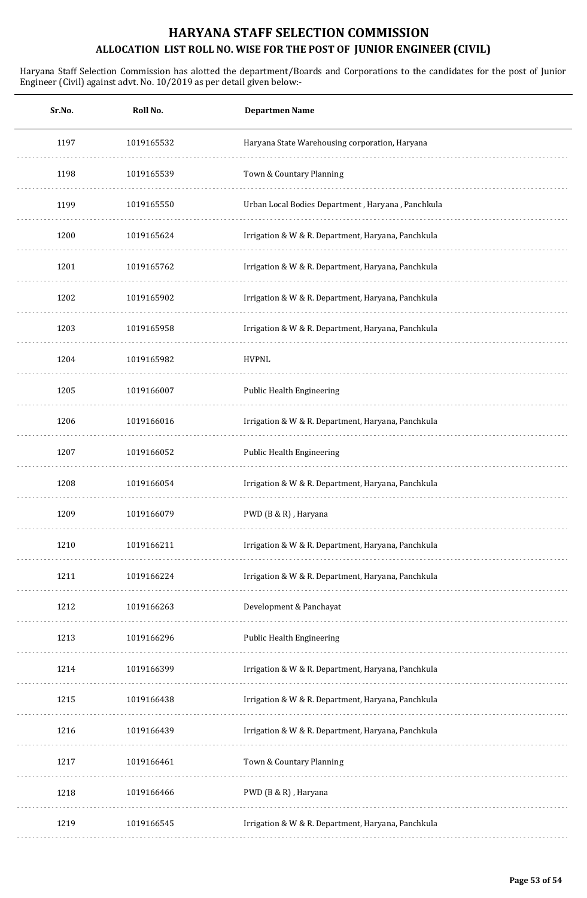# HARYANA STAFF SELECTION COMMISSION

## ALLOCATION LIST ROLL NO. WISE FOR THE POST OF JUNIOR ENGINEER (CIVIL)

Haryana Staff Selection Commission has alotted the department/Boards and Corporations to the candidates for the post of Junior Engineer (Civil) against advt. No. 10/2019 as per detail given below:-

| Sr.No. | Roll No. | Departmen Name |
|---|---|---|
| 1197 | 1019165532 | Haryana State Warehousing corporation, Haryana |
| 1198 | 1019165539 | Town & Countary Planning |
| 1199 | 1019165550 | Urban Local Bodies Department , Haryana , Panchkula |
| 1200 | 1019165624 | Irrigation & W & R. Department, Haryana, Panchkula |
| 1201 | 1019165762 | Irrigation & W & R. Department, Haryana, Panchkula |
| 1202 | 1019165902 | Irrigation & W & R. Department, Haryana, Panchkula |
| 1203 | 1019165958 | Irrigation & W & R. Department, Haryana, Panchkula |
| 1204 | 1019165982 | HVPNL |
| 1205 | 1019166007 | Public Health Engineering |
| 1206 | 1019166016 | Irrigation & W & R. Department, Haryana, Panchkula |
| 1207 | 1019166052 | Public Health Engineering |
| 1208 | 1019166054 | Irrigation & W & R. Department, Haryana, Panchkula |
| 1209 | 1019166079 | PWD (B & R) , Haryana |
| 1210 | 1019166211 | Irrigation & W & R. Department, Haryana, Panchkula |
| 1211 | 1019166224 | Irrigation & W & R. Department, Haryana, Panchkula |
| 1212 | 1019166263 | Development & Panchayat |
| 1213 | 1019166296 | Public Health Engineering |
| 1214 | 1019166399 | Irrigation & W & R. Department, Haryana, Panchkula |
| 1215 | 1019166438 | Irrigation & W & R. Department, Haryana, Panchkula |
| 1216 | 1019166439 | Irrigation & W & R. Department, Haryana, Panchkula |
| 1217 | 1019166461 | Town & Countary Planning |
| 1218 | 1019166466 | PWD (B & R) , Haryana |
| 1219 | 1019166545 | Irrigation & W & R. Department, Haryana, Panchkula |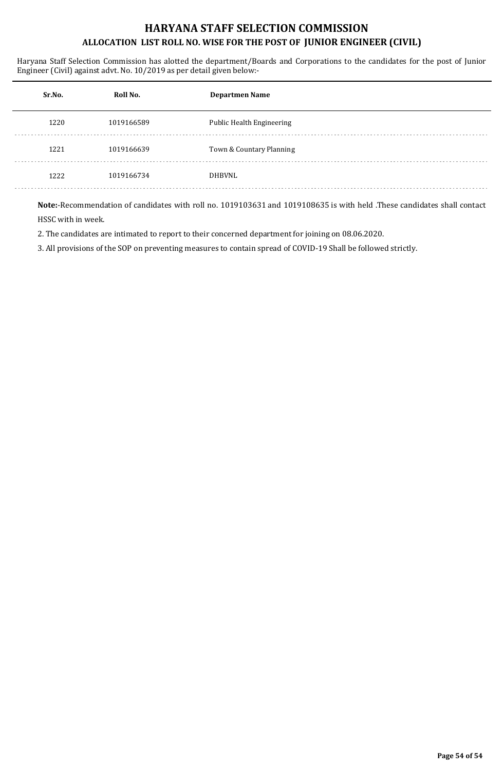# HARYANA STAFF SELECTION COMMISSION

## ALLOCATION LIST ROLL NO. WISE FOR THE POST OF JUNIOR ENGINEER (CIVIL)

Haryana Staff Selection Commission has alotted the department/Boards and Corporations to the candidates for the post of Junior Engineer (Civil) against advt. No. 10/2019 as per detail given below:-

| Sr.No. | Roll No. | Departmen Name |
|---|---|---|
| 1220 | 1019166589 | Public Health Engineering |
| 1221 | 1019166639 | Town & Countary Planning |
| 1222 | 1019166734 | DHBVNL |

**Note:**-Recommendation of candidates with roll no. 1019103631 and 1019108635 is with held .These candidates shall contact HSSC with in week.

2. The candidates are intimated to report to their concerned department for joining on 08.06.2020.

3. All provisions of the SOP on preventing measures to contain spread of COVID-19 Shall be followed strictly.